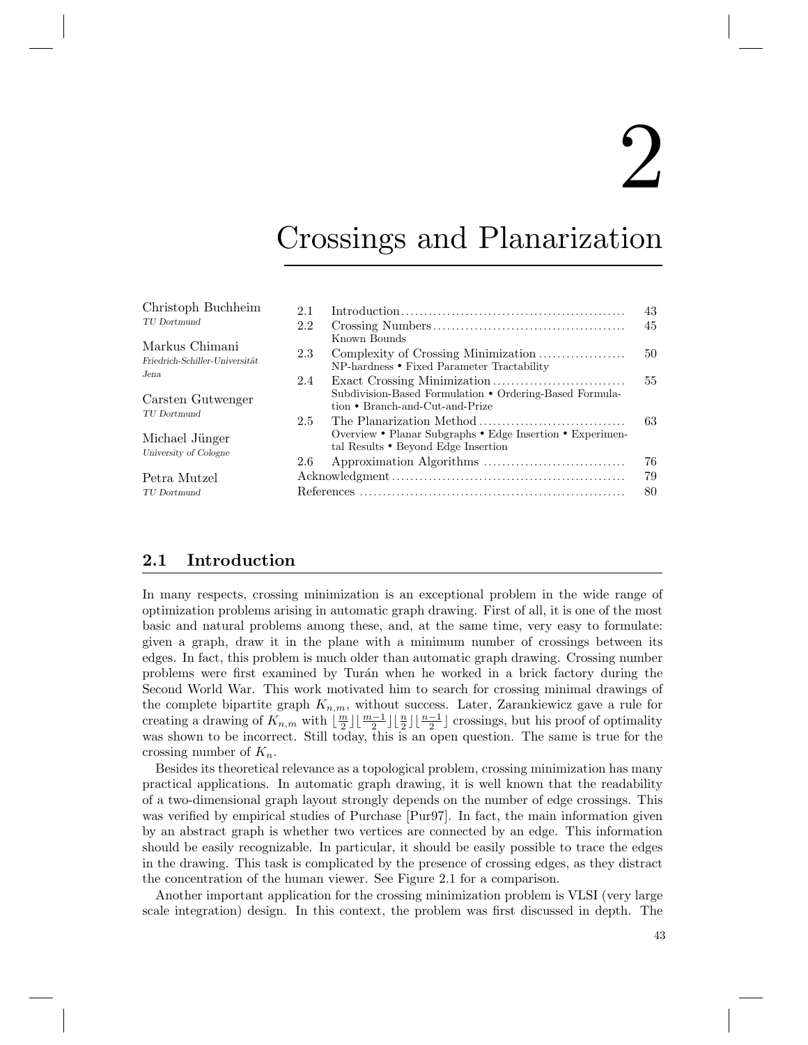# 2

# Crossings and Planarization

Christoph Buchheim
*TU Dortmund*

Markus Chimani
*Friedrich-Schiller-Universität Jena*

Carsten Gutwenger
*TU Dortmund*

Michael Jünger
*University of Cologne*

Petra Mutzel
*TU Dortmund*

| | | |
|---|---|---|
| 2.1 | Introduction | 43 |
| 2.2 | Crossing Numbers<br>Known Bounds | 45 |
| 2.3 | Complexity of Crossing Minimization<br>NP-hardness • Fixed Parameter Tractability | 50 |
| 2.4 | Exact Crossing Minimization<br>Subdivision-Based Formulation • Ordering-Based Formulation • Branch-and-Cut-and-Prize | 55 |
| 2.5 | The Planarization Method<br>Overview • Planar Subgraphs • Edge Insertion • Experimental Results • Beyond Edge Insertion | 63 |
| 2.6 | Approximation Algorithms | 76 |
| | Acknowledgment | 79 |
| | References | 80 |

## 2.1 Introduction

In many respects, crossing minimization is an exceptional problem in the wide range of optimization problems arising in automatic graph drawing. First of all, it is one of the most basic and natural problems among these, and, at the same time, very easy to formulate: given a graph, draw it in the plane with a minimum number of crossings between its edges. In fact, this problem is much older than automatic graph drawing. Crossing number problems were first examined by Turán when he worked in a brick factory during the Second World War. This work motivated him to search for crossing minimal drawings of the complete bipartite graph $K_{n,m}$, without success. Later, Zarankiewicz gave a rule for creating a drawing of $K_{n,m}$ with $\lfloor \frac{m}{2} \rfloor \lfloor \frac{m-1}{2} \rfloor \lfloor \frac{n}{2} \rfloor \lfloor \frac{n-1}{2} \rfloor$ crossings, but his proof of optimality was shown to be incorrect. Still today, this is an open question. The same is true for the crossing number of $K_n$.

Besides its theoretical relevance as a topological problem, crossing minimization has many practical applications. In automatic graph drawing, it is well known that the readability of a two-dimensional graph layout strongly depends on the number of edge crossings. This was verified by empirical studies of Purchase [Pur97]. In fact, the main information given by an abstract graph is whether two vertices are connected by an edge. This information should be easily recognizable. In particular, it should be easily possible to trace the edges in the drawing. This task is complicated by the presence of crossing edges, as they distract the concentration of the human viewer. See Figure 2.1 for a comparison.

Another important application for the crossing minimization problem is VLSI (very large scale integration) design. In this context, the problem was first discussed in depth. The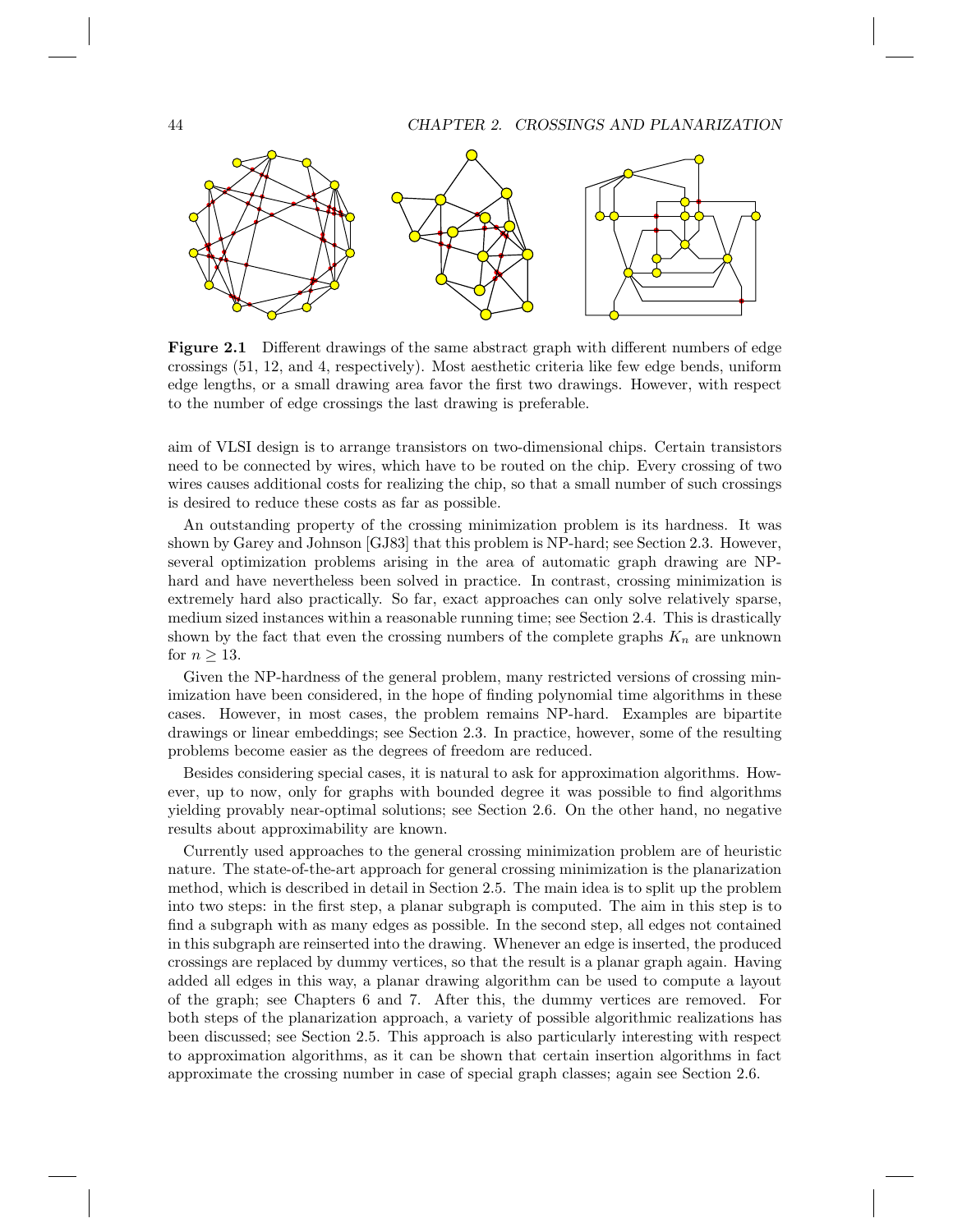**Figure 2.1** Different drawings of the same abstract graph with different numbers of edge crossings (51, 12, and 4, respectively). Most aesthetic criteria like few edge bends, uniform edge lengths, or a small drawing area favor the first two drawings. However, with respect to the number of edge crossings the last drawing is preferable.

aim of VLSI design is to arrange transistors on two-dimensional chips. Certain transistors need to be connected by wires, which have to be routed on the chip. Every crossing of two wires causes additional costs for realizing the chip, so that a small number of such crossings is desired to reduce these costs as far as possible.

An outstanding property of the crossing minimization problem is its hardness. It was shown by Garey and Johnson [GJ83] that this problem is NP-hard; see Section 2.3. However, several optimization problems arising in the area of automatic graph drawing are NP-hard and have nevertheless been solved in practice. In contrast, crossing minimization is extremely hard also practically. So far, exact approaches can only solve relatively sparse, medium sized instances within a reasonable running time; see Section 2.4. This is drastically shown by the fact that even the crossing numbers of the complete graphs $K_n$ are unknown for $n \geq 13$.

Given the NP-hardness of the general problem, many restricted versions of crossing minimization have been considered, in the hope of finding polynomial time algorithms in these cases. However, in most cases, the problem remains NP-hard. Examples are bipartite drawings or linear embeddings; see Section 2.3. In practice, however, some of the resulting problems become easier as the degrees of freedom are reduced.

Besides considering special cases, it is natural to ask for approximation algorithms. However, up to now, only for graphs with bounded degree it was possible to find algorithms yielding provably near-optimal solutions; see Section 2.6. On the other hand, no negative results about approximability are known.

Currently used approaches to the general crossing minimization problem are of heuristic nature. The state-of-the-art approach for general crossing minimization is the planarization method, which is described in detail in Section 2.5. The main idea is to split up the problem into two steps: in the first step, a planar subgraph is computed. The aim in this step is to find a subgraph with as many edges as possible. In the second step, all edges not contained in this subgraph are reinserted into the drawing. Whenever an edge is inserted, the produced crossings are replaced by dummy vertices, so that the result is a planar graph again. Having added all edges in this way, a planar drawing algorithm can be used to compute a layout of the graph; see Chapters 6 and 7. After this, the dummy vertices are removed. For both steps of the planarization approach, a variety of possible algorithmic realizations has been discussed; see Section 2.5. This approach is also particularly interesting with respect to approximation algorithms, as it can be shown that certain insertion algorithms in fact approximate the crossing number in case of special graph classes; again see Section 2.6.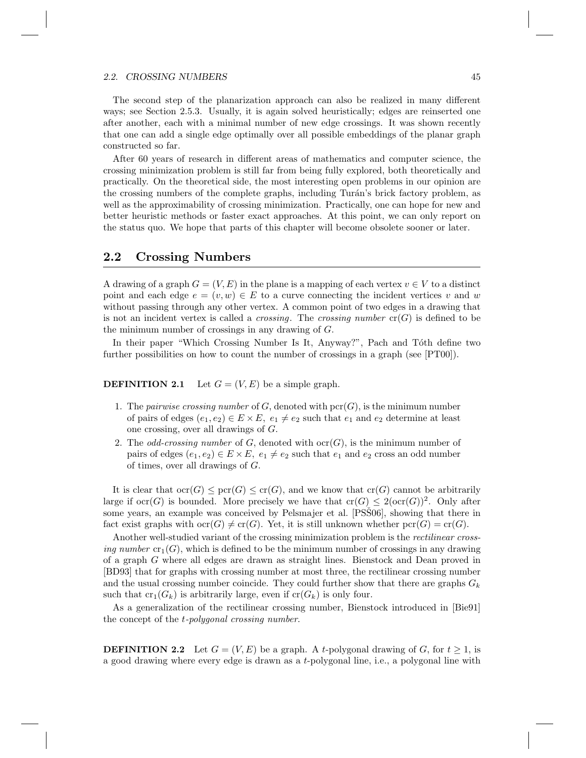The second step of the planarization approach can also be realized in many different ways; see Section 2.5.3. Usually, it is again solved heuristically; edges are reinserted one after another, each with a minimal number of new edge crossings. It was shown recently that one can add a single edge optimally over all possible embeddings of the planar graph constructed so far.

After 60 years of research in different areas of mathematics and computer science, the crossing minimization problem is still far from being fully explored, both theoretically and practically. On the theoretical side, the most interesting open problems in our opinion are the crossing numbers of the complete graphs, including Turán's brick factory problem, as well as the approximability of crossing minimization. Practically, one can hope for new and better heuristic methods or faster exact approaches. At this point, we can only report on the status quo. We hope that parts of this chapter will become obsolete sooner or later.

## 2.2 Crossing Numbers

A drawing of a graph $G = (V, E)$ in the plane is a mapping of each vertex $v \in V$ to a distinct point and each edge $e = (v, w) \in E$ to a curve connecting the incident vertices $v$ and $w$ without passing through any other vertex. A common point of two edges in a drawing that is not an incident vertex is called a *crossing*. The *crossing number* $\mathrm{cr}(G)$ is defined to be the minimum number of crossings in any drawing of $G$.

In their paper "Which Crossing Number Is It, Anyway?", Pach and Tóth define two further possibilities on how to count the number of crossings in a graph (see [PT00]).

**DEFINITION 2.1** Let $G = (V, E)$ be a simple graph.

1. The *pairwise crossing number* of $G$, denoted with $\mathrm{pcr}(G)$, is the minimum number of pairs of edges $(e_1, e_2) \in E \times E,\ e_1 \neq e_2$ such that $e_1$ and $e_2$ determine at least one crossing, over all drawings of $G$.
2. The *odd-crossing number* of $G$, denoted with $\mathrm{ocr}(G)$, is the minimum number of pairs of edges $(e_1, e_2) \in E \times E,\ e_1 \neq e_2$ such that $e_1$ and $e_2$ cross an odd number of times, over all drawings of $G$.

It is clear that $\mathrm{ocr}(G) \leq \mathrm{pcr}(G) \leq \mathrm{cr}(G)$, and we know that $\mathrm{cr}(G)$ cannot be arbitrarily large if $\mathrm{ocr}(G)$ is bounded. More precisely we have that $\mathrm{cr}(G) \leq 2(\mathrm{ocr}(G))^2$. Only after some years, an example was conceived by Pelsmajer et al. [PSŠ06], showing that there in fact exist graphs with $\mathrm{ocr}(G) \neq \mathrm{cr}(G)$. Yet, it is still unknown whether $\mathrm{pcr}(G) = \mathrm{cr}(G)$.

Another well-studied variant of the crossing minimization problem is the *rectilinear crossing number* $\mathrm{cr}_1(G)$, which is defined to be the minimum number of crossings in any drawing of a graph $G$ where all edges are drawn as straight lines. Bienstock and Dean proved in [BD93] that for graphs with crossing number at most three, the rectilinear crossing number and the usual crossing number coincide. They could further show that there are graphs $G_k$ such that $\mathrm{cr}_1(G_k)$ is arbitrarily large, even if $\mathrm{cr}(G_k)$ is only four.

As a generalization of the rectilinear crossing number, Bienstock introduced in [Bie91] the concept of the *t-polygonal crossing number*.

**DEFINITION 2.2** Let $G = (V, E)$ be a graph. A $t$-polygonal drawing of $G$, for $t \geq 1$, is a good drawing where every edge is drawn as a $t$-polygonal line, i.e., a polygonal line with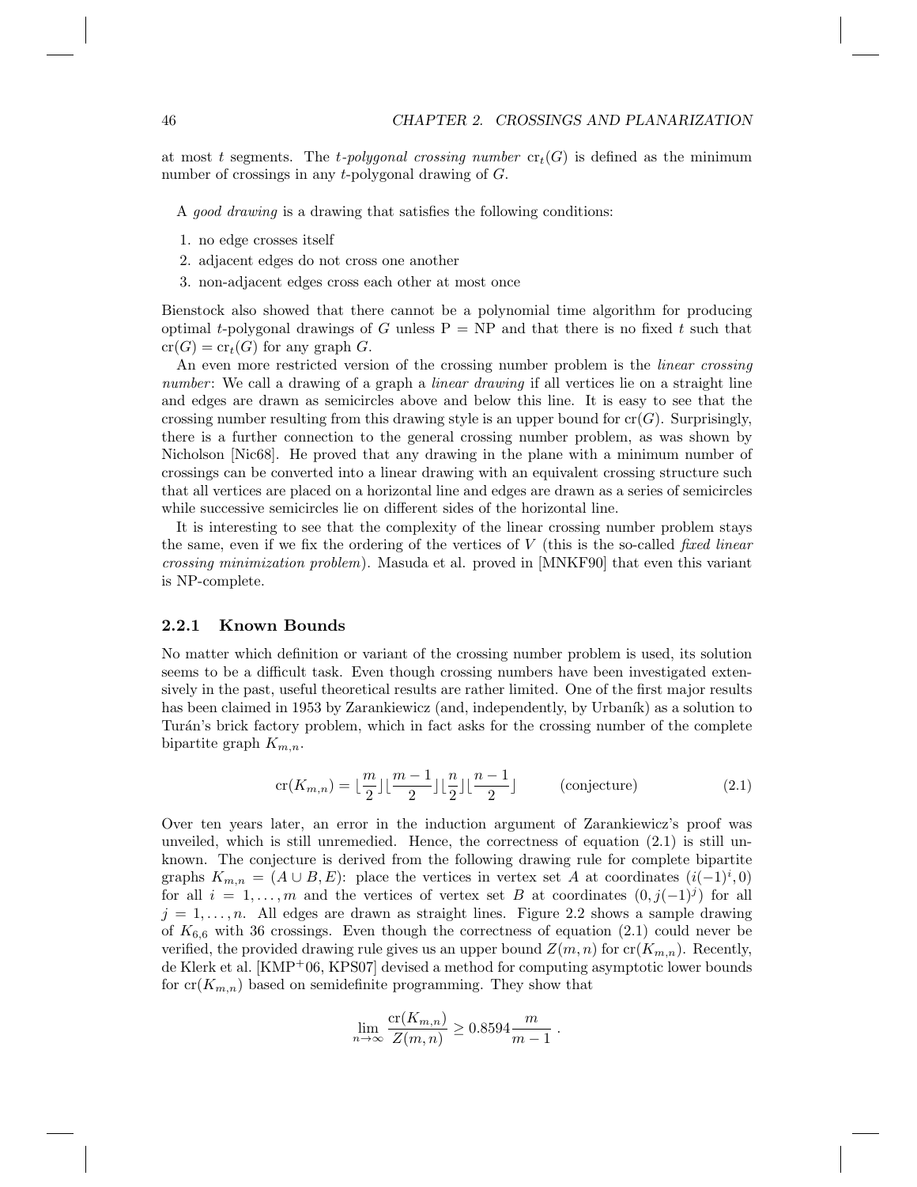at most $t$ segments. The *t-polygonal crossing number* $\mathrm{cr}_t(G)$ is defined as the minimum number of crossings in any $t$-polygonal drawing of $G$.

A *good drawing* is a drawing that satisfies the following conditions:

1. no edge crosses itself
2. adjacent edges do not cross one another
3. non-adjacent edges cross each other at most once

Bienstock also showed that there cannot be a polynomial time algorithm for producing optimal $t$-polygonal drawings of $G$ unless P = NP and that there is no fixed $t$ such that $\mathrm{cr}(G) = \mathrm{cr}_t(G)$ for any graph $G$.

An even more restricted version of the crossing number problem is the *linear crossing number*: We call a drawing of a graph a *linear drawing* if all vertices lie on a straight line and edges are drawn as semicircles above and below this line. It is easy to see that the crossing number resulting from this drawing style is an upper bound for $\mathrm{cr}(G)$. Surprisingly, there is a further connection to the general crossing number problem, as was shown by Nicholson [Nic68]. He proved that any drawing in the plane with a minimum number of crossings can be converted into a linear drawing with an equivalent crossing structure such that all vertices are placed on a horizontal line and edges are drawn as a series of semicircles while successive semicircles lie on different sides of the horizontal line.

It is interesting to see that the complexity of the linear crossing number problem stays the same, even if we fix the ordering of the vertices of $V$ (this is the so-called *fixed linear crossing minimization problem*). Masuda et al. proved in [MNKF90] that even this variant is NP-complete.

### 2.2.1 Known Bounds

No matter which definition or variant of the crossing number problem is used, its solution seems to be a difficult task. Even though crossing numbers have been investigated extensively in the past, useful theoretical results are rather limited. One of the first major results has been claimed in 1953 by Zarankiewicz (and, independently, by Urbaník) as a solution to Turán's brick factory problem, which in fact asks for the crossing number of the complete bipartite graph $K_{m,n}$.

$$\mathrm{cr}(K_{m,n}) = \lfloor \frac{m}{2} \rfloor \lfloor \frac{m-1}{2} \rfloor \lfloor \frac{n}{2} \rfloor \lfloor \frac{n-1}{2} \rfloor \qquad \text{(conjecture)} \tag{2.1}$$

Over ten years later, an error in the induction argument of Zarankiewicz's proof was unveiled, which is still unremedied. Hence, the correctness of equation (2.1) is still unknown. The conjecture is derived from the following drawing rule for complete bipartite graphs $K_{m,n} = (A \cup B, E)$: place the vertices in vertex set $A$ at coordinates $(i(-1)^i, 0)$ for all $i = 1, \ldots, m$ and the vertices of vertex set $B$ at coordinates $(0, j(-1)^j)$ for all $j = 1, \ldots, n$. All edges are drawn as straight lines. Figure 2.2 shows a sample drawing of $K_{6,6}$ with 36 crossings. Even though the correctness of equation (2.1) could never be verified, the provided drawing rule gives us an upper bound $Z(m, n)$ for $\mathrm{cr}(K_{m,n})$. Recently, de Klerk et al. [KMP+06, KPS07] devised a method for computing asymptotic lower bounds for $\mathrm{cr}(K_{m,n})$ based on semidefinite programming. They show that

$$\lim_{n \to \infty} \frac{\mathrm{cr}(K_{m,n})}{Z(m,n)} \geq 0.8594 \frac{m}{m-1} \ .$$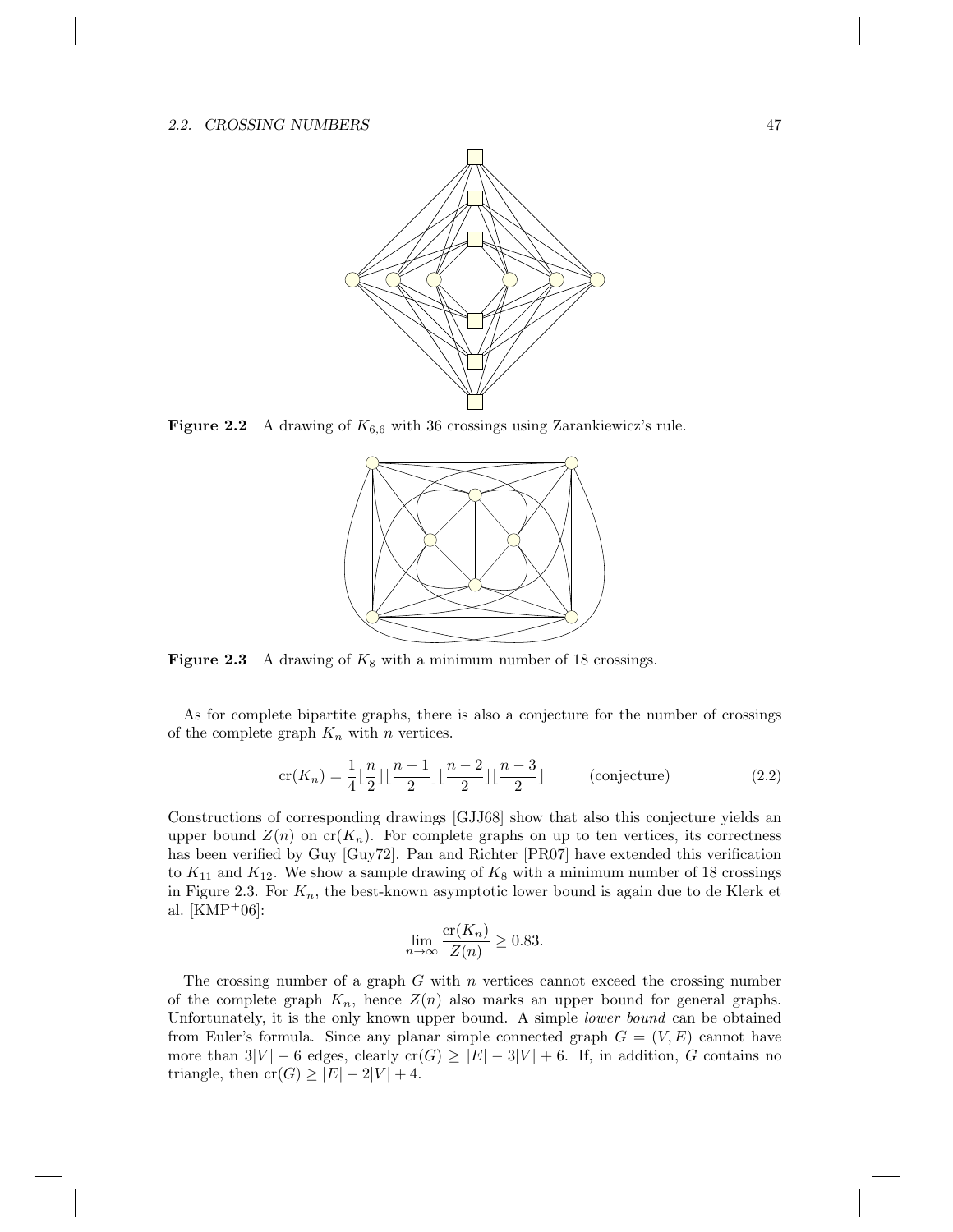**Figure 2.2** A drawing of $K_{6,6}$ with 36 crossings using Zarankiewicz's rule.

**Figure 2.3** A drawing of $K_8$ with a minimum number of 18 crossings.

As for complete bipartite graphs, there is also a conjecture for the number of crossings of the complete graph $K_n$ with $n$ vertices.

$$\operatorname{cr}(K_n) = \frac{1}{4}\lfloor\frac{n}{2}\rfloor\lfloor\frac{n-1}{2}\rfloor\lfloor\frac{n-2}{2}\rfloor\lfloor\frac{n-3}{2}\rfloor \qquad \text{(conjecture)} \tag{2.2}$$

Constructions of corresponding drawings [GJJ68] show that also this conjecture yields an upper bound $Z(n)$ on $\operatorname{cr}(K_n)$. For complete graphs on up to ten vertices, its correctness has been verified by Guy [Guy72]. Pan and Richter [PR07] have extended this verification to $K_{11}$ and $K_{12}$. We show a sample drawing of $K_8$ with a minimum number of 18 crossings in Figure 2.3. For $K_n$, the best-known asymptotic lower bound is again due to de Klerk et al. [KMP+06]:

$$\lim_{n\to\infty} \frac{\operatorname{cr}(K_n)}{Z(n)} \geq 0.83.$$

The crossing number of a graph $G$ with $n$ vertices cannot exceed the crossing number of the complete graph $K_n$, hence $Z(n)$ also marks an upper bound for general graphs. Unfortunately, it is the only known upper bound. A simple *lower bound* can be obtained from Euler's formula. Since any planar simple connected graph $G = (V, E)$ cannot have more than $3|V| - 6$ edges, clearly $\operatorname{cr}(G) \geq |E| - 3|V| + 6$. If, in addition, $G$ contains no triangle, then $\operatorname{cr}(G) \geq |E| - 2|V| + 4$.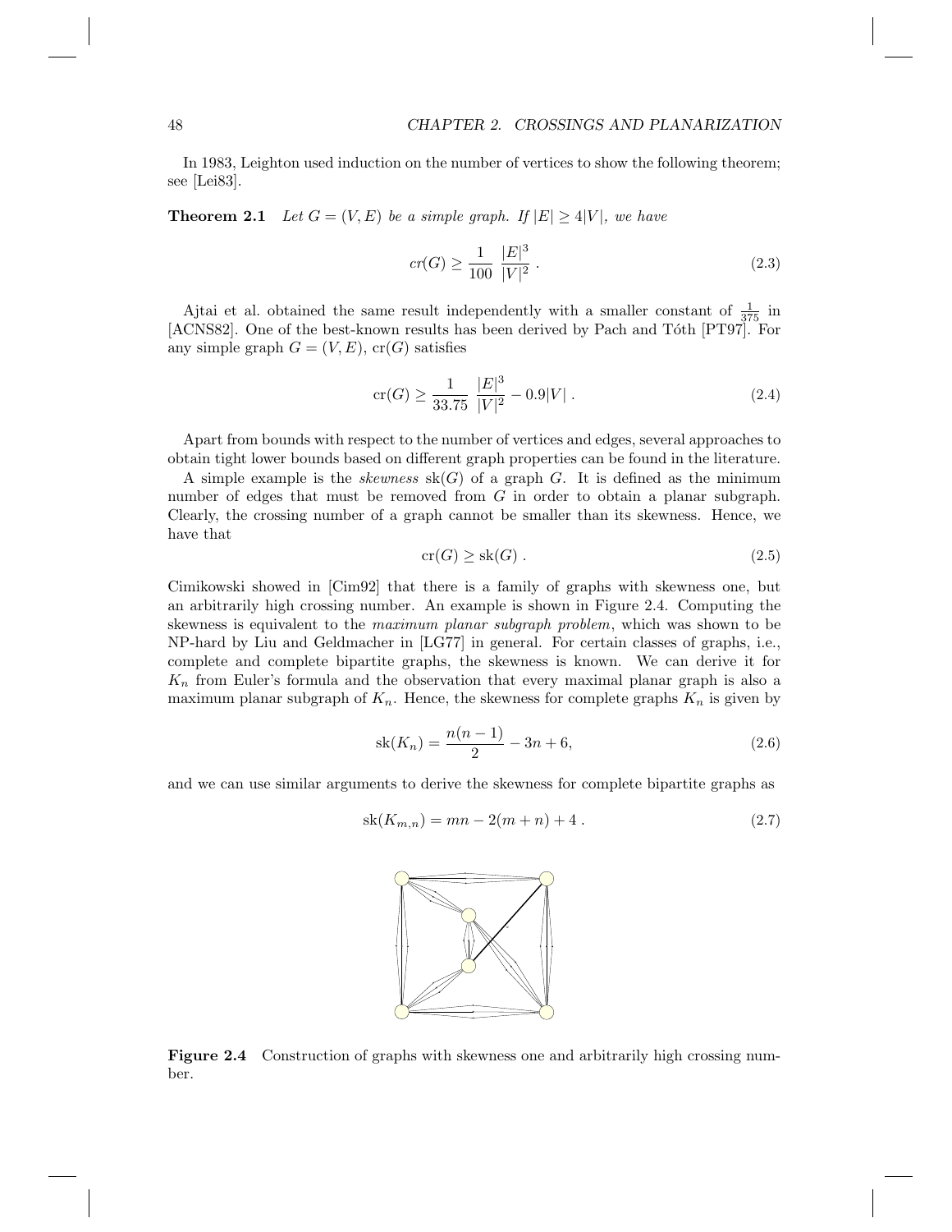In 1983, Leighton used induction on the number of vertices to show the following theorem; see [Lei83].

**Theorem 2.1** *Let $G = (V, E)$ be a simple graph. If $|E| \geq 4|V|$, we have*

$$cr(G) \geq \frac{1}{100} \frac{|E|^3}{|V|^2} . \tag{2.3}$$

Ajtai et al. obtained the same result independently with a smaller constant of $\frac{1}{375}$ in [ACNS82]. One of the best-known results has been derived by Pach and Tóth [PT97]. For any simple graph $G = (V, E)$, $\mathrm{cr}(G)$ satisfies

$$\mathrm{cr}(G) \geq \frac{1}{33.75} \frac{|E|^3}{|V|^2} - 0.9|V| . \tag{2.4}$$

Apart from bounds with respect to the number of vertices and edges, several approaches to obtain tight lower bounds based on different graph properties can be found in the literature.

A simple example is the *skewness* $\mathrm{sk}(G)$ of a graph $G$. It is defined as the minimum number of edges that must be removed from $G$ in order to obtain a planar subgraph. Clearly, the crossing number of a graph cannot be smaller than its skewness. Hence, we have that

$$\mathrm{cr}(G) \geq \mathrm{sk}(G) . \tag{2.5}$$

Cimikowski showed in [Cim92] that there is a family of graphs with skewness one, but an arbitrarily high crossing number. An example is shown in Figure 2.4. Computing the skewness is equivalent to the *maximum planar subgraph problem*, which was shown to be NP-hard by Liu and Geldmacher in [LG77] in general. For certain classes of graphs, i.e., complete and complete bipartite graphs, the skewness is known. We can derive it for $K_n$ from Euler's formula and the observation that every maximal planar graph is also a maximum planar subgraph of $K_n$. Hence, the skewness for complete graphs $K_n$ is given by

$$\mathrm{sk}(K_n) = \frac{n(n-1)}{2} - 3n + 6, \tag{2.6}$$

and we can use similar arguments to derive the skewness for complete bipartite graphs as

$$\mathrm{sk}(K_{m,n}) = mn - 2(m+n) + 4 . \tag{2.7}$$

**Figure 2.4** Construction of graphs with skewness one and arbitrarily high crossing number.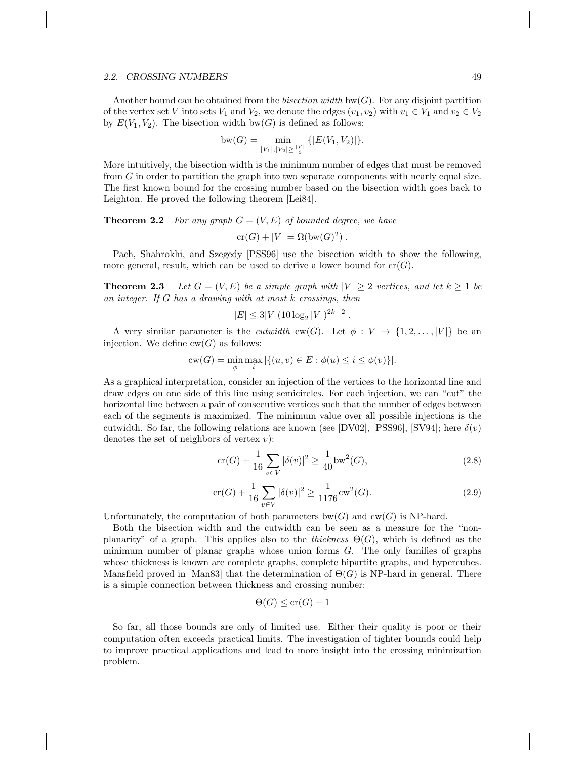Another bound can be obtained from the *bisection width* $\mathrm{bw}(G)$. For any disjoint partition of the vertex set $V$ into sets $V_1$ and $V_2$, we denote the edges $(v_1, v_2)$ with $v_1 \in V_1$ and $v_2 \in V_2$ by $E(V_1, V_2)$. The bisection width $\mathrm{bw}(G)$ is defined as follows:

$$\mathrm{bw}(G) = \min_{|V_1|,|V_2| \geq \frac{|V|}{3}} \{|E(V_1, V_2)|\}.$$

More intuitively, the bisection width is the minimum number of edges that must be removed from $G$ in order to partition the graph into two separate components with nearly equal size. The first known bound for the crossing number based on the bisection width goes back to Leighton. He proved the following theorem [Lei84].

**Theorem 2.2** *For any graph $G = (V, E)$ of bounded degree, we have*

$$\mathrm{cr}(G) + |V| = \Omega(\mathrm{bw}(G)^2)\ .$$

Pach, Shahrokhi, and Szegedy [PSS96] use the bisection width to show the following, more general, result, which can be used to derive a lower bound for $\mathrm{cr}(G)$.

**Theorem 2.3** *Let $G = (V, E)$ be a simple graph with $|V| \geq 2$ vertices, and let $k \geq 1$ be an integer. If $G$ has a drawing with at most $k$ crossings, then*

$$|E| \leq 3|V|(10 \log_2 |V|)^{2k-2}\ .$$

A very similar parameter is the *cutwidth* $\mathrm{cw}(G)$. Let $\phi : V \to \{1, 2, \ldots, |V|\}$ be an injection. We define $\mathrm{cw}(G)$ as follows:

$$\mathrm{cw}(G) = \min_{\phi} \max_{i} |\{(u, v) \in E : \phi(u) \leq i \leq \phi(v)\}|.$$

As a graphical interpretation, consider an injection of the vertices to the horizontal line and draw edges on one side of this line using semicircles. For each injection, we can "cut" the horizontal line between a pair of consecutive vertices such that the number of edges between each of the segments is maximized. The minimum value over all possible injections is the cutwidth. So far, the following relations are known (see [DV02], [PSS96], [SV94]; here $\delta(v)$ denotes the set of neighbors of vertex $v$):

$$\mathrm{cr}(G) + \frac{1}{16} \sum_{v \in V} |\delta(v)|^2 \geq \frac{1}{40} \mathrm{bw}^2(G), \tag{2.8}$$

$$\mathrm{cr}(G) + \frac{1}{16} \sum_{v \in V} |\delta(v)|^2 \geq \frac{1}{1176} \mathrm{cw}^2(G). \tag{2.9}$$

Unfortunately, the computation of both parameters $\mathrm{bw}(G)$ and $\mathrm{cw}(G)$ is NP-hard.

Both the bisection width and the cutwidth can be seen as a measure for the "non-planarity" of a graph. This applies also to the *thickness* $\Theta(G)$, which is defined as the minimum number of planar graphs whose union forms $G$. The only families of graphs whose thickness is known are complete graphs, complete bipartite graphs, and hypercubes. Mansfield proved in [Man83] that the determination of $\Theta(G)$ is NP-hard in general. There is a simple connection between thickness and crossing number:

$$\Theta(G) \leq \mathrm{cr}(G) + 1$$

So far, all those bounds are only of limited use. Either their quality is poor or their computation often exceeds practical limits. The investigation of tighter bounds could help to improve practical applications and lead to more insight into the crossing minimization problem.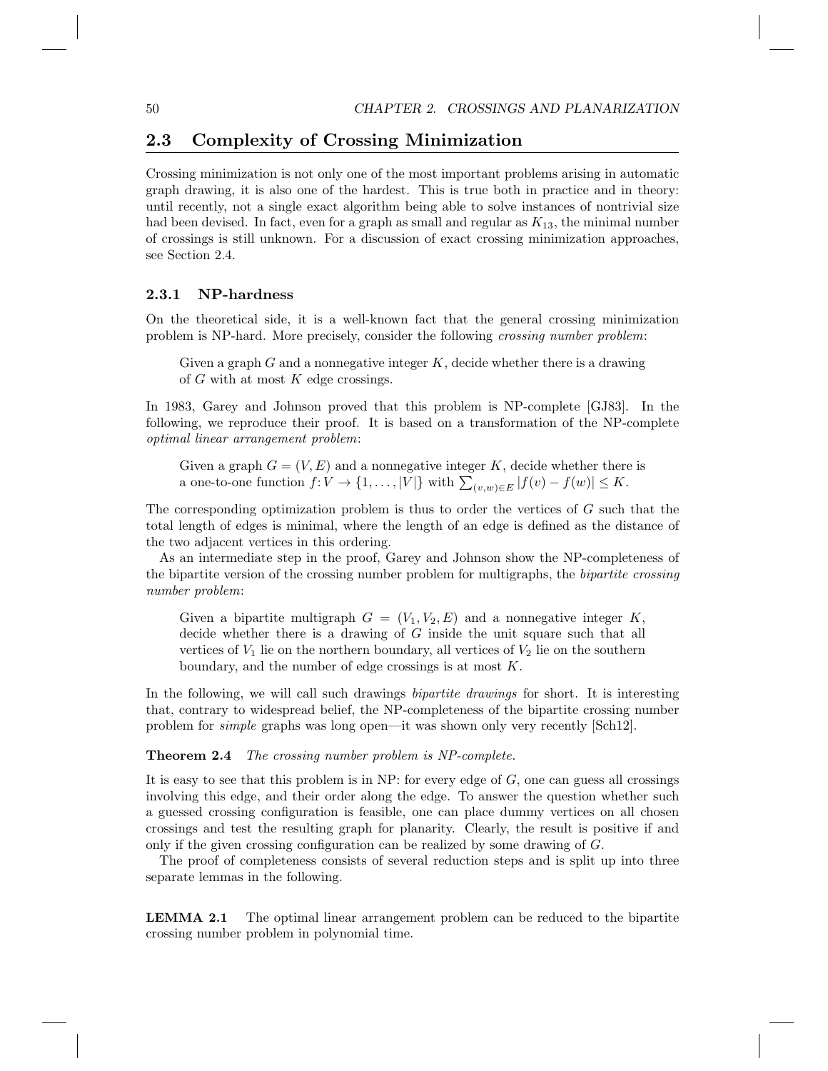## 2.3 Complexity of Crossing Minimization

Crossing minimization is not only one of the most important problems arising in automatic graph drawing, it is also one of the hardest. This is true both in practice and in theory: until recently, not a single exact algorithm being able to solve instances of nontrivial size had been devised. In fact, even for a graph as small and regular as $K_{13}$, the minimal number of crossings is still unknown. For a discussion of exact crossing minimization approaches, see Section 2.4.

### 2.3.1 NP-hardness

On the theoretical side, it is a well-known fact that the general crossing minimization problem is NP-hard. More precisely, consider the following *crossing number problem*:

> Given a graph $G$ and a nonnegative integer $K$, decide whether there is a drawing of $G$ with at most $K$ edge crossings.

In 1983, Garey and Johnson proved that this problem is NP-complete [GJ83]. In the following, we reproduce their proof. It is based on a transformation of the NP-complete *optimal linear arrangement problem*:

> Given a graph $G = (V, E)$ and a nonnegative integer $K$, decide whether there is a one-to-one function $f : V \to \{1, \ldots, |V|\}$ with $\sum_{(v,w) \in E} |f(v) - f(w)| \leq K$.

The corresponding optimization problem is thus to order the vertices of $G$ such that the total length of edges is minimal, where the length of an edge is defined as the distance of the two adjacent vertices in this ordering.

As an intermediate step in the proof, Garey and Johnson show the NP-completeness of the bipartite version of the crossing number problem for multigraphs, the *bipartite crossing number problem*:

> Given a bipartite multigraph $G = (V_1, V_2, E)$ and a nonnegative integer $K$, decide whether there is a drawing of $G$ inside the unit square such that all vertices of $V_1$ lie on the northern boundary, all vertices of $V_2$ lie on the southern boundary, and the number of edge crossings is at most $K$.

In the following, we will call such drawings *bipartite drawings* for short. It is interesting that, contrary to widespread belief, the NP-completeness of the bipartite crossing number problem for *simple* graphs was long open—it was shown only very recently [Sch12].

**Theorem 2.4** *The crossing number problem is NP-complete.*

It is easy to see that this problem is in NP: for every edge of $G$, one can guess all crossings involving this edge, and their order along the edge. To answer the question whether such a guessed crossing configuration is feasible, one can place dummy vertices on all chosen crossings and test the resulting graph for planarity. Clearly, the result is positive if and only if the given crossing configuration can be realized by some drawing of $G$.

The proof of completeness consists of several reduction steps and is split up into three separate lemmas in the following.

**LEMMA 2.1** The optimal linear arrangement problem can be reduced to the bipartite crossing number problem in polynomial time.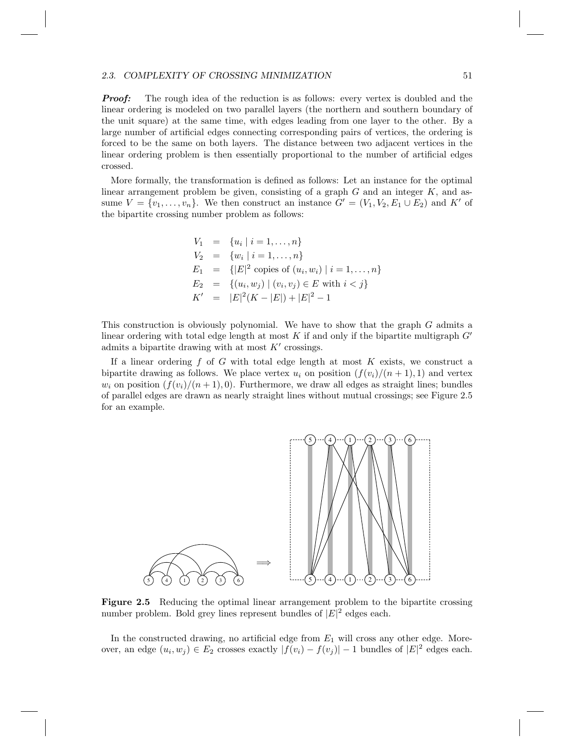***Proof:*** The rough idea of the reduction is as follows: every vertex is doubled and the linear ordering is modeled on two parallel layers (the northern and southern boundary of the unit square) at the same time, with edges leading from one layer to the other. By a large number of artificial edges connecting corresponding pairs of vertices, the ordering is forced to be the same on both layers. The distance between two adjacent vertices in the linear ordering problem is then essentially proportional to the number of artificial edges crossed.

More formally, the transformation is defined as follows: Let an instance for the optimal linear arrangement problem be given, consisting of a graph $G$ and an integer $K$, and assume $V = \{v_1, \ldots, v_n\}$. We then construct an instance $G' = (V_1, V_2, E_1 \cup E_2)$ and $K'$ of the bipartite crossing number problem as follows:

$$
\begin{aligned}
V_1 &= \{u_i \mid i = 1, \ldots, n\} \\
V_2 &= \{w_i \mid i = 1, \ldots, n\} \\
E_1 &= \{|E|^2 \text{ copies of } (u_i, w_i) \mid i = 1, \ldots, n\} \\
E_2 &= \{(u_i, w_j) \mid (v_i, v_j) \in E \text{ with } i < j\} \\
K' &= |E|^2(K - |E|) + |E|^2 - 1
\end{aligned}
$$

This construction is obviously polynomial. We have to show that the graph $G$ admits a linear ordering with total edge length at most $K$ if and only if the bipartite multigraph $G'$ admits a bipartite drawing with at most $K'$ crossings.

If a linear ordering $f$ of $G$ with total edge length at most $K$ exists, we construct a bipartite drawing as follows. We place vertex $u_i$ on position $(f(v_i)/(n+1), 1)$ and vertex $w_i$ on position $(f(v_i)/(n+1), 0)$. Furthermore, we draw all edges as straight lines; bundles of parallel edges are drawn as nearly straight lines without mutual crossings; see Figure 2.5 for an example.

**Figure 2.5** Reducing the optimal linear arrangement problem to the bipartite crossing number problem. Bold grey lines represent bundles of $|E|^2$ edges each.

In the constructed drawing, no artificial edge from $E_1$ will cross any other edge. Moreover, an edge $(u_i, w_j) \in E_2$ crosses exactly $|f(v_i) - f(v_j)| - 1$ bundles of $|E|^2$ edges each.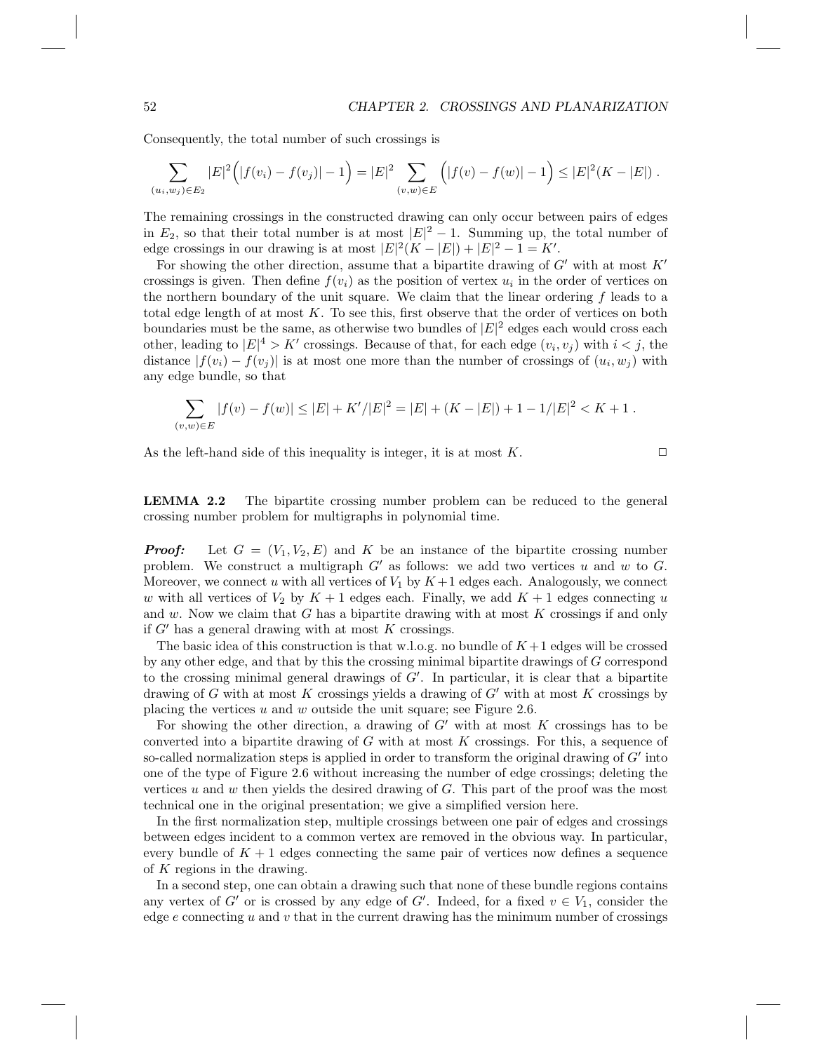Consequently, the total number of such crossings is

$$\sum_{(u_i,w_j)\in E_2} |E|^2\Big(|f(v_i) - f(v_j)| - 1\Big) = |E|^2 \sum_{(v,w)\in E} \Big(|f(v) - f(w)| - 1\Big) \leq |E|^2(K - |E|)\ .$$

The remaining crossings in the constructed drawing can only occur between pairs of edges in $E_2$, so that their total number is at most $|E|^2 - 1$. Summing up, the total number of edge crossings in our drawing is at most $|E|^2(K - |E|) + |E|^2 - 1 = K'$.

For showing the other direction, assume that a bipartite drawing of $G'$ with at most $K'$ crossings is given. Then define $f(v_i)$ as the position of vertex $u_i$ in the order of vertices on the northern boundary of the unit square. We claim that the linear ordering $f$ leads to a total edge length of at most $K$. To see this, first observe that the order of vertices on both boundaries must be the same, as otherwise two bundles of $|E|^2$ edges each would cross each other, leading to $|E|^4 > K'$ crossings. Because of that, for each edge $(v_i, v_j)$ with $i < j$, the distance $|f(v_i) - f(v_j)|$ is at most one more than the number of crossings of $(u_i, w_j)$ with any edge bundle, so that

$$\sum_{(v,w)\in E} |f(v) - f(w)| \leq |E| + K'/|E|^2 = |E| + (K - |E|) + 1 - 1/|E|^2 < K + 1\ .$$

As the left-hand side of this inequality is integer, it is at most $K$. $\square$

**LEMMA 2.2** The bipartite crossing number problem can be reduced to the general crossing number problem for multigraphs in polynomial time.

***Proof:*** Let $G = (V_1, V_2, E)$ and $K$ be an instance of the bipartite crossing number problem. We construct a multigraph $G'$ as follows: we add two vertices $u$ and $w$ to $G$. Moreover, we connect $u$ with all vertices of $V_1$ by $K+1$ edges each. Analogously, we connect $w$ with all vertices of $V_2$ by $K + 1$ edges each. Finally, we add $K + 1$ edges connecting $u$ and $w$. Now we claim that $G$ has a bipartite drawing with at most $K$ crossings if and only if $G'$ has a general drawing with at most $K$ crossings.

The basic idea of this construction is that w.l.o.g. no bundle of $K+1$ edges will be crossed by any other edge, and that by this the crossing minimal bipartite drawings of $G$ correspond to the crossing minimal general drawings of $G'$. In particular, it is clear that a bipartite drawing of $G$ with at most $K$ crossings yields a drawing of $G'$ with at most $K$ crossings by placing the vertices $u$ and $w$ outside the unit square; see Figure 2.6.

For showing the other direction, a drawing of $G'$ with at most $K$ crossings has to be converted into a bipartite drawing of $G$ with at most $K$ crossings. For this, a sequence of so-called normalization steps is applied in order to transform the original drawing of $G'$ into one of the type of Figure 2.6 without increasing the number of edge crossings; deleting the vertices $u$ and $w$ then yields the desired drawing of $G$. This part of the proof was the most technical one in the original presentation; we give a simplified version here.

In the first normalization step, multiple crossings between one pair of edges and crossings between edges incident to a common vertex are removed in the obvious way. In particular, every bundle of $K + 1$ edges connecting the same pair of vertices now defines a sequence of $K$ regions in the drawing.

In a second step, one can obtain a drawing such that none of these bundle regions contains any vertex of $G'$ or is crossed by any edge of $G'$. Indeed, for a fixed $v \in V_1$, consider the edge $e$ connecting $u$ and $v$ that in the current drawing has the minimum number of crossings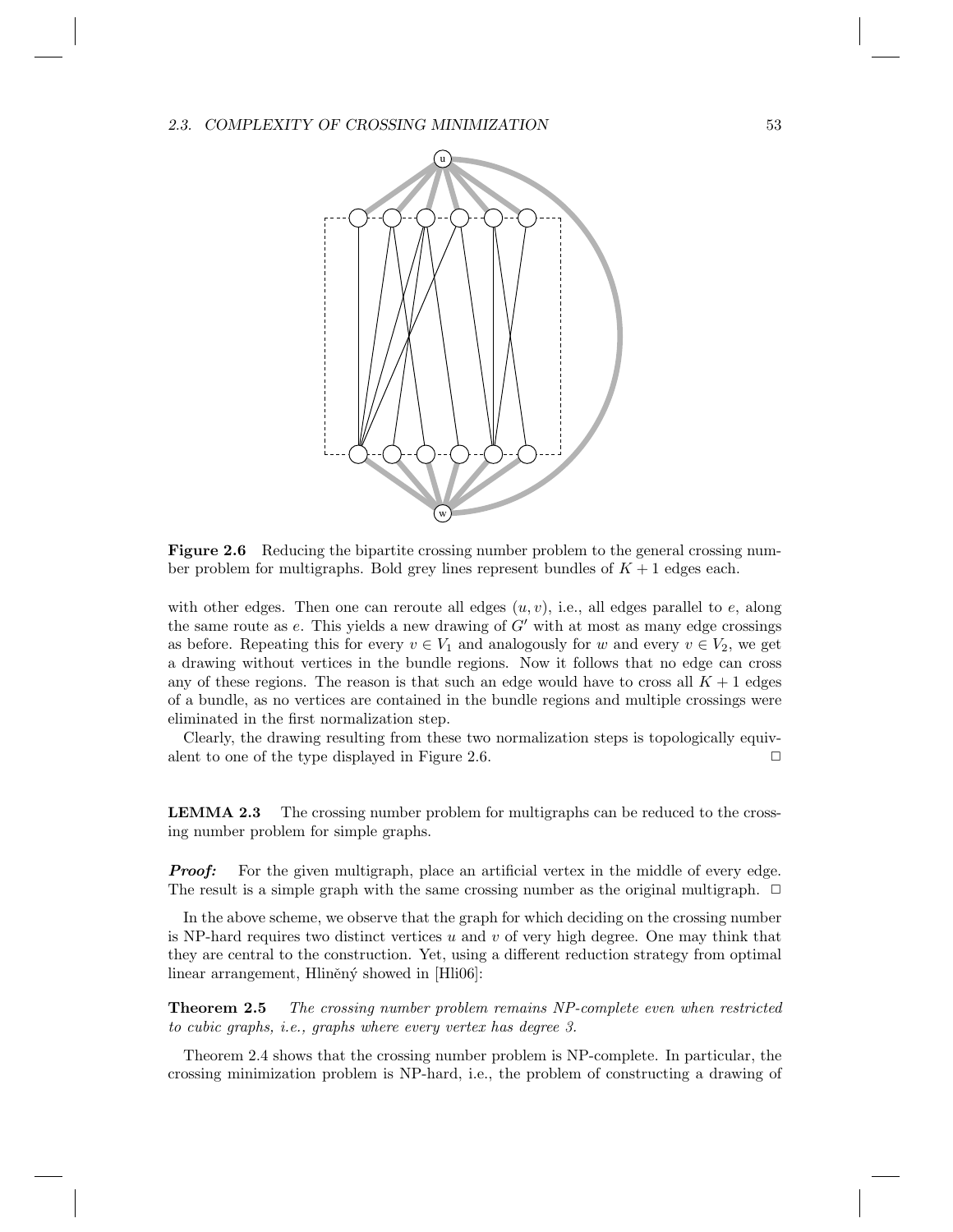**Figure 2.6** Reducing the bipartite crossing number problem to the general crossing number problem for multigraphs. Bold grey lines represent bundles of $K + 1$ edges each.

with other edges. Then one can reroute all edges $(u, v)$, i.e., all edges parallel to $e$, along the same route as $e$. This yields a new drawing of $G'$ with at most as many edge crossings as before. Repeating this for every $v \in V_1$ and analogously for $w$ and every $v \in V_2$, we get a drawing without vertices in the bundle regions. Now it follows that no edge can cross any of these regions. The reason is that such an edge would have to cross all $K + 1$ edges of a bundle, as no vertices are contained in the bundle regions and multiple crossings were eliminated in the first normalization step.

Clearly, the drawing resulting from these two normalization steps is topologically equivalent to one of the type displayed in Figure 2.6. □

**LEMMA 2.3** The crossing number problem for multigraphs can be reduced to the crossing number problem for simple graphs.

***Proof:*** For the given multigraph, place an artificial vertex in the middle of every edge. The result is a simple graph with the same crossing number as the original multigraph. □

In the above scheme, we observe that the graph for which deciding on the crossing number is NP-hard requires two distinct vertices $u$ and $v$ of very high degree. One may think that they are central to the construction. Yet, using a different reduction strategy from optimal linear arrangement, Hliněný showed in [Hli06]:

**Theorem 2.5** *The crossing number problem remains NP-complete even when restricted to cubic graphs, i.e., graphs where every vertex has degree 3.*

Theorem 2.4 shows that the crossing number problem is NP-complete. In particular, the crossing minimization problem is NP-hard, i.e., the problem of constructing a drawing of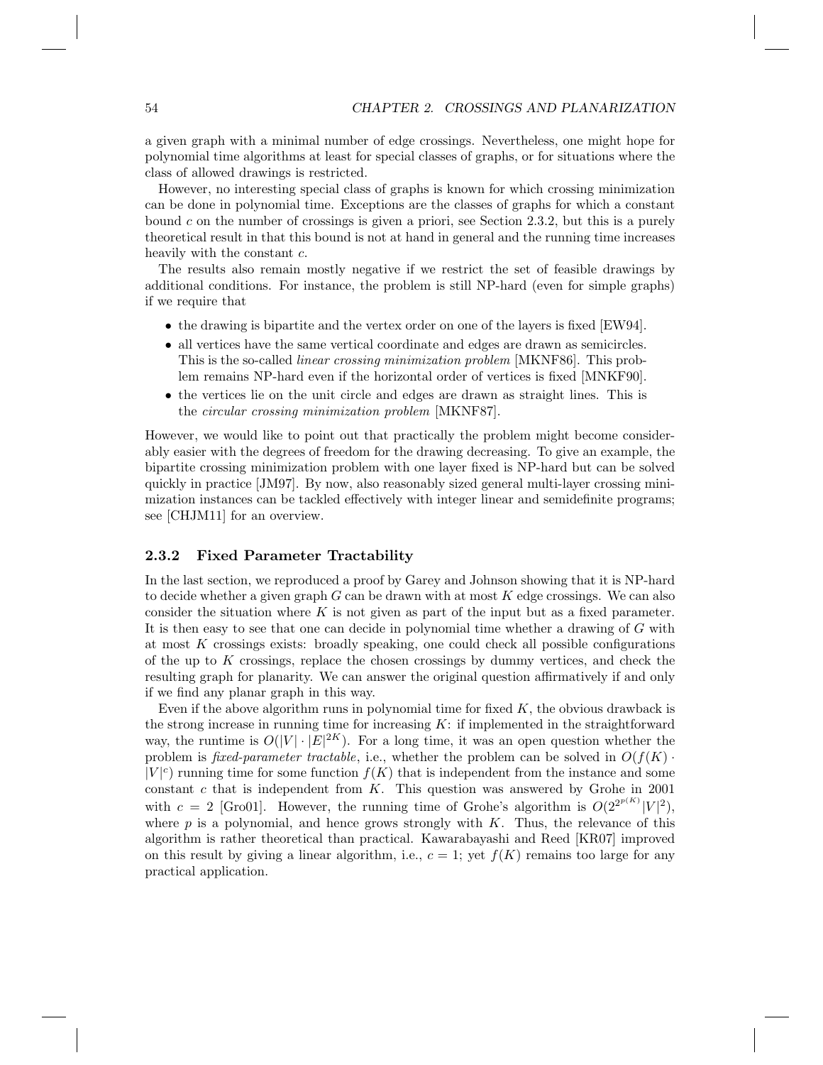a given graph with a minimal number of edge crossings. Nevertheless, one might hope for polynomial time algorithms at least for special classes of graphs, or for situations where the class of allowed drawings is restricted.

However, no interesting special class of graphs is known for which crossing minimization can be done in polynomial time. Exceptions are the classes of graphs for which a constant bound $c$ on the number of crossings is given a priori, see Section 2.3.2, but this is a purely theoretical result in that this bound is not at hand in general and the running time increases heavily with the constant $c$.

The results also remain mostly negative if we restrict the set of feasible drawings by additional conditions. For instance, the problem is still NP-hard (even for simple graphs) if we require that

- the drawing is bipartite and the vertex order on one of the layers is fixed [EW94].
- all vertices have the same vertical coordinate and edges are drawn as semicircles. This is the so-called *linear crossing minimization problem* [MKNF86]. This problem remains NP-hard even if the horizontal order of vertices is fixed [MNKF90].
- the vertices lie on the unit circle and edges are drawn as straight lines. This is the *circular crossing minimization problem* [MKNF87].

However, we would like to point out that practically the problem might become considerably easier with the degrees of freedom for the drawing decreasing. To give an example, the bipartite crossing minimization problem with one layer fixed is NP-hard but can be solved quickly in practice [JM97]. By now, also reasonably sized general multi-layer crossing minimization instances can be tackled effectively with integer linear and semidefinite programs; see [CHJM11] for an overview.

### 2.3.2 Fixed Parameter Tractability

In the last section, we reproduced a proof by Garey and Johnson showing that it is NP-hard to decide whether a given graph $G$ can be drawn with at most $K$ edge crossings. We can also consider the situation where $K$ is not given as part of the input but as a fixed parameter. It is then easy to see that one can decide in polynomial time whether a drawing of $G$ with at most $K$ crossings exists: broadly speaking, one could check all possible configurations of the up to $K$ crossings, replace the chosen crossings by dummy vertices, and check the resulting graph for planarity. We can answer the original question affirmatively if and only if we find any planar graph in this way.

Even if the above algorithm runs in polynomial time for fixed $K$, the obvious drawback is the strong increase in running time for increasing $K$: if implemented in the straightforward way, the runtime is $O(|V| \cdot |E|^{2K})$. For a long time, it was an open question whether the problem is *fixed-parameter tractable*, i.e., whether the problem can be solved in $O(f(K) \cdot |V|^c)$ running time for some function $f(K)$ that is independent from the instance and some constant $c$ that is independent from $K$. This question was answered by Grohe in 2001 with $c = 2$ [Gro01]. However, the running time of Grohe's algorithm is $O(2^{2^{p(K)}}|V|^2)$, where $p$ is a polynomial, and hence grows strongly with $K$. Thus, the relevance of this algorithm is rather theoretical than practical. Kawarabayashi and Reed [KR07] improved on this result by giving a linear algorithm, i.e., $c = 1$; yet $f(K)$ remains too large for any practical application.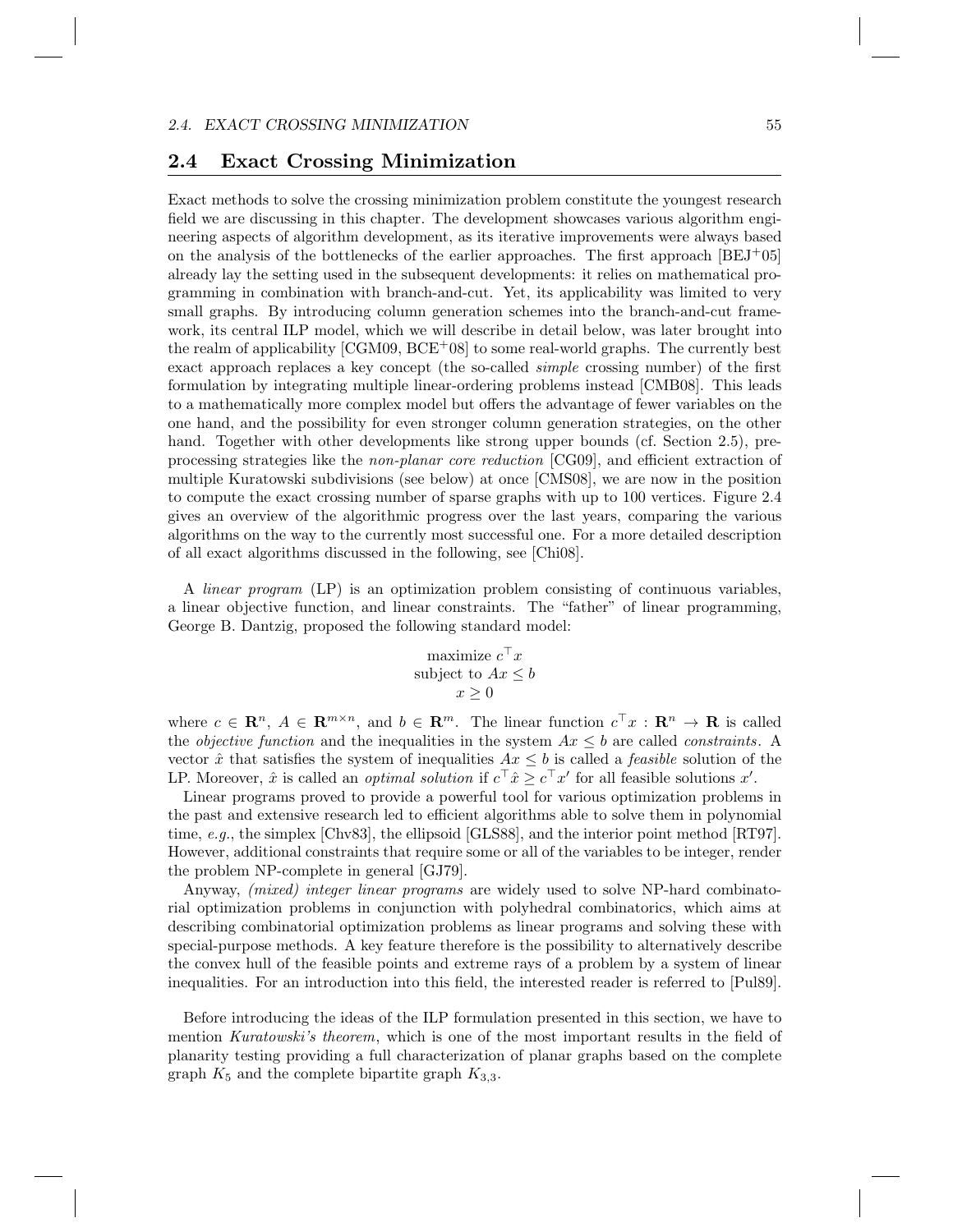## 2.4 Exact Crossing Minimization

Exact methods to solve the crossing minimization problem constitute the youngest research field we are discussing in this chapter. The development showcases various algorithm engineering aspects of algorithm development, as its iterative improvements were always based on the analysis of the bottlenecks of the earlier approaches. The first approach [BEJ+05] already lay the setting used in the subsequent developments: it relies on mathematical programming in combination with branch-and-cut. Yet, its applicability was limited to very small graphs. By introducing column generation schemes into the branch-and-cut framework, its central ILP model, which we will describe in detail below, was later brought into the realm of applicability [CGM09, BCE+08] to some real-world graphs. The currently best exact approach replaces a key concept (the so-called *simple* crossing number) of the first formulation by integrating multiple linear-ordering problems instead [CMB08]. This leads to a mathematically more complex model but offers the advantage of fewer variables on the one hand, and the possibility for even stronger column generation strategies, on the other hand. Together with other developments like strong upper bounds (cf. Section 2.5), preprocessing strategies like the *non-planar core reduction* [CG09], and efficient extraction of multiple Kuratowski subdivisions (see below) at once [CMS08], we are now in the position to compute the exact crossing number of sparse graphs with up to 100 vertices. Figure 2.4 gives an overview of the algorithmic progress over the last years, comparing the various algorithms on the way to the currently most successful one. For a more detailed description of all exact algorithms discussed in the following, see [Chi08].

A *linear program* (LP) is an optimization problem consisting of continuous variables, a linear objective function, and linear constraints. The "father" of linear programming, George B. Dantzig, proposed the following standard model:

$$
\begin{aligned}
&\text{maximize } c^\top x \\
&\text{subject to } Ax \leq b \\
&x \geq 0
\end{aligned}
$$

where $c \in \mathbf{R}^n$, $A \in \mathbf{R}^{m \times n}$, and $b \in \mathbf{R}^m$. The linear function $c^\top x : \mathbf{R}^n \to \mathbf{R}$ is called the *objective function* and the inequalities in the system $Ax \leq b$ are called *constraints*. A vector $\hat{x}$ that satisfies the system of inequalities $Ax \leq b$ is called a *feasible* solution of the LP. Moreover, $\hat{x}$ is called an *optimal solution* if $c^\top \hat{x} \geq c^\top x'$ for all feasible solutions $x'$.

Linear programs proved to provide a powerful tool for various optimization problems in the past and extensive research led to efficient algorithms able to solve them in polynomial time, *e.g.*, the simplex [Chv83], the ellipsoid [GLS88], and the interior point method [RT97]. However, additional constraints that require some or all of the variables to be integer, render the problem NP-complete in general [GJ79].

Anyway, *(mixed) integer linear programs* are widely used to solve NP-hard combinatorial optimization problems in conjunction with polyhedral combinatorics, which aims at describing combinatorial optimization problems as linear programs and solving these with special-purpose methods. A key feature therefore is the possibility to alternatively describe the convex hull of the feasible points and extreme rays of a problem by a system of linear inequalities. For an introduction into this field, the interested reader is referred to [Pul89].

Before introducing the ideas of the ILP formulation presented in this section, we have to mention *Kuratowski's theorem*, which is one of the most important results in the field of planarity testing providing a full characterization of planar graphs based on the complete graph $K_5$ and the complete bipartite graph $K_{3,3}$.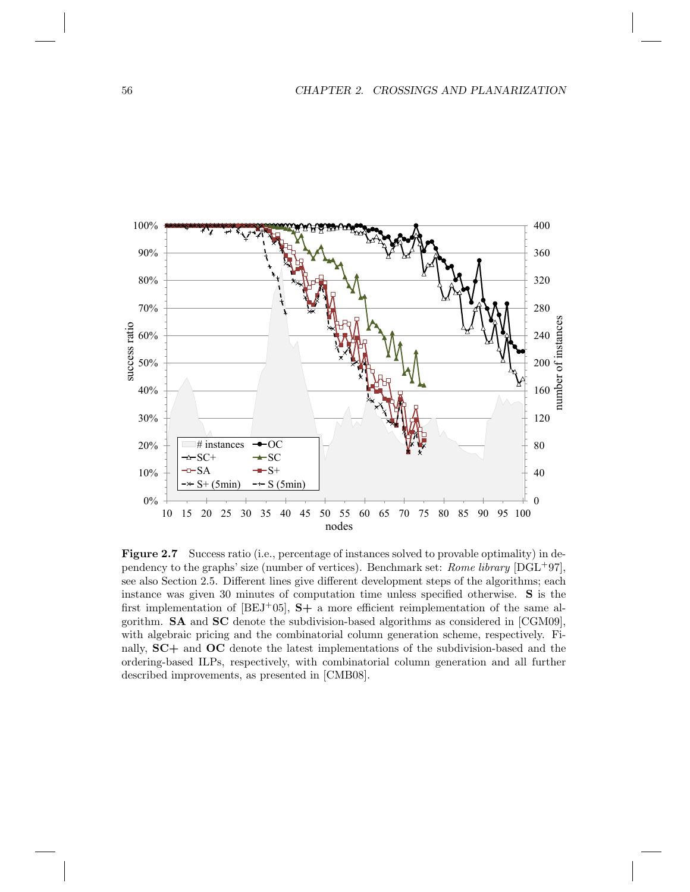**Figure 2.7** Success ratio (i.e., percentage of instances solved to provable optimality) in dependency to the graphs' size (number of vertices). Benchmark set: *Rome library* [DGL+97], see also Section 2.5. Different lines give different development steps of the algorithms; each instance was given 30 minutes of computation time unless specified otherwise. **S** is the first implementation of [BEJ+05], **S+** a more efficient reimplementation of the same algorithm. **SA** and **SC** denote the subdivision-based algorithms as considered in [CGM09], with algebraic pricing and the combinatorial column generation scheme, respectively. Finally, **SC+** and **OC** denote the latest implementations of the subdivision-based and the ordering-based ILPs, respectively, with combinatorial column generation and all further described improvements, as presented in [CMB08].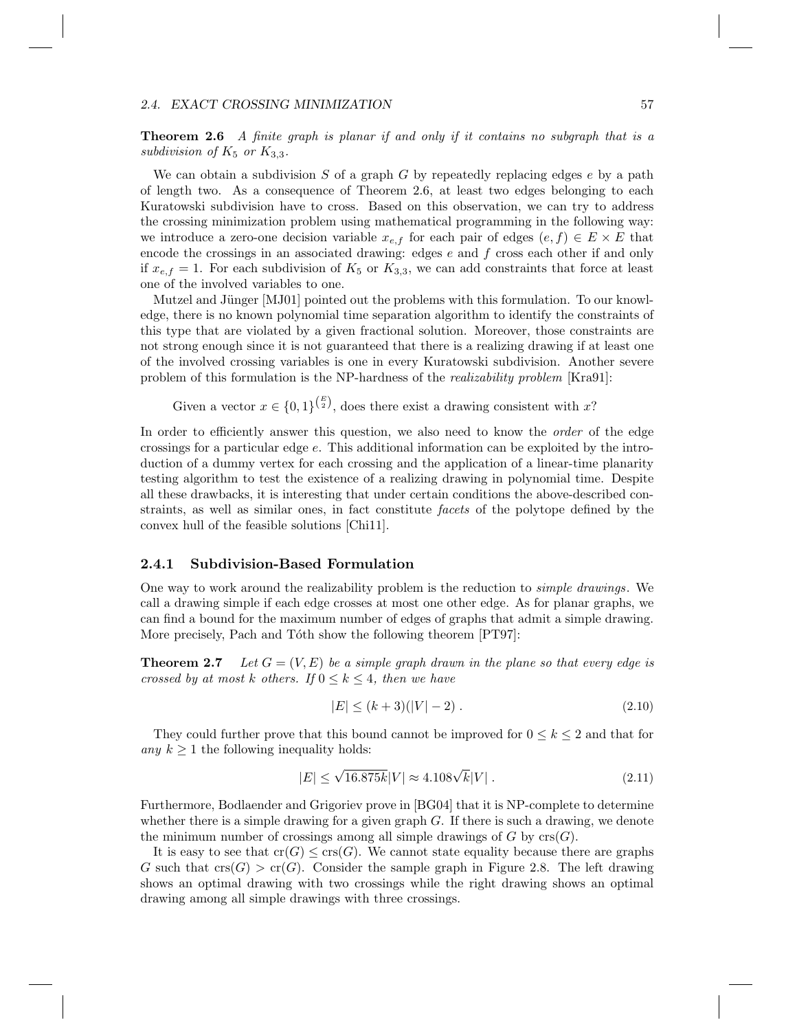**Theorem 2.6** *A finite graph is planar if and only if it contains no subgraph that is a subdivision of $K_5$ or $K_{3,3}$.*

We can obtain a subdivision $S$ of a graph $G$ by repeatedly replacing edges $e$ by a path of length two. As a consequence of Theorem 2.6, at least two edges belonging to each Kuratowski subdivision have to cross. Based on this observation, we can try to address the crossing minimization problem using mathematical programming in the following way: we introduce a zero-one decision variable $x_{e,f}$ for each pair of edges $(e, f) \in E \times E$ that encode the crossings in an associated drawing: edges $e$ and $f$ cross each other if and only if $x_{e,f} = 1$. For each subdivision of $K_5$ or $K_{3,3}$, we can add constraints that force at least one of the involved variables to one.

Mutzel and Jünger [MJ01] pointed out the problems with this formulation. To our knowledge, there is no known polynomial time separation algorithm to identify the constraints of this type that are violated by a given fractional solution. Moreover, those constraints are not strong enough since it is not guaranteed that there is a realizing drawing if at least one of the involved crossing variables is one in every Kuratowski subdivision. Another severe problem of this formulation is the NP-hardness of the *realizability problem* [Kra91]:

Given a vector $x \in \{0, 1\}^{\binom{E}{2}}$, does there exist a drawing consistent with $x$?

In order to efficiently answer this question, we also need to know the *order* of the edge crossings for a particular edge $e$. This additional information can be exploited by the introduction of a dummy vertex for each crossing and the application of a linear-time planarity testing algorithm to test the existence of a realizing drawing in polynomial time. Despite all these drawbacks, it is interesting that under certain conditions the above-described constraints, as well as similar ones, in fact constitute *facets* of the polytope defined by the convex hull of the feasible solutions [Chi11].

### 2.4.1 Subdivision-Based Formulation

One way to work around the realizability problem is the reduction to *simple drawings*. We call a drawing simple if each edge crosses at most one other edge. As for planar graphs, we can find a bound for the maximum number of edges of graphs that admit a simple drawing. More precisely, Pach and Tóth show the following theorem [PT97]:

**Theorem 2.7** *Let $G = (V, E)$ be a simple graph drawn in the plane so that every edge is crossed by at most $k$ others. If $0 \leq k \leq 4$, then we have*

$$|E| \leq (k + 3)(|V| - 2) . \tag{2.10}$$

They could further prove that this bound cannot be improved for $0 \leq k \leq 2$ and that for *any* $k \geq 1$ the following inequality holds:

$$|E| \leq \sqrt{16.875k}|V| \approx 4.108\sqrt{k}|V| . \tag{2.11}$$

Furthermore, Bodlaender and Grigoriev prove in [BG04] that it is NP-complete to determine whether there is a simple drawing for a given graph $G$. If there is such a drawing, we denote the minimum number of crossings among all simple drawings of $G$ by $\text{crs}(G)$.

It is easy to see that $\text{cr}(G) \leq \text{crs}(G)$. We cannot state equality because there are graphs $G$ such that $\text{crs}(G) > \text{cr}(G)$. Consider the sample graph in Figure 2.8. The left drawing shows an optimal drawing with two crossings while the right drawing shows an optimal drawing among all simple drawings with three crossings.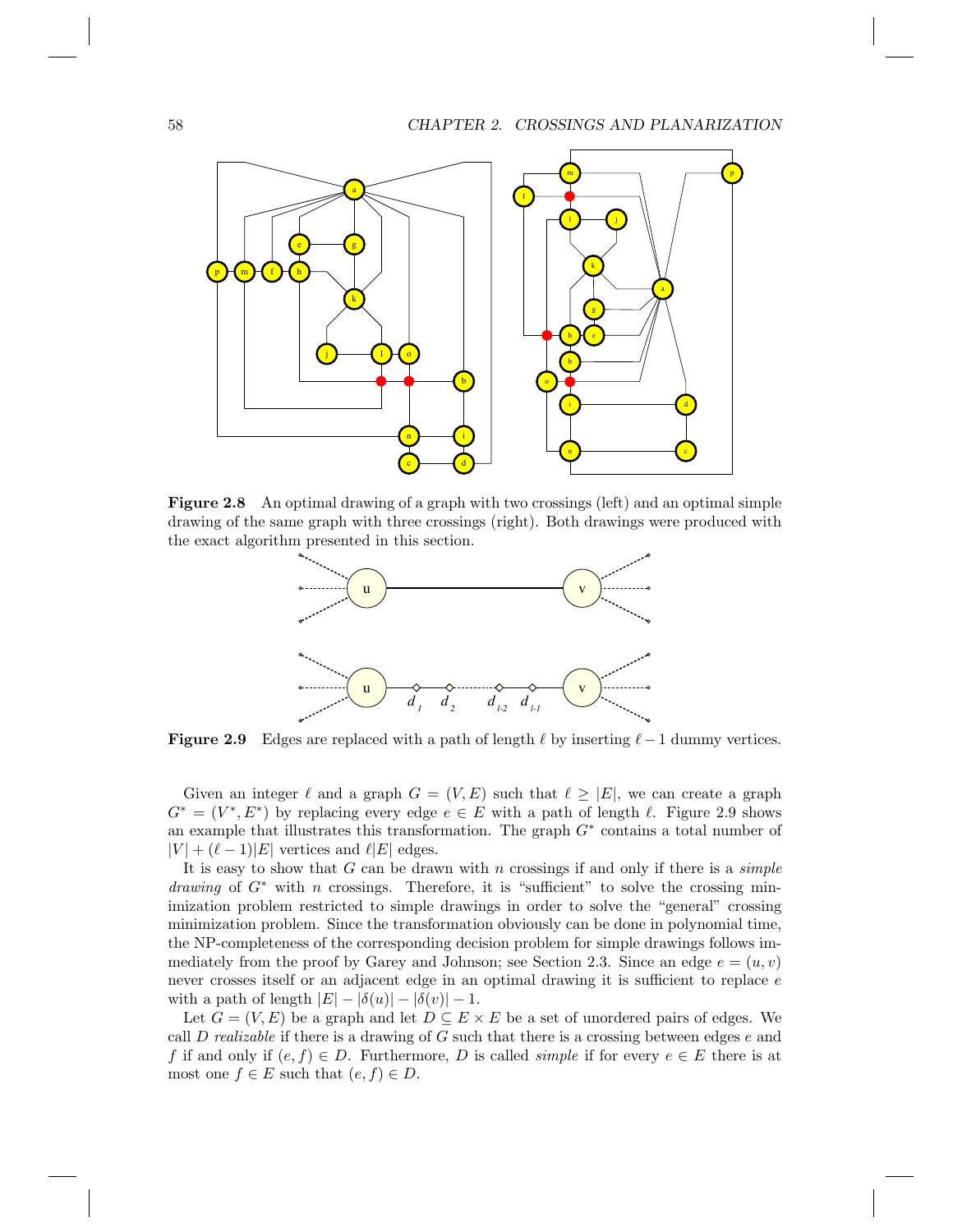**Figure 2.8** An optimal drawing of a graph with two crossings (left) and an optimal simple drawing of the same graph with three crossings (right). Both drawings were produced with the exact algorithm presented in this section.

**Figure 2.9** Edges are replaced with a path of length $\ell$ by inserting $\ell - 1$ dummy vertices.

Given an integer $\ell$ and a graph $G = (V, E)$ such that $\ell \geq |E|$, we can create a graph $G^* = (V^*, E^*)$ by replacing every edge $e \in E$ with a path of length $\ell$. Figure 2.9 shows an example that illustrates this transformation. The graph $G^*$ contains a total number of $|V| + (\ell - 1)|E|$ vertices and $\ell|E|$ edges.

It is easy to show that $G$ can be drawn with $n$ crossings if and only if there is a *simple drawing* of $G^*$ with $n$ crossings. Therefore, it is "sufficient" to solve the crossing minimization problem restricted to simple drawings in order to solve the "general" crossing minimization problem. Since the transformation obviously can be done in polynomial time, the NP-completeness of the corresponding decision problem for simple drawings follows immediately from the proof by Garey and Johnson; see Section 2.3. Since an edge $e = (u, v)$ never crosses itself or an adjacent edge in an optimal drawing it is sufficient to replace $e$ with a path of length $|E| - |\delta(u)| - |\delta(v)| - 1$.

Let $G = (V, E)$ be a graph and let $D \subseteq E \times E$ be a set of unordered pairs of edges. We call $D$ *realizable* if there is a drawing of $G$ such that there is a crossing between edges $e$ and $f$ if and only if $(e, f) \in D$. Furthermore, $D$ is called *simple* if for every $e \in E$ there is at most one $f \in E$ such that $(e, f) \in D$.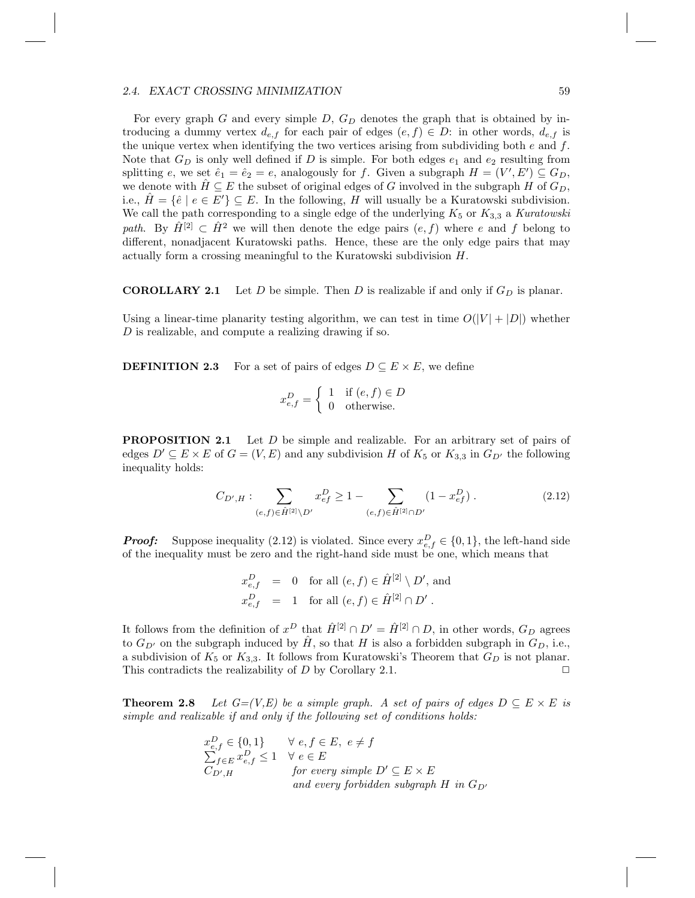For every graph $G$ and every simple $D$, $G_D$ denotes the graph that is obtained by introducing a dummy vertex $d_{e,f}$ for each pair of edges $(e, f) \in D$: in other words, $d_{e,f}$ is the unique vertex when identifying the two vertices arising from subdividing both $e$ and $f$. Note that $G_D$ is only well defined if $D$ is simple. For both edges $e_1$ and $e_2$ resulting from splitting $e$, we set $\hat{e}_1 = \hat{e}_2 = e$, analogously for $f$. Given a subgraph $H = (V', E') \subseteq G_D$, we denote with $\hat{H} \subseteq E$ the subset of original edges of $G$ involved in the subgraph $H$ of $G_D$, i.e., $\hat{H} = \{\hat{e} \mid e \in E'\} \subseteq E$. In the following, $H$ will usually be a Kuratowski subdivision. We call the path corresponding to a single edge of the underlying $K_5$ or $K_{3,3}$ a *Kuratowski path*. By $\hat{H}^{[2]} \subset \hat{H}^2$ we will then denote the edge pairs $(e, f)$ where $e$ and $f$ belong to different, nonadjacent Kuratowski paths. Hence, these are the only edge pairs that may actually form a crossing meaningful to the Kuratowski subdivision $H$.

**COROLLARY 2.1** Let $D$ be simple. Then $D$ is realizable if and only if $G_D$ is planar.

Using a linear-time planarity testing algorithm, we can test in time $O(|V| + |D|)$ whether $D$ is realizable, and compute a realizing drawing if so.

**DEFINITION 2.3** For a set of pairs of edges $D \subseteq E \times E$, we define

$$x^D_{e,f} = \begin{cases} 1 & \text{if } (e,f) \in D \\ 0 & \text{otherwise.} \end{cases}$$

**PROPOSITION 2.1** Let $D$ be simple and realizable. For an arbitrary set of pairs of edges $D' \subseteq E \times E$ of $G = (V, E)$ and any subdivision $H$ of $K_5$ or $K_{3,3}$ in $G_{D'}$ the following inequality holds:

$$C_{D',H} : \sum_{(e,f) \in \hat{H}^{[2]} \setminus D'} x^D_{ef} \geq 1 - \sum_{(e,f) \in \hat{H}^{[2]} \cap D'} (1 - x^D_{ef}) \,. \tag{2.12}$$

***Proof:*** Suppose inequality (2.12) is violated. Since every $x^D_{e,f} \in \{0, 1\}$, the left-hand side of the inequality must be zero and the right-hand side must be one, which means that

$$\begin{aligned} x^D_{e,f} &= 0 \quad \text{for all } (e,f) \in \hat{H}^{[2]} \setminus D', \text{ and} \\ x^D_{e,f} &= 1 \quad \text{for all } (e,f) \in \hat{H}^{[2]} \cap D' \,. \end{aligned}$$

It follows from the definition of $x^D$ that $\hat{H}^{[2]} \cap D' = \hat{H}^{[2]} \cap D$, in other words, $G_D$ agrees to $G_{D'}$ on the subgraph induced by $\hat{H}$, so that $H$ is also a forbidden subgraph in $G_D$, i.e., a subdivision of $K_5$ or $K_{3,3}$. It follows from Kuratowski's Theorem that $G_D$ is not planar. This contradicts the realizability of $D$ by Corollary 2.1. □

**Theorem 2.8** *Let G=(V,E) be a simple graph. A set of pairs of edges $D \subseteq E \times E$ is simple and realizable if and only if the following set of conditions holds:*

$$\begin{array}{ll} x^D_{e,f} \in \{0,1\} & \forall\, e, f \in E,\ e \neq f \\ \sum_{f \in E} x^D_{e,f} \leq 1 & \forall\, e \in E \\ C_{D',H} & \textit{for every simple } D' \subseteq E \times E \\ & \textit{and every forbidden subgraph } H \textit{ in } G_{D'} \end{array}$$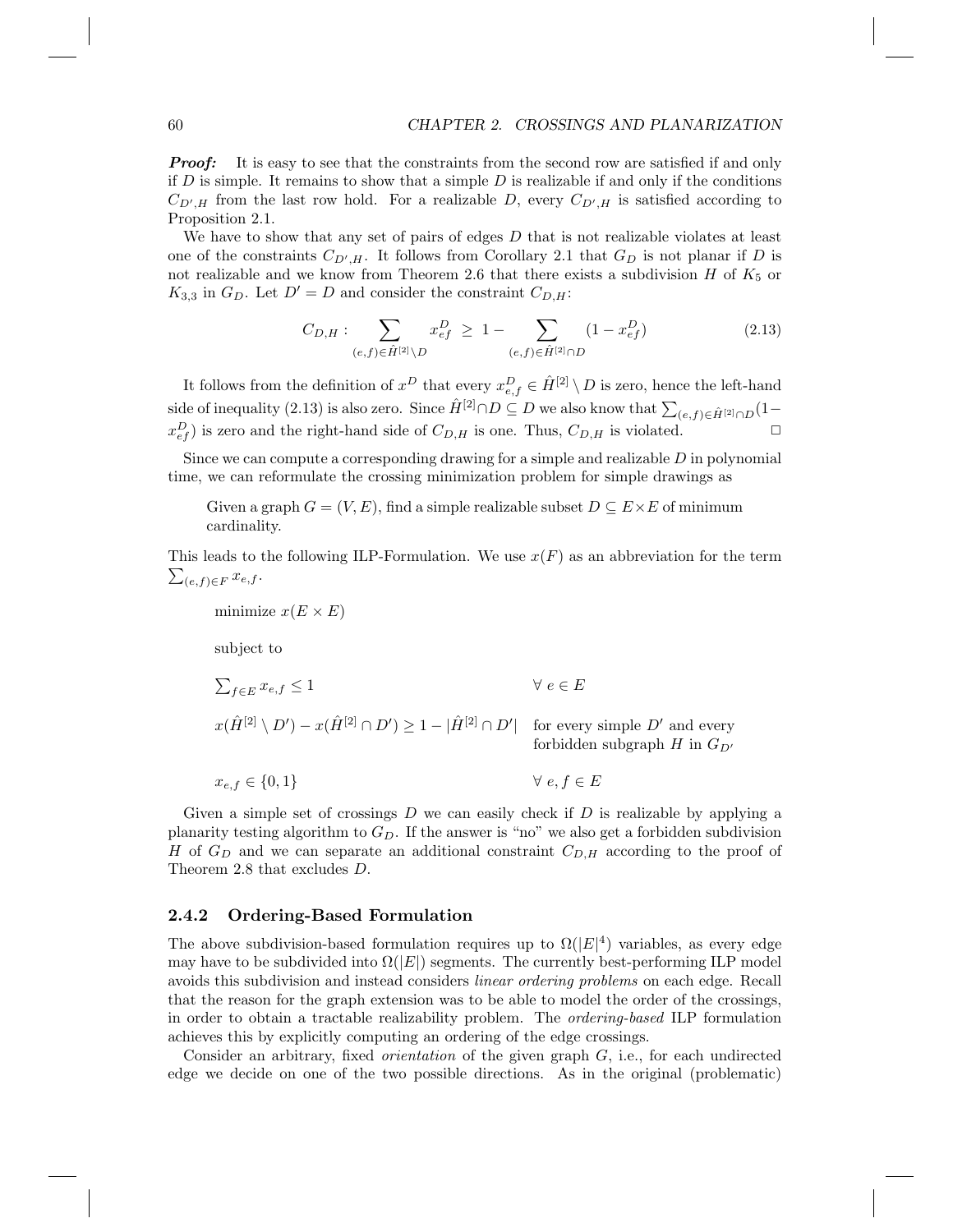***Proof:*** It is easy to see that the constraints from the second row are satisfied if and only if $D$ is simple. It remains to show that a simple $D$ is realizable if and only if the conditions $C_{D',H}$ from the last row hold. For a realizable $D$, every $C_{D',H}$ is satisfied according to Proposition 2.1.

We have to show that any set of pairs of edges $D$ that is not realizable violates at least one of the constraints $C_{D',H}$. It follows from Corollary 2.1 that $G_D$ is not planar if $D$ is not realizable and we know from Theorem 2.6 that there exists a subdivision $H$ of $K_5$ or $K_{3,3}$ in $G_D$. Let $D' = D$ and consider the constraint $C_{D,H}$:

$$C_{D,H} : \sum_{(e,f)\in \hat{H}^{[2]}\setminus D} x^D_{ef} \ \geq \ 1 - \sum_{(e,f)\in \hat{H}^{[2]}\cap D} (1 - x^D_{ef}) \tag{2.13}$$

It follows from the definition of $x^D$ that every $x^D_{e,f} \in \hat{H}^{[2]} \setminus D$ is zero, hence the left-hand side of inequality (2.13) is also zero. Since $\hat{H}^{[2]} \cap D \subseteq D$ we also know that $\sum_{(e,f)\in \hat{H}^{[2]}\cap D}(1 - x^D_{ef})$ is zero and the right-hand side of $C_{D,H}$ is one. Thus, $C_{D,H}$ is violated. □

Since we can compute a corresponding drawing for a simple and realizable $D$ in polynomial time, we can reformulate the crossing minimization problem for simple drawings as

> Given a graph $G = (V, E)$, find a simple realizable subset $D \subseteq E \times E$ of minimum cardinality.

This leads to the following ILP-Formulation. We use $x(F)$ as an abbreviation for the term $\sum_{(e,f)\in F} x_{e,f}$.

minimize $x(E \times E)$

subject to

| | |
|---|---|
| $\sum_{f\in E} x_{e,f} \leq 1$ | $\forall\ e \in E$ |
| $x(\hat{H}^{[2]} \setminus D') - x(\hat{H}^{[2]} \cap D') \geq 1 - \lvert\hat{H}^{[2]} \cap D'\rvert$ | for every simple $D'$ and every forbidden subgraph $H$ in $G_{D'}$ |
| $x_{e,f} \in \{0, 1\}$ | $\forall\ e, f \in E$ |

Given a simple set of crossings $D$ we can easily check if $D$ is realizable by applying a planarity testing algorithm to $G_D$. If the answer is "no" we also get a forbidden subdivision $H$ of $G_D$ and we can separate an additional constraint $C_{D,H}$ according to the proof of Theorem 2.8 that excludes $D$.

### 2.4.2 Ordering-Based Formulation

The above subdivision-based formulation requires up to $\Omega(|E|^4)$ variables, as every edge may have to be subdivided into $\Omega(|E|)$ segments. The currently best-performing ILP model avoids this subdivision and instead considers *linear ordering problems* on each edge. Recall that the reason for the graph extension was to be able to model the order of the crossings, in order to obtain a tractable realizability problem. The *ordering-based* ILP formulation achieves this by explicitly computing an ordering of the edge crossings.

Consider an arbitrary, fixed *orientation* of the given graph $G$, i.e., for each undirected edge we decide on one of the two possible directions. As in the original (problematic)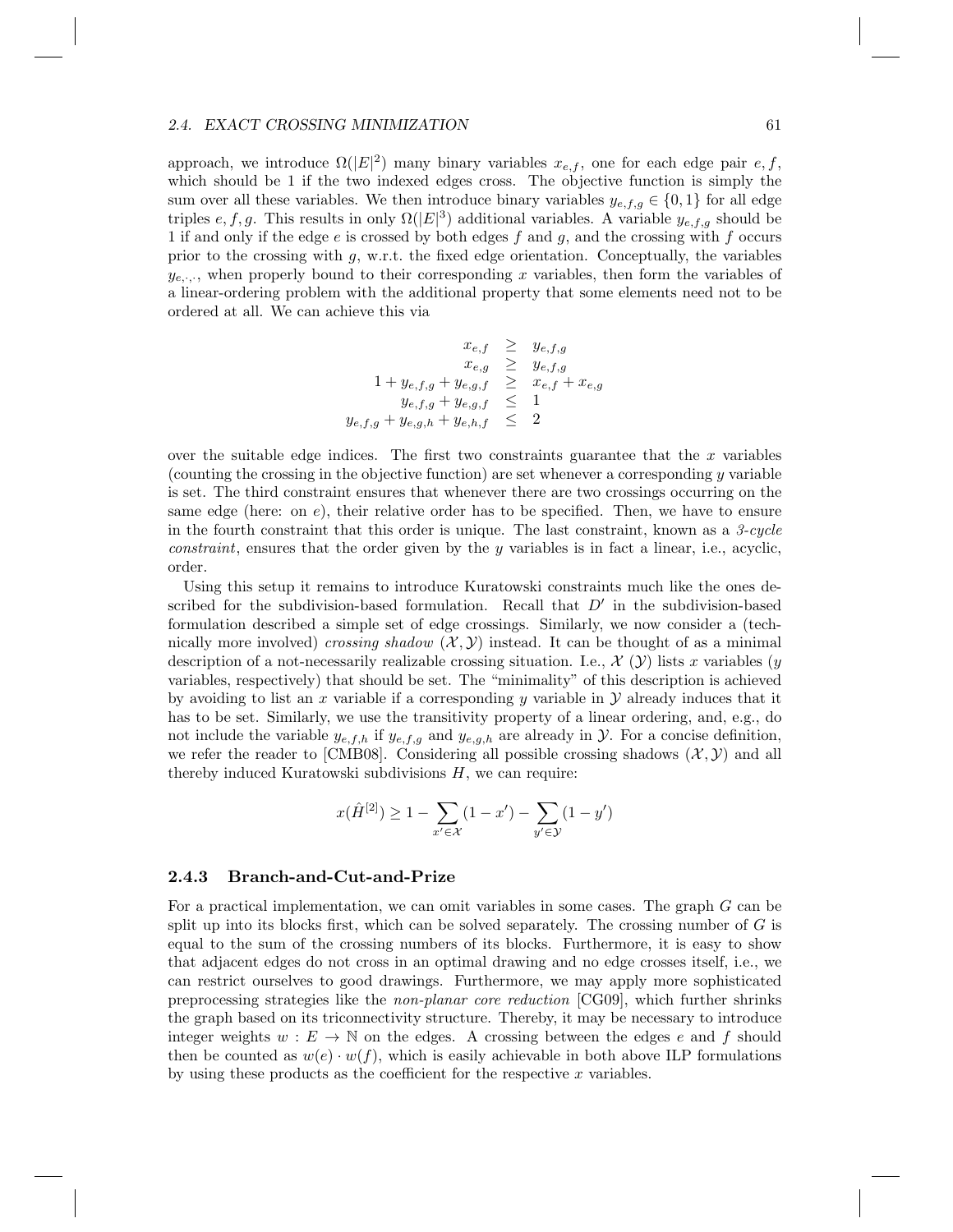approach, we introduce $\Omega(|E|^2)$ many binary variables $x_{e,f}$, one for each edge pair $e, f$, which should be 1 if the two indexed edges cross. The objective function is simply the sum over all these variables. We then introduce binary variables $y_{e,f,g} \in \{0,1\}$ for all edge triples $e, f, g$. This results in only $\Omega(|E|^3)$ additional variables. A variable $y_{e,f,g}$ should be 1 if and only if the edge $e$ is crossed by both edges $f$ and $g$, and the crossing with $f$ occurs prior to the crossing with $g$, w.r.t. the fixed edge orientation. Conceptually, the variables $y_{e,\cdot,\cdot}$, when properly bound to their corresponding $x$ variables, then form the variables of a linear-ordering problem with the additional property that some elements need not to be ordered at all. We can achieve this via

$$
\begin{aligned}
x_{e,f} &\geq y_{e,f,g} \\
x_{e,g} &\geq y_{e,f,g} \\
1 + y_{e,f,g} + y_{e,g,f} &\geq x_{e,f} + x_{e,g} \\
y_{e,f,g} + y_{e,g,f} &\leq 1 \\
y_{e,f,g} + y_{e,g,h} + y_{e,h,f} &\leq 2
\end{aligned}
$$

over the suitable edge indices. The first two constraints guarantee that the $x$ variables (counting the crossing in the objective function) are set whenever a corresponding $y$ variable is set. The third constraint ensures that whenever there are two crossings occurring on the same edge (here: on $e$), their relative order has to be specified. Then, we have to ensure in the fourth constraint that this order is unique. The last constraint, known as a *3-cycle constraint*, ensures that the order given by the $y$ variables is in fact a linear, i.e., acyclic, order.

Using this setup it remains to introduce Kuratowski constraints much like the ones described for the subdivision-based formulation. Recall that $D'$ in the subdivision-based formulation described a simple set of edge crossings. Similarly, we now consider a (technically more involved) *crossing shadow* $(\mathcal{X}, \mathcal{Y})$ instead. It can be thought of as a minimal description of a not-necessarily realizable crossing situation. I.e., $\mathcal{X}$ ($\mathcal{Y}$) lists $x$ variables ($y$ variables, respectively) that should be set. The "minimality" of this description is achieved by avoiding to list an $x$ variable if a corresponding $y$ variable in $\mathcal{Y}$ already induces that it has to be set. Similarly, we use the transitivity property of a linear ordering, and, e.g., do not include the variable $y_{e,f,h}$ if $y_{e,f,g}$ and $y_{e,g,h}$ are already in $\mathcal{Y}$. For a concise definition, we refer the reader to [CMB08]. Considering all possible crossing shadows $(\mathcal{X}, \mathcal{Y})$ and all thereby induced Kuratowski subdivisions $H$, we can require:

$$
x(\hat{H}^{[2]}) \geq 1 - \sum_{x' \in \mathcal{X}} (1 - x') - \sum_{y' \in \mathcal{Y}} (1 - y')
$$

### 2.4.3 Branch-and-Cut-and-Prize

For a practical implementation, we can omit variables in some cases. The graph $G$ can be split up into its blocks first, which can be solved separately. The crossing number of $G$ is equal to the sum of the crossing numbers of its blocks. Furthermore, it is easy to show that adjacent edges do not cross in an optimal drawing and no edge crosses itself, i.e., we can restrict ourselves to good drawings. Furthermore, we may apply more sophisticated preprocessing strategies like the *non-planar core reduction* [CG09], which further shrinks the graph based on its triconnectivity structure. Thereby, it may be necessary to introduce integer weights $w : E \to \mathbb{N}$ on the edges. A crossing between the edges $e$ and $f$ should then be counted as $w(e) \cdot w(f)$, which is easily achievable in both above ILP formulations by using these products as the coefficient for the respective $x$ variables.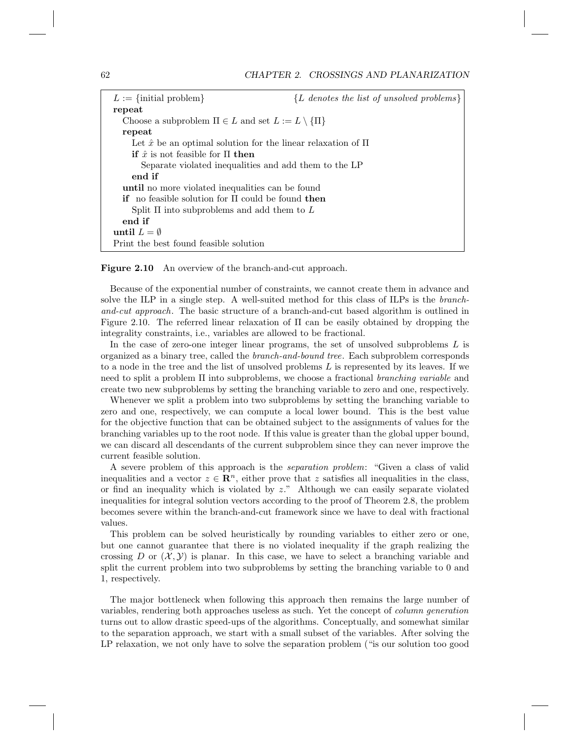```
L := {initial problem}                 {L denotes the list of unsolved problems}
repeat
   Choose a subproblem Π ∈ L and set L := L \ {Π}
   repeat
      Let x̂ be an optimal solution for the linear relaxation of Π
      if x̂ is not feasible for Π then
         Separate violated inequalities and add them to the LP
      end if
   until no more violated inequalities can be found
   if no feasible solution for Π could be found then
      Split Π into subproblems and add them to L
   end if
until L = ∅
Print the best found feasible solution
```

**Figure 2.10** An overview of the branch-and-cut approach.

Because of the exponential number of constraints, we cannot create them in advance and solve the ILP in a single step. A well-suited method for this class of ILPs is the *branch-and-cut approach*. The basic structure of a branch-and-cut based algorithm is outlined in Figure 2.10. The referred linear relaxation of $\Pi$ can be easily obtained by dropping the integrality constraints, i.e., variables are allowed to be fractional.

In the case of zero-one integer linear programs, the set of unsolved subproblems $L$ is organized as a binary tree, called the *branch-and-bound tree*. Each subproblem corresponds to a node in the tree and the list of unsolved problems $L$ is represented by its leaves. If we need to split a problem $\Pi$ into subproblems, we choose a fractional *branching variable* and create two new subproblems by setting the branching variable to zero and one, respectively.

Whenever we split a problem into two subproblems by setting the branching variable to zero and one, respectively, we can compute a local lower bound. This is the best value for the objective function that can be obtained subject to the assignments of values for the branching variables up to the root node. If this value is greater than the global upper bound, we can discard all descendants of the current subproblem since they can never improve the current feasible solution.

A severe problem of this approach is the *separation problem*: "Given a class of valid inequalities and a vector $z \in \mathbf{R}^n$, either prove that $z$ satisfies all inequalities in the class, or find an inequality which is violated by $z$." Although we can easily separate violated inequalities for integral solution vectors according to the proof of Theorem 2.8, the problem becomes severe within the branch-and-cut framework since we have to deal with fractional values.

This problem can be solved heuristically by rounding variables to either zero or one, but one cannot guarantee that there is no violated inequality if the graph realizing the crossing $D$ or $(\mathcal{X}, \mathcal{Y})$ is planar. In this case, we have to select a branching variable and split the current problem into two subproblems by setting the branching variable to 0 and 1, respectively.

The major bottleneck when following this approach then remains the large number of variables, rendering both approaches useless as such. Yet the concept of *column generation* turns out to allow drastic speed-ups of the algorithms. Conceptually, and somewhat similar to the separation approach, we start with a small subset of the variables. After solving the LP relaxation, we not only have to solve the separation problem ("is our solution too good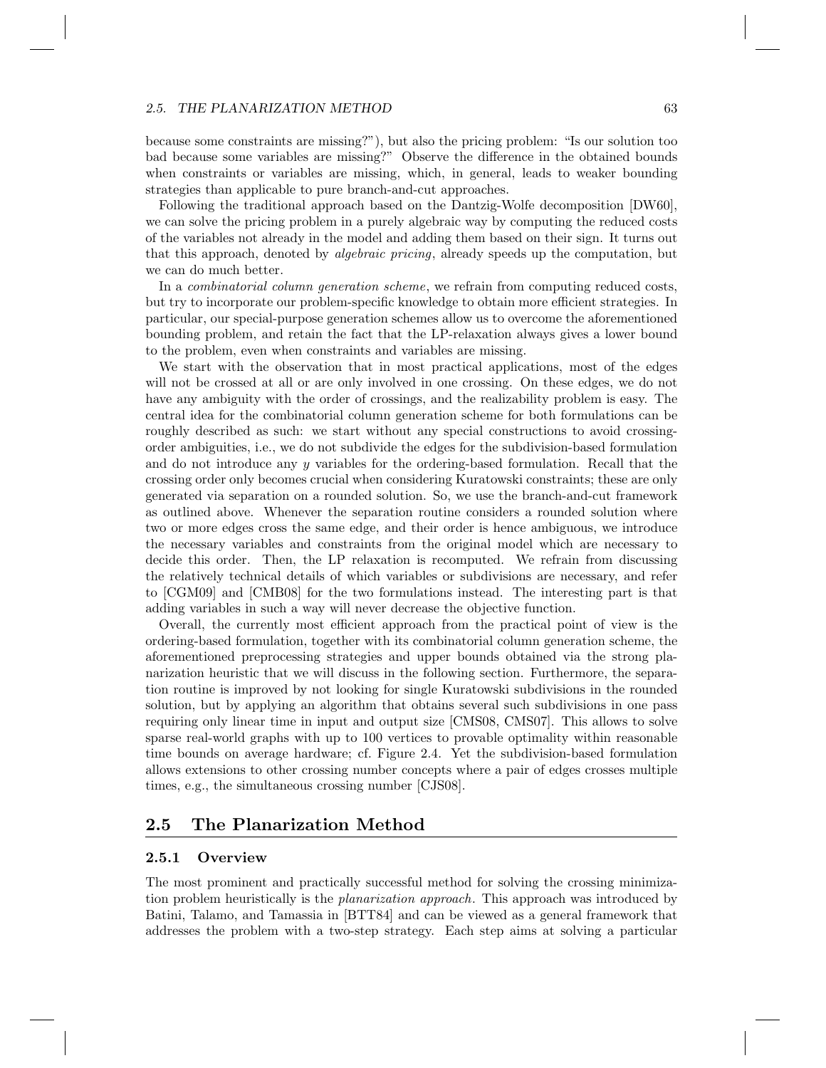because some constraints are missing?"), but also the pricing problem: "Is our solution too bad because some variables are missing?" Observe the difference in the obtained bounds when constraints or variables are missing, which, in general, leads to weaker bounding strategies than applicable to pure branch-and-cut approaches.

Following the traditional approach based on the Dantzig-Wolfe decomposition [DW60], we can solve the pricing problem in a purely algebraic way by computing the reduced costs of the variables not already in the model and adding them based on their sign. It turns out that this approach, denoted by *algebraic pricing*, already speeds up the computation, but we can do much better.

In a *combinatorial column generation scheme*, we refrain from computing reduced costs, but try to incorporate our problem-specific knowledge to obtain more efficient strategies. In particular, our special-purpose generation schemes allow us to overcome the aforementioned bounding problem, and retain the fact that the LP-relaxation always gives a lower bound to the problem, even when constraints and variables are missing.

We start with the observation that in most practical applications, most of the edges will not be crossed at all or are only involved in one crossing. On these edges, we do not have any ambiguity with the order of crossings, and the realizability problem is easy. The central idea for the combinatorial column generation scheme for both formulations can be roughly described as such: we start without any special constructions to avoid crossing-order ambiguities, i.e., we do not subdivide the edges for the subdivision-based formulation and do not introduce any $y$ variables for the ordering-based formulation. Recall that the crossing order only becomes crucial when considering Kuratowski constraints; these are only generated via separation on a rounded solution. So, we use the branch-and-cut framework as outlined above. Whenever the separation routine considers a rounded solution where two or more edges cross the same edge, and their order is hence ambiguous, we introduce the necessary variables and constraints from the original model which are necessary to decide this order. Then, the LP relaxation is recomputed. We refrain from discussing the relatively technical details of which variables or subdivisions are necessary, and refer to [CGM09] and [CMB08] for the two formulations instead. The interesting part is that adding variables in such a way will never decrease the objective function.

Overall, the currently most efficient approach from the practical point of view is the ordering-based formulation, together with its combinatorial column generation scheme, the aforementioned preprocessing strategies and upper bounds obtained via the strong planarization heuristic that we will discuss in the following section. Furthermore, the separation routine is improved by not looking for single Kuratowski subdivisions in the rounded solution, but by applying an algorithm that obtains several such subdivisions in one pass requiring only linear time in input and output size [CMS08, CMS07]. This allows to solve sparse real-world graphs with up to 100 vertices to provable optimality within reasonable time bounds on average hardware; cf. Figure 2.4. Yet the subdivision-based formulation allows extensions to other crossing number concepts where a pair of edges crosses multiple times, e.g., the simultaneous crossing number [CJS08].

## 2.5 The Planarization Method

### 2.5.1 Overview

The most prominent and practically successful method for solving the crossing minimization problem heuristically is the *planarization approach*. This approach was introduced by Batini, Talamo, and Tamassia in [BTT84] and can be viewed as a general framework that addresses the problem with a two-step strategy. Each step aims at solving a particular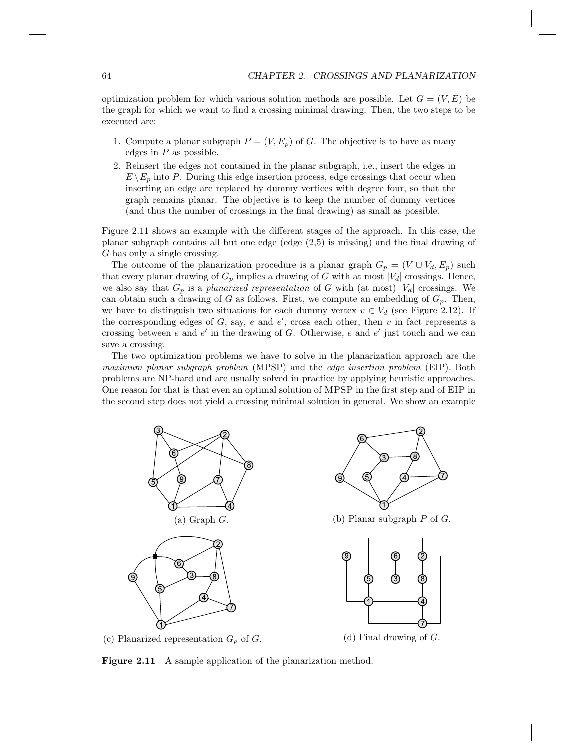optimization problem for which various solution methods are possible. Let $G = (V, E)$ be the graph for which we want to find a crossing minimal drawing. Then, the two steps to be executed are:

1. Compute a planar subgraph $P = (V, E_p)$ of $G$. The objective is to have as many edges in $P$ as possible.
2. Reinsert the edges not contained in the planar subgraph, i.e., insert the edges in $E \setminus E_p$ into $P$. During this edge insertion process, edge crossings that occur when inserting an edge are replaced by dummy vertices with degree four, so that the graph remains planar. The objective is to keep the number of dummy vertices (and thus the number of crossings in the final drawing) as small as possible.

Figure 2.11 shows an example with the different stages of the approach. In this case, the planar subgraph contains all but one edge (edge (2,5) is missing) and the final drawing of $G$ has only a single crossing.

The outcome of the planarization procedure is a planar graph $G_p = (V \cup V_d, E_p)$ such that every planar drawing of $G_p$ implies a drawing of $G$ with at most $|V_d|$ crossings. Hence, we also say that $G_p$ is a *planarized representation* of $G$ with (at most) $|V_d|$ crossings. We can obtain such a drawing of $G$ as follows. First, we compute an embedding of $G_p$. Then, we have to distinguish two situations for each dummy vertex $v \in V_d$ (see Figure 2.12). If the corresponding edges of $G$, say, $e$ and $e'$, cross each other, then $v$ in fact represents a crossing between $e$ and $e'$ in the drawing of $G$. Otherwise, $e$ and $e'$ just touch and we can save a crossing.

The two optimization problems we have to solve in the planarization approach are the *maximum planar subgraph problem* (MPSP) and the *edge insertion problem* (EIP). Both problems are NP-hard and are usually solved in practice by applying heuristic approaches. One reason for that is that even an optimal solution of MPSP in the first step and of EIP in the second step does not yield a crossing minimal solution in general. We show an example

(a) Graph $G$.

(b) Planar subgraph $P$ of $G$.

(c) Planarized representation $G_p$ of $G$.

(d) Final drawing of $G$.

**Figure 2.11** A sample application of the planarization method.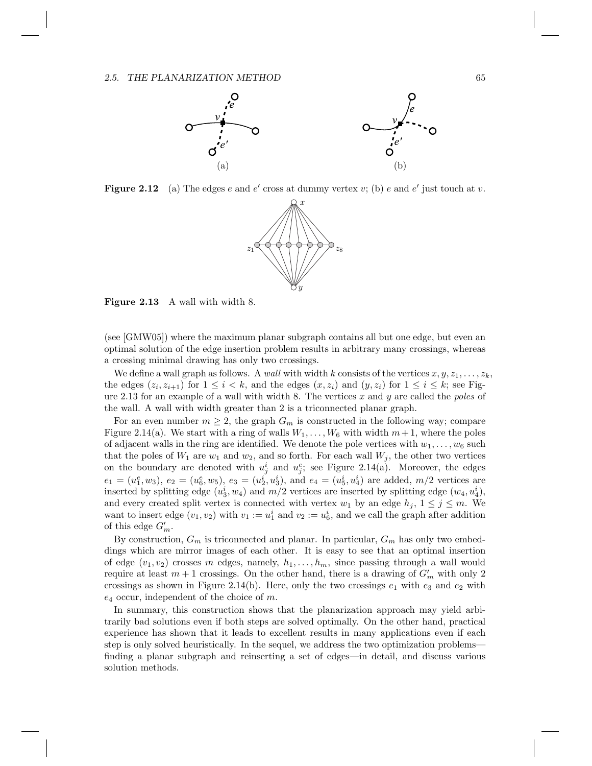**Figure 2.12** (a) The edges $e$ and $e'$ cross at dummy vertex $v$; (b) $e$ and $e'$ just touch at $v$.

**Figure 2.13** A wall with width 8.

(see [GMW05]) where the maximum planar subgraph contains all but one edge, but even an optimal solution of the edge insertion problem results in arbitrary many crossings, whereas a crossing minimal drawing has only two crossings.

We define a wall graph as follows. A *wall* with width $k$ consists of the vertices $x, y, z_1, \ldots, z_k$, the edges $(z_i, z_{i+1})$ for $1 \leq i < k$, and the edges $(x, z_i)$ and $(y, z_i)$ for $1 \leq i \leq k$; see Figure 2.13 for an example of a wall with width 8. The vertices $x$ and $y$ are called the *poles* of the wall. A wall with width greater than 2 is a triconnected planar graph.

For an even number $m \geq 2$, the graph $G_m$ is constructed in the following way; compare Figure 2.14(a). We start with a ring of walls $W_1, \ldots, W_6$ with width $m+1$, where the poles of adjacent walls in the ring are identified. We denote the pole vertices with $w_1, \ldots, w_6$ such that the poles of $W_1$ are $w_1$ and $w_2$, and so forth. For each wall $W_j$, the other two vertices on the boundary are denoted with $u_j^i$ and $u_j^e$; see Figure 2.14(a). Moreover, the edges $e_1 = (u_1^e, w_3)$, $e_2 = (u_6^e, w_5)$, $e_3 = (u_2^i, u_3^i)$, and $e_4 = (u_5^i, u_4^i)$ are added, $m/2$ vertices are inserted by splitting edge $(u_3^i, w_4)$ and $m/2$ vertices are inserted by splitting edge $(w_4, u_4^i)$, and every created split vertex is connected with vertex $w_1$ by an edge $h_j$, $1 \leq j \leq m$. We want to insert edge $(v_1, v_2)$ with $v_1 := u_1^i$ and $v_2 := u_6^i$, and we call the graph after addition of this edge $G'_m$.

By construction, $G_m$ is triconnected and planar. In particular, $G_m$ has only two embeddings which are mirror images of each other. It is easy to see that an optimal insertion of edge $(v_1, v_2)$ crosses $m$ edges, namely, $h_1, \ldots, h_m$, since passing through a wall would require at least $m+1$ crossings. On the other hand, there is a drawing of $G'_m$ with only 2 crossings as shown in Figure 2.14(b). Here, only the two crossings $e_1$ with $e_3$ and $e_2$ with $e_4$ occur, independent of the choice of $m$.

In summary, this construction shows that the planarization approach may yield arbitrarily bad solutions even if both steps are solved optimally. On the other hand, practical experience has shown that it leads to excellent results in many applications even if each step is only solved heuristically. In the sequel, we address the two optimization problems—finding a planar subgraph and reinserting a set of edges—in detail, and discuss various solution methods.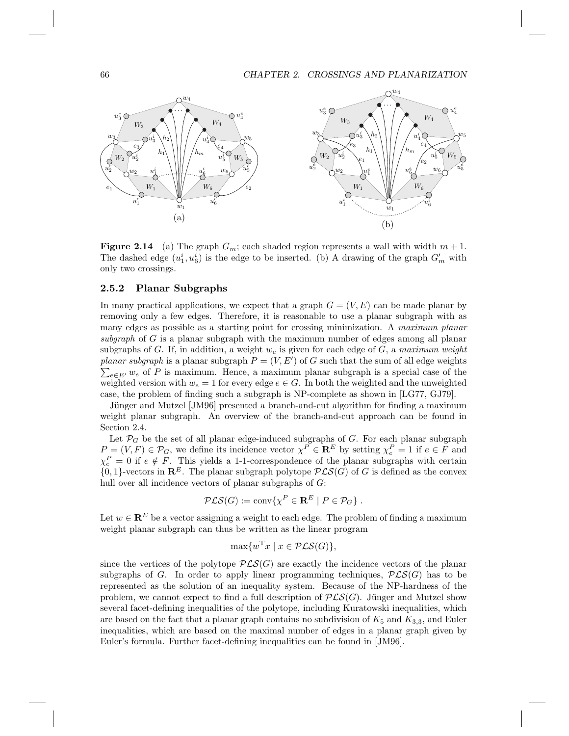**Figure 2.14** (a) The graph $G_m$; each shaded region represents a wall with width $m+1$. The dashed edge $(u_1^i, u_6^i)$ is the edge to be inserted. (b) A drawing of the graph $G'_m$ with only two crossings.

### 2.5.2 Planar Subgraphs

In many practical applications, we expect that a graph $G = (V, E)$ can be made planar by removing only a few edges. Therefore, it is reasonable to use a planar subgraph with as many edges as possible as a starting point for crossing minimization. A *maximum planar subgraph* of $G$ is a planar subgraph with the maximum number of edges among all planar subgraphs of $G$. If, in addition, a weight $w_e$ is given for each edge of $G$, a *maximum weight planar subgraph* is a planar subgraph $P = (V, E')$ of $G$ such that the sum of all edge weights $\sum_{e \in E'} w_e$ of $P$ is maximum. Hence, a maximum planar subgraph is a special case of the weighted version with $w_e = 1$ for every edge $e \in G$. In both the weighted and the unweighted case, the problem of finding such a subgraph is NP-complete as shown in [LG77, GJ79].

Jünger and Mutzel [JM96] presented a branch-and-cut algorithm for finding a maximum weight planar subgraph. An overview of the branch-and-cut approach can be found in Section 2.4.

Let $\mathcal{P}_G$ be the set of all planar edge-induced subgraphs of $G$. For each planar subgraph $P = (V, F) \in \mathcal{P}_G$, we define its incidence vector $\chi^P \in \mathbf{R}^E$ by setting $\chi^P_e = 1$ if $e \in F$ and $\chi^P_e = 0$ if $e \notin F$. This yields a 1-1-correspondence of the planar subgraphs with certain $\{0,1\}$-vectors in $\mathbf{R}^E$. The planar subgraph polytope $\mathcal{PLS}(G)$ of $G$ is defined as the convex hull over all incidence vectors of planar subgraphs of $G$:

$$\mathcal{PLS}(G) := \operatorname{conv}\{\chi^P \in \mathbf{R}^E \mid P \in \mathcal{P}_G\} .$$

Let $w \in \mathbf{R}^E$ be a vector assigning a weight to each edge. The problem of finding a maximum weight planar subgraph can thus be written as the linear program

$$\max\{w^{\mathrm{T}}x \mid x \in \mathcal{PLS}(G)\},$$

since the vertices of the polytope $\mathcal{PLS}(G)$ are exactly the incidence vectors of the planar subgraphs of $G$. In order to apply linear programming techniques, $\mathcal{PLS}(G)$ has to be represented as the solution of an inequality system. Because of the NP-hardness of the problem, we cannot expect to find a full description of $\mathcal{PLS}(G)$. Jünger and Mutzel show several facet-defining inequalities of the polytope, including Kuratowski inequalities, which are based on the fact that a planar graph contains no subdivision of $K_5$ and $K_{3,3}$, and Euler inequalities, which are based on the maximal number of edges in a planar graph given by Euler's formula. Further facet-defining inequalities can be found in [JM96].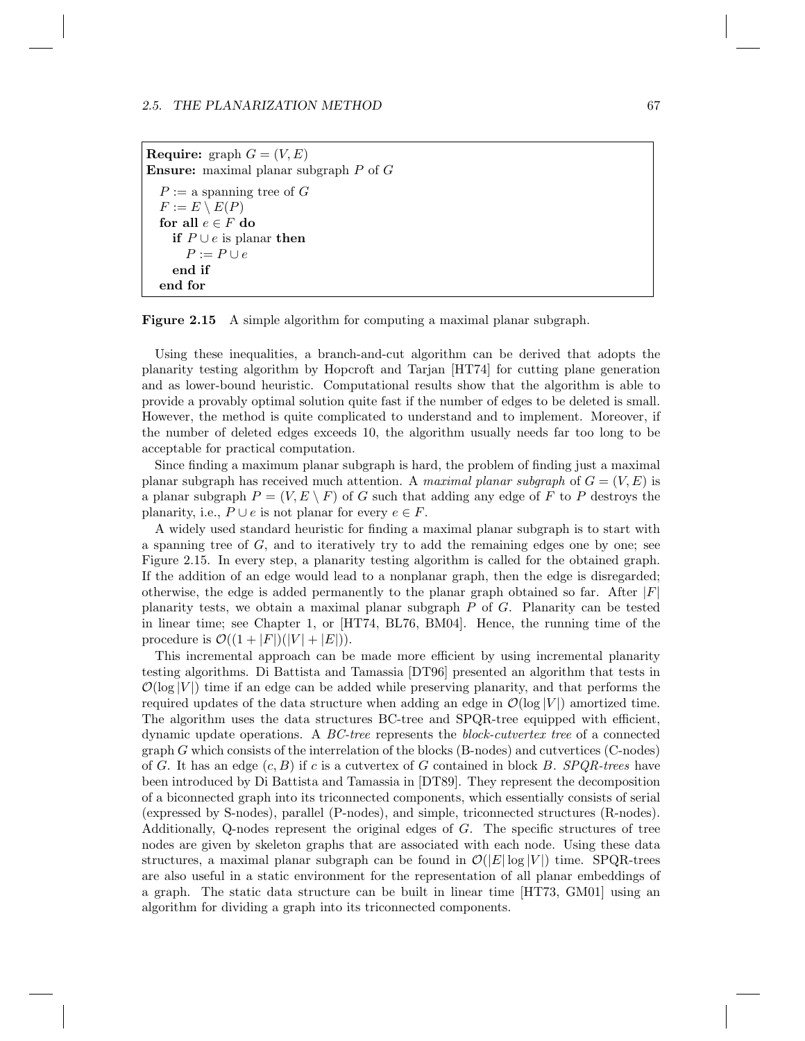```
Require: graph G = (V, E)
Ensure: maximal planar subgraph P of G
  P := a spanning tree of G
  F := E \ E(P)
  for all e ∈ F do
    if P ∪ e is planar then
      P := P ∪ e
    end if
  end for
```

**Figure 2.15** A simple algorithm for computing a maximal planar subgraph.

Using these inequalities, a branch-and-cut algorithm can be derived that adopts the planarity testing algorithm by Hopcroft and Tarjan [HT74] for cutting plane generation and as lower-bound heuristic. Computational results show that the algorithm is able to provide a provably optimal solution quite fast if the number of edges to be deleted is small. However, the method is quite complicated to understand and to implement. Moreover, if the number of deleted edges exceeds 10, the algorithm usually needs far too long to be acceptable for practical computation.

Since finding a maximum planar subgraph is hard, the problem of finding just a maximal planar subgraph has received much attention. A *maximal planar subgraph* of $G = (V, E)$ is a planar subgraph $P = (V, E \setminus F)$ of $G$ such that adding any edge of $F$ to $P$ destroys the planarity, i.e., $P \cup e$ is not planar for every $e \in F$.

A widely used standard heuristic for finding a maximal planar subgraph is to start with a spanning tree of $G$, and to iteratively try to add the remaining edges one by one; see Figure 2.15. In every step, a planarity testing algorithm is called for the obtained graph. If the addition of an edge would lead to a nonplanar graph, then the edge is disregarded; otherwise, the edge is added permanently to the planar graph obtained so far. After $|F|$ planarity tests, we obtain a maximal planar subgraph $P$ of $G$. Planarity can be tested in linear time; see Chapter 1, or [HT74, BL76, BM04]. Hence, the running time of the procedure is $\mathcal{O}((1 + |F|)(|V| + |E|))$.

This incremental approach can be made more efficient by using incremental planarity testing algorithms. Di Battista and Tamassia [DT96] presented an algorithm that tests in $\mathcal{O}(\log |V|)$ time if an edge can be added while preserving planarity, and that performs the required updates of the data structure when adding an edge in $\mathcal{O}(\log |V|)$ amortized time. The algorithm uses the data structures BC-tree and SPQR-tree equipped with efficient, dynamic update operations. A *BC-tree* represents the *block-cutvertex tree* of a connected graph $G$ which consists of the interrelation of the blocks (B-nodes) and cutvertices (C-nodes) of $G$. It has an edge $(c, B)$ if $c$ is a cutvertex of $G$ contained in block $B$. *SPQR-trees* have been introduced by Di Battista and Tamassia in [DT89]. They represent the decomposition of a biconnected graph into its triconnected components, which essentially consists of serial (expressed by S-nodes), parallel (P-nodes), and simple, triconnected structures (R-nodes). Additionally, Q-nodes represent the original edges of $G$. The specific structures of tree nodes are given by skeleton graphs that are associated with each node. Using these data structures, a maximal planar subgraph can be found in $\mathcal{O}(|E| \log |V|)$ time. SPQR-trees are also useful in a static environment for the representation of all planar embeddings of a graph. The static data structure can be built in linear time [HT73, GM01] using an algorithm for dividing a graph into its triconnected components.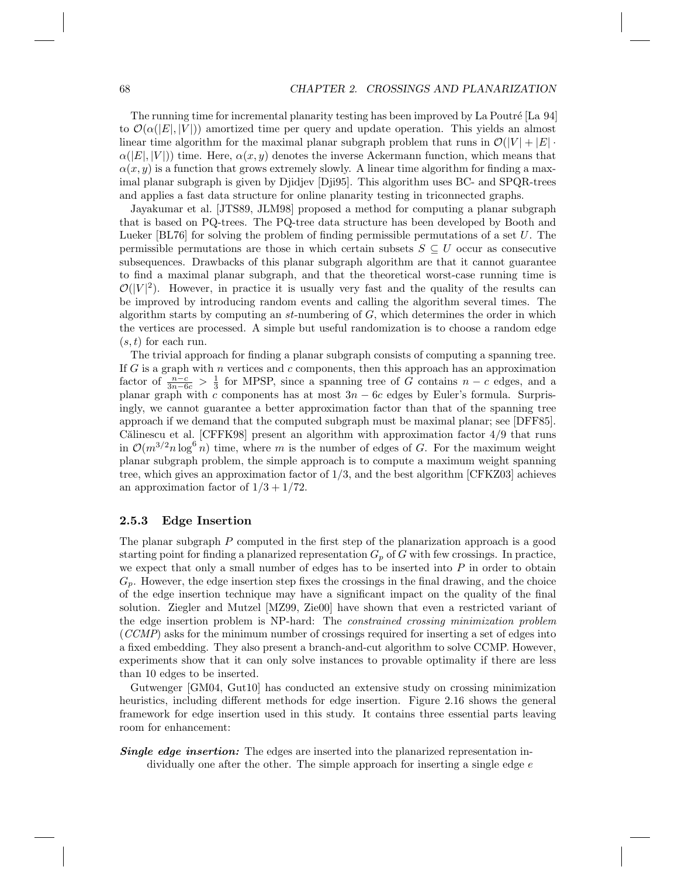The running time for incremental planarity testing has been improved by La Poutré [La 94] to $\mathcal{O}(\alpha(|E|, |V|))$ amortized time per query and update operation. This yields an almost linear time algorithm for the maximal planar subgraph problem that runs in $\mathcal{O}(|V| + |E| \cdot \alpha(|E|, |V|))$ time. Here, $\alpha(x, y)$ denotes the inverse Ackermann function, which means that $\alpha(x, y)$ is a function that grows extremely slowly. A linear time algorithm for finding a maximal planar subgraph is given by Djidjev [Dji95]. This algorithm uses BC- and SPQR-trees and applies a fast data structure for online planarity testing in triconnected graphs.

Jayakumar et al. [JTS89, JLM98] proposed a method for computing a planar subgraph that is based on PQ-trees. The PQ-tree data structure has been developed by Booth and Lueker [BL76] for solving the problem of finding permissible permutations of a set $U$. The permissible permutations are those in which certain subsets $S \subseteq U$ occur as consecutive subsequences. Drawbacks of this planar subgraph algorithm are that it cannot guarantee to find a maximal planar subgraph, and that the theoretical worst-case running time is $\mathcal{O}(|V|^2)$. However, in practice it is usually very fast and the quality of the results can be improved by introducing random events and calling the algorithm several times. The algorithm starts by computing an *st*-numbering of $G$, which determines the order in which the vertices are processed. A simple but useful randomization is to choose a random edge $(s, t)$ for each run.

The trivial approach for finding a planar subgraph consists of computing a spanning tree. If $G$ is a graph with $n$ vertices and $c$ components, then this approach has an approximation factor of $\frac{n-c}{3n-6c} > \frac{1}{3}$ for MPSP, since a spanning tree of $G$ contains $n - c$ edges, and a planar graph with $c$ components has at most $3n - 6c$ edges by Euler's formula. Surprisingly, we cannot guarantee a better approximation factor than that of the spanning tree approach if we demand that the computed subgraph must be maximal planar; see [DFF85]. Călinescu et al. [CFFK98] present an algorithm with approximation factor 4/9 that runs in $\mathcal{O}(m^{3/2} n \log^6 n)$ time, where $m$ is the number of edges of $G$. For the maximum weight planar subgraph problem, the simple approach is to compute a maximum weight spanning tree, which gives an approximation factor of 1/3, and the best algorithm [CFKZ03] achieves an approximation factor of $1/3 + 1/72$.

### 2.5.3 Edge Insertion

The planar subgraph $P$ computed in the first step of the planarization approach is a good starting point for finding a planarized representation $G_p$ of $G$ with few crossings. In practice, we expect that only a small number of edges has to be inserted into $P$ in order to obtain $G_p$. However, the edge insertion step fixes the crossings in the final drawing, and the choice of the edge insertion technique may have a significant impact on the quality of the final solution. Ziegler and Mutzel [MZ99, Zie00] have shown that even a restricted variant of the edge insertion problem is NP-hard: The *constrained crossing minimization problem* (*CCMP*) asks for the minimum number of crossings required for inserting a set of edges into a fixed embedding. They also present a branch-and-cut algorithm to solve CCMP. However, experiments show that it can only solve instances to provable optimality if there are less than 10 edges to be inserted.

Gutwenger [GM04, Gut10] has conducted an extensive study on crossing minimization heuristics, including different methods for edge insertion. Figure 2.16 shows the general framework for edge insertion used in this study. It contains three essential parts leaving room for enhancement:

***Single edge insertion:*** The edges are inserted into the planarized representation individually one after the other. The simple approach for inserting a single edge $e$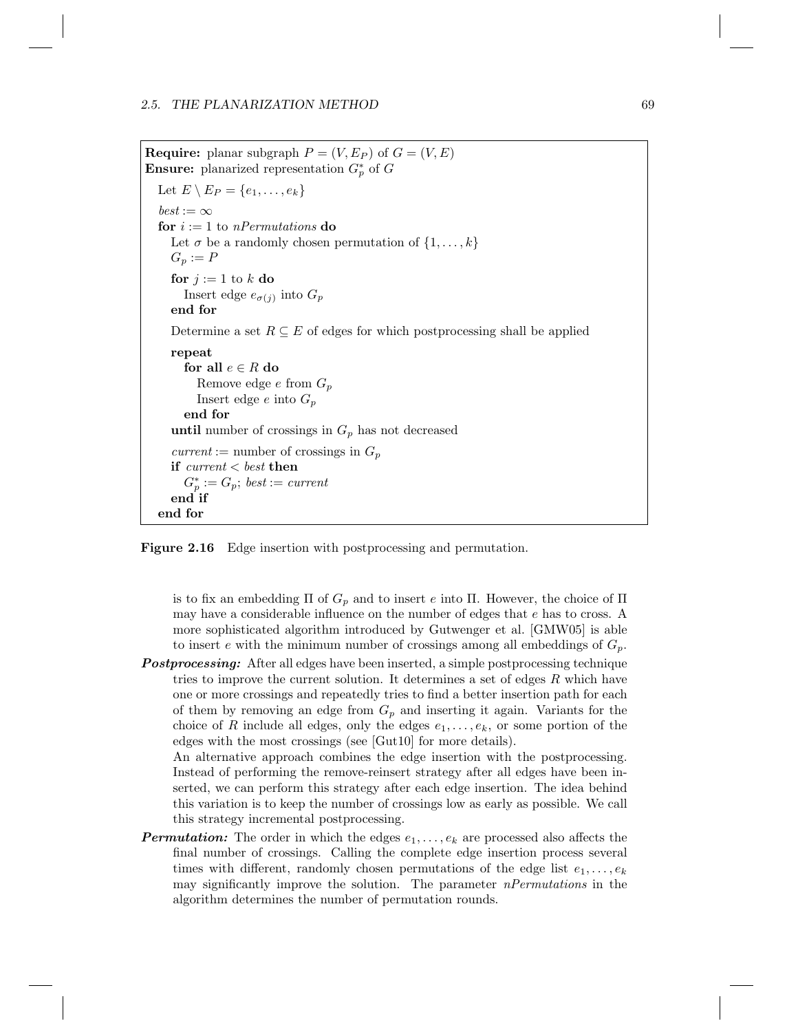```
Require: planar subgraph P = (V, E_P) of G = (V, E)
Ensure: planarized representation G_p^* of G
  Let E \ E_P = {e_1, ..., e_k}
  best := ∞
  for i := 1 to nPermutations do
    Let σ be a randomly chosen permutation of {1, ..., k}
    G_p := P
    for j := 1 to k do
      Insert edge e_σ(j) into G_p
    end for
    Determine a set R ⊆ E of edges for which postprocessing shall be applied
    repeat
      for all e ∈ R do
        Remove edge e from G_p
        Insert edge e into G_p
      end for
    until number of crossings in G_p has not decreased
    current := number of crossings in G_p
    if current < best then
      G_p^* := G_p; best := current
    end if
  end for
```

**Figure 2.16** Edge insertion with postprocessing and permutation.

is to fix an embedding $\Pi$ of $G_p$ and to insert $e$ into $\Pi$. However, the choice of $\Pi$ may have a considerable influence on the number of edges that $e$ has to cross. A more sophisticated algorithm introduced by Gutwenger et al. [GMW05] is able to insert $e$ with the minimum number of crossings among all embeddings of $G_p$.

***Postprocessing:*** After all edges have been inserted, a simple postprocessing technique tries to improve the current solution. It determines a set of edges $R$ which have one or more crossings and repeatedly tries to find a better insertion path for each of them by removing an edge from $G_p$ and inserting it again. Variants for the choice of $R$ include all edges, only the edges $e_1, \ldots, e_k$, or some portion of the edges with the most crossings (see [Gut10] for more details).

An alternative approach combines the edge insertion with the postprocessing. Instead of performing the remove-reinsert strategy after all edges have been inserted, we can perform this strategy after each edge insertion. The idea behind this variation is to keep the number of crossings low as early as possible. We call this strategy incremental postprocessing.

***Permutation:*** The order in which the edges $e_1, \ldots, e_k$ are processed also affects the final number of crossings. Calling the complete edge insertion process several times with different, randomly chosen permutations of the edge list $e_1, \ldots, e_k$ may significantly improve the solution. The parameter *nPermutations* in the algorithm determines the number of permutation rounds.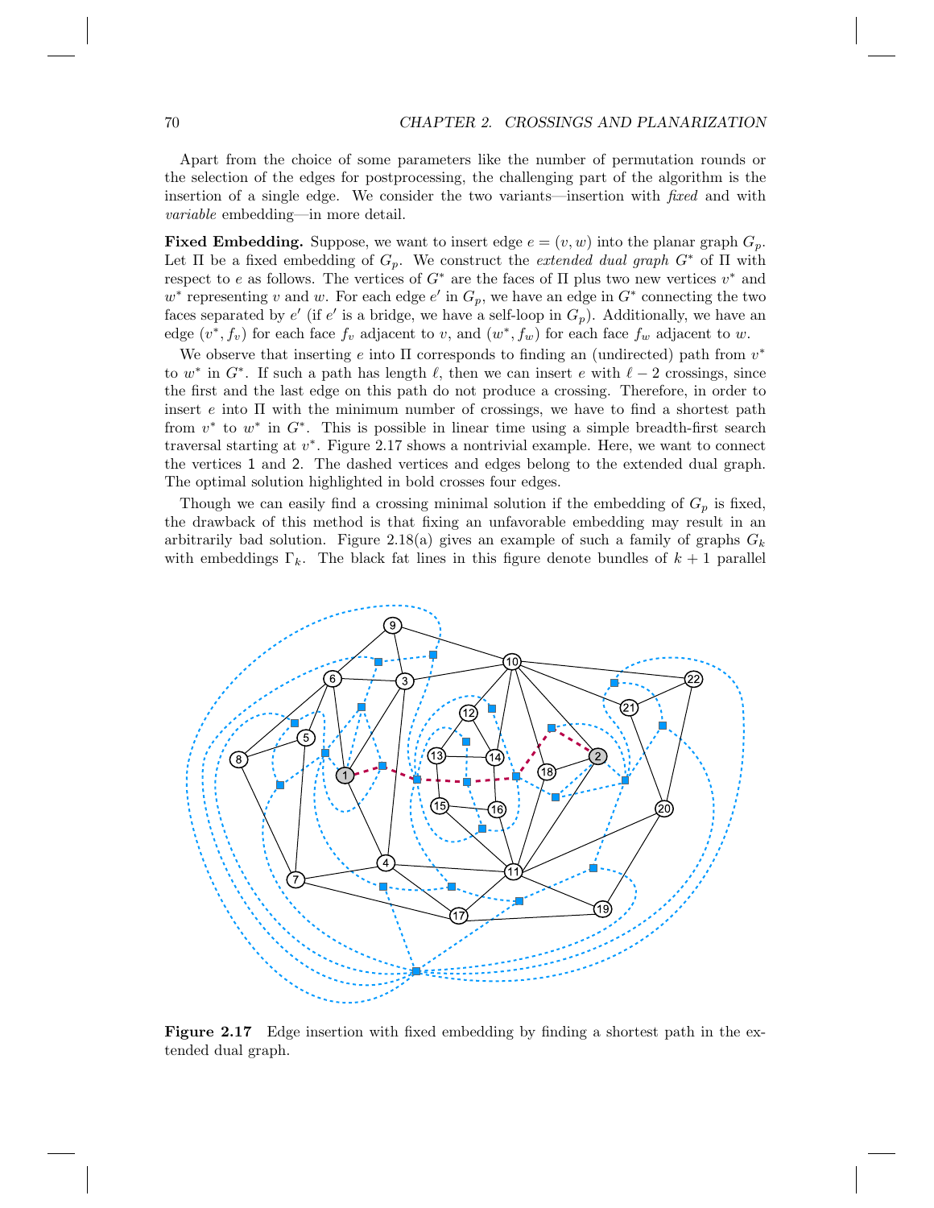Apart from the choice of some parameters like the number of permutation rounds or the selection of the edges for postprocessing, the challenging part of the algorithm is the insertion of a single edge. We consider the two variants—insertion with *fixed* and with *variable* embedding—in more detail.

**Fixed Embedding.** Suppose, we want to insert edge $e = (v, w)$ into the planar graph $G_p$. Let $\Pi$ be a fixed embedding of $G_p$. We construct the *extended dual graph* $G^*$ of $\Pi$ with respect to $e$ as follows. The vertices of $G^*$ are the faces of $\Pi$ plus two new vertices $v^*$ and $w^*$ representing $v$ and $w$. For each edge $e'$ in $G_p$, we have an edge in $G^*$ connecting the two faces separated by $e'$ (if $e'$ is a bridge, we have a self-loop in $G_p$). Additionally, we have an edge $(v^*, f_v)$ for each face $f_v$ adjacent to $v$, and $(w^*, f_w)$ for each face $f_w$ adjacent to $w$.

We observe that inserting $e$ into $\Pi$ corresponds to finding an (undirected) path from $v^*$ to $w^*$ in $G^*$. If such a path has length $\ell$, then we can insert $e$ with $\ell - 2$ crossings, since the first and the last edge on this path do not produce a crossing. Therefore, in order to insert $e$ into $\Pi$ with the minimum number of crossings, we have to find a shortest path from $v^*$ to $w^*$ in $G^*$. This is possible in linear time using a simple breadth-first search traversal starting at $v^*$. Figure 2.17 shows a nontrivial example. Here, we want to connect the vertices 1 and 2. The dashed vertices and edges belong to the extended dual graph. The optimal solution highlighted in bold crosses four edges.

Though we can easily find a crossing minimal solution if the embedding of $G_p$ is fixed, the drawback of this method is that fixing an unfavorable embedding may result in an arbitrarily bad solution. Figure 2.18(a) gives an example of such a family of graphs $G_k$ with embeddings $\Gamma_k$. The black fat lines in this figure denote bundles of $k + 1$ parallel

**Figure 2.17** Edge insertion with fixed embedding by finding a shortest path in the extended dual graph.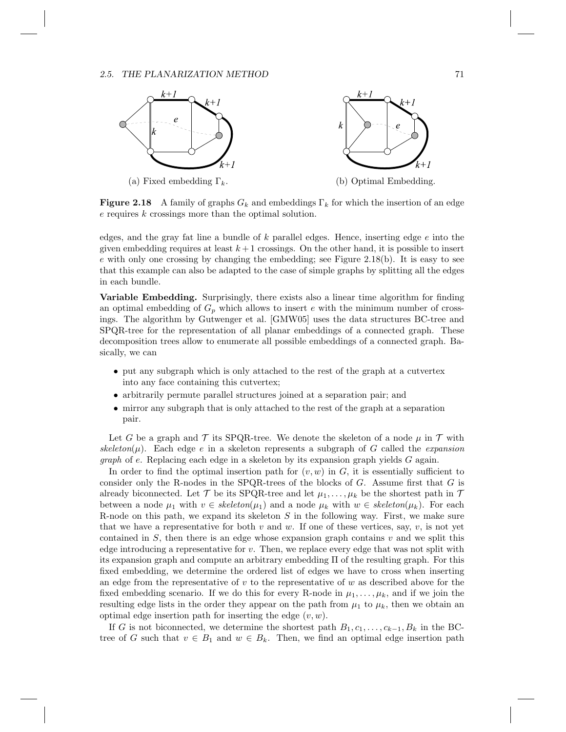(a) Fixed embedding $\Gamma_k$.

(b) Optimal Embedding.

**Figure 2.18** A family of graphs $G_k$ and embeddings $\Gamma_k$ for which the insertion of an edge $e$ requires $k$ crossings more than the optimal solution.

edges, and the gray fat line a bundle of $k$ parallel edges. Hence, inserting edge $e$ into the given embedding requires at least $k+1$ crossings. On the other hand, it is possible to insert $e$ with only one crossing by changing the embedding; see Figure 2.18(b). It is easy to see that this example can also be adapted to the case of simple graphs by splitting all the edges in each bundle.

**Variable Embedding.** Surprisingly, there exists also a linear time algorithm for finding an optimal embedding of $G_p$ which allows to insert $e$ with the minimum number of crossings. The algorithm by Gutwenger et al. [GMW05] uses the data structures BC-tree and SPQR-tree for the representation of all planar embeddings of a connected graph. These decomposition trees allow to enumerate all possible embeddings of a connected graph. Basically, we can

- put any subgraph which is only attached to the rest of the graph at a cutvertex into any face containing this cutvertex;
- arbitrarily permute parallel structures joined at a separation pair; and
- mirror any subgraph that is only attached to the rest of the graph at a separation pair.

Let $G$ be a graph and $\mathcal{T}$ its SPQR-tree. We denote the skeleton of a node $\mu$ in $\mathcal{T}$ with *skeleton*($\mu$). Each edge $e$ in a skeleton represents a subgraph of $G$ called the *expansion graph* of $e$. Replacing each edge in a skeleton by its expansion graph yields $G$ again.

In order to find the optimal insertion path for $(v, w)$ in $G$, it is essentially sufficient to consider only the R-nodes in the SPQR-trees of the blocks of $G$. Assume first that $G$ is already biconnected. Let $\mathcal{T}$ be its SPQR-tree and let $\mu_1, \ldots, \mu_k$ be the shortest path in $\mathcal{T}$ between a node $\mu_1$ with $v \in$ *skeleton*($\mu_1$) and a node $\mu_k$ with $w \in$ *skeleton*($\mu_k$). For each R-node on this path, we expand its skeleton $S$ in the following way. First, we make sure that we have a representative for both $v$ and $w$. If one of these vertices, say, $v$, is not yet contained in $S$, then there is an edge whose expansion graph contains $v$ and we split this edge introducing a representative for $v$. Then, we replace every edge that was not split with its expansion graph and compute an arbitrary embedding $\Pi$ of the resulting graph. For this fixed embedding, we determine the ordered list of edges we have to cross when inserting an edge from the representative of $v$ to the representative of $w$ as described above for the fixed embedding scenario. If we do this for every R-node in $\mu_1, \ldots, \mu_k$, and if we join the resulting edge lists in the order they appear on the path from $\mu_1$ to $\mu_k$, then we obtain an optimal edge insertion path for inserting the edge $(v, w)$.

If $G$ is not biconnected, we determine the shortest path $B_1, c_1, \ldots, c_{k-1}, B_k$ in the BC-tree of $G$ such that $v \in B_1$ and $w \in B_k$. Then, we find an optimal edge insertion path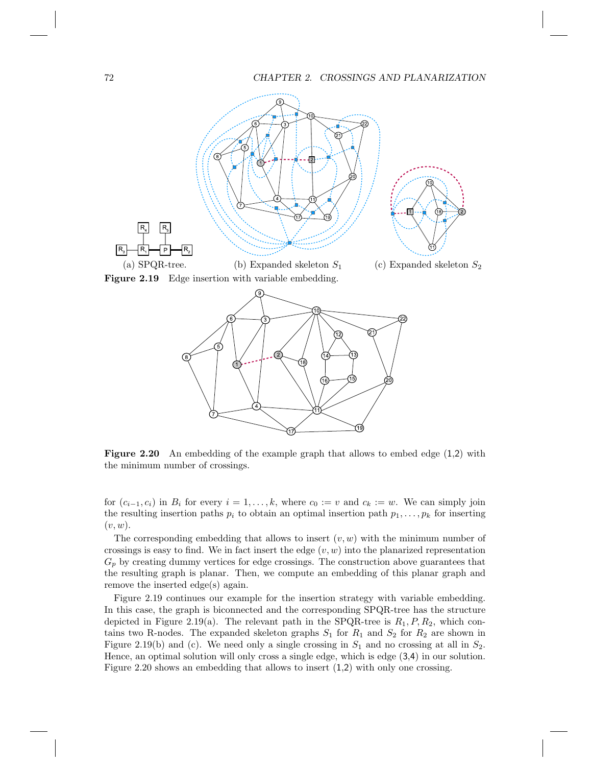(a) SPQR-tree. (b) Expanded skeleton $S_1$ (c) Expanded skeleton $S_2$

**Figure 2.19** Edge insertion with variable embedding.

**Figure 2.20** An embedding of the example graph that allows to embed edge (1,2) with the minimum number of crossings.

for $(c_{i-1}, c_i)$ in $B_i$ for every $i = 1, \ldots, k$, where $c_0 := v$ and $c_k := w$. We can simply join the resulting insertion paths $p_i$ to obtain an optimal insertion path $p_1, \ldots, p_k$ for inserting $(v, w)$.

The corresponding embedding that allows to insert $(v, w)$ with the minimum number of crossings is easy to find. We in fact insert the edge $(v, w)$ into the planarized representation $G_p$ by creating dummy vertices for edge crossings. The construction above guarantees that the resulting graph is planar. Then, we compute an embedding of this planar graph and remove the inserted edge(s) again.

Figure 2.19 continues our example for the insertion strategy with variable embedding. In this case, the graph is biconnected and the corresponding SPQR-tree has the structure depicted in Figure 2.19(a). The relevant path in the SPQR-tree is $R_1, P, R_2$, which contains two R-nodes. The expanded skeleton graphs $S_1$ for $R_1$ and $S_2$ for $R_2$ are shown in Figure 2.19(b) and (c). We need only a single crossing in $S_1$ and no crossing at all in $S_2$. Hence, an optimal solution will only cross a single edge, which is edge (3,4) in our solution. Figure 2.20 shows an embedding that allows to insert (1,2) with only one crossing.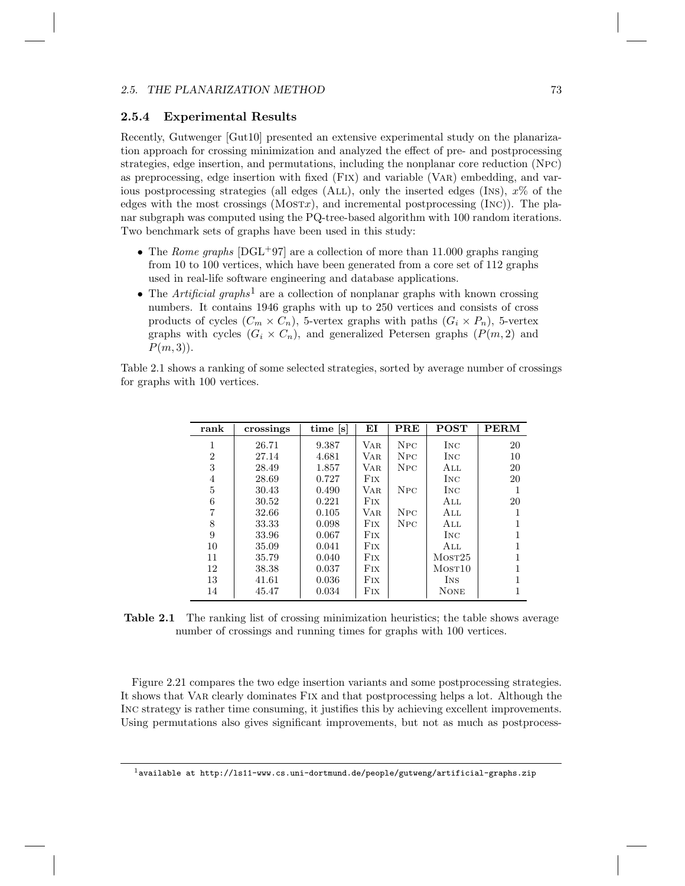### 2.5.4 Experimental Results

Recently, Gutwenger [Gut10] presented an extensive experimental study on the planarization approach for crossing minimization and analyzed the effect of pre- and postprocessing strategies, edge insertion, and permutations, including the nonplanar core reduction (Npc) as preprocessing, edge insertion with fixed (Fix) and variable (Var) embedding, and various postprocessing strategies (all edges (All), only the inserted edges (Ins), $x$% of the edges with the most crossings (Most$x$), and incremental postprocessing (Inc)). The planar subgraph was computed using the PQ-tree-based algorithm with 100 random iterations. Two benchmark sets of graphs have been used in this study:

- The *Rome graphs* [DGL+97] are a collection of more than 11.000 graphs ranging from 10 to 100 vertices, which have been generated from a core set of 112 graphs used in real-life software engineering and database applications.
- The *Artificial graphs*[1] are a collection of nonplanar graphs with known crossing numbers. It contains 1946 graphs with up to 250 vertices and consists of cross products of cycles ($C_m \times C_n$), 5-vertex graphs with paths ($G_i \times P_n$), 5-vertex graphs with cycles ($G_i \times C_n$), and generalized Petersen graphs ($P(m, 2)$ and $P(m, 3)$).

Table 2.1 shows a ranking of some selected strategies, sorted by average number of crossings for graphs with 100 vertices.

| rank | crossings | time [s] | EI | PRE | POST | PERM |
|---|---|---|---|---|---|---|
| 1 | 26.71 | 9.387 | Var | Npc | Inc | 20 |
| 2 | 27.14 | 4.681 | Var | Npc | Inc | 10 |
| 3 | 28.49 | 1.857 | Var | Npc | All | 20 |
| 4 | 28.69 | 0.727 | Fix | | Inc | 20 |
| 5 | 30.43 | 0.490 | Var | Npc | Inc | 1 |
| 6 | 30.52 | 0.221 | Fix | | All | 20 |
| 7 | 32.66 | 0.105 | Var | Npc | All | 1 |
| 8 | 33.33 | 0.098 | Fix | Npc | All | 1 |
| 9 | 33.96 | 0.067 | Fix | | Inc | 1 |
| 10 | 35.09 | 0.041 | Fix | | All | 1 |
| 11 | 35.79 | 0.040 | Fix | | Most25 | 1 |
| 12 | 38.38 | 0.037 | Fix | | Most10 | 1 |
| 13 | 41.61 | 0.036 | Fix | | Ins | 1 |
| 14 | 45.47 | 0.034 | Fix | | None | 1 |

**Table 2.1** The ranking list of crossing minimization heuristics; the table shows average number of crossings and running times for graphs with 100 vertices.

Figure 2.21 compares the two edge insertion variants and some postprocessing strategies. It shows that Var clearly dominates Fix and that postprocessing helps a lot. Although the Inc strategy is rather time consuming, it justifies this by achieving excellent improvements. Using permutations also gives significant improvements, but not as much as postprocess-

[1] available at `http://ls11-www.cs.uni-dortmund.de/people/gutweng/artificial-graphs.zip`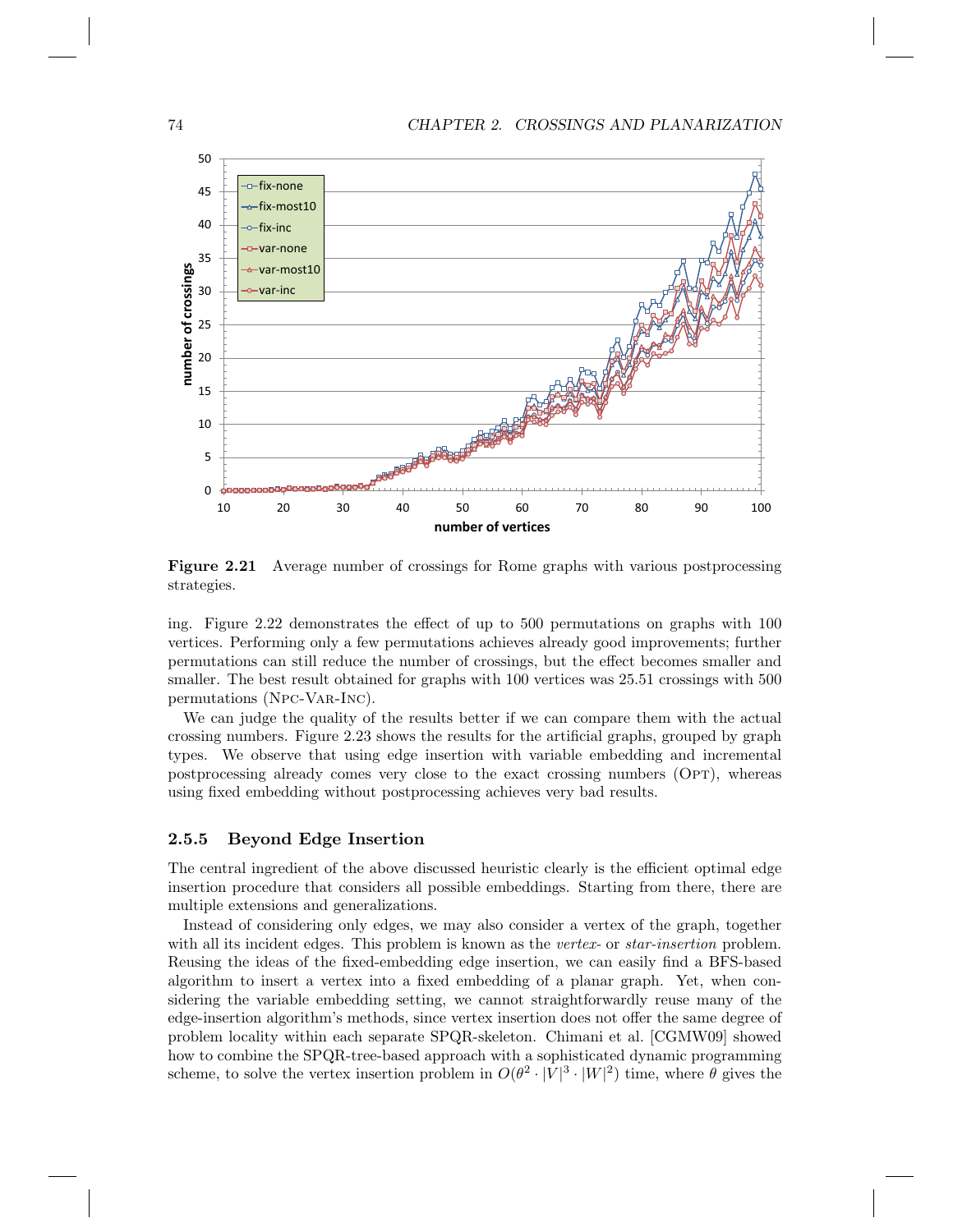Figure 2.21 Average number of crossings for Rome graphs with various postprocessing strategies.

ing. Figure 2.22 demonstrates the effect of up to 500 permutations on graphs with 100 vertices. Performing only a few permutations achieves already good improvements; further permutations can still reduce the number of crossings, but the effect becomes smaller and smaller. The best result obtained for graphs with 100 vertices was 25.51 crossings with 500 permutations (NPC-VAR-INC).

We can judge the quality of the results better if we can compare them with the actual crossing numbers. Figure 2.23 shows the results for the artificial graphs, grouped by graph types. We observe that using edge insertion with variable embedding and incremental postprocessing already comes very close to the exact crossing numbers (OPT), whereas using fixed embedding without postprocessing achieves very bad results.

### 2.5.5 Beyond Edge Insertion

The central ingredient of the above discussed heuristic clearly is the efficient optimal edge insertion procedure that considers all possible embeddings. Starting from there, there are multiple extensions and generalizations.

Instead of considering only edges, we may also consider a vertex of the graph, together with all its incident edges. This problem is known as the *vertex-* or *star-insertion* problem. Reusing the ideas of the fixed-embedding edge insertion, we can easily find a BFS-based algorithm to insert a vertex into a fixed embedding of a planar graph. Yet, when considering the variable embedding setting, we cannot straightforwardly reuse many of the edge-insertion algorithm's methods, since vertex insertion does not offer the same degree of problem locality within each separate SPQR-skeleton. Chimani et al. [CGMW09] showed how to combine the SPQR-tree-based approach with a sophisticated dynamic programming scheme, to solve the vertex insertion problem in $O(\theta^2 \cdot |V|^3 \cdot |W|^2)$ time, where $\theta$ gives the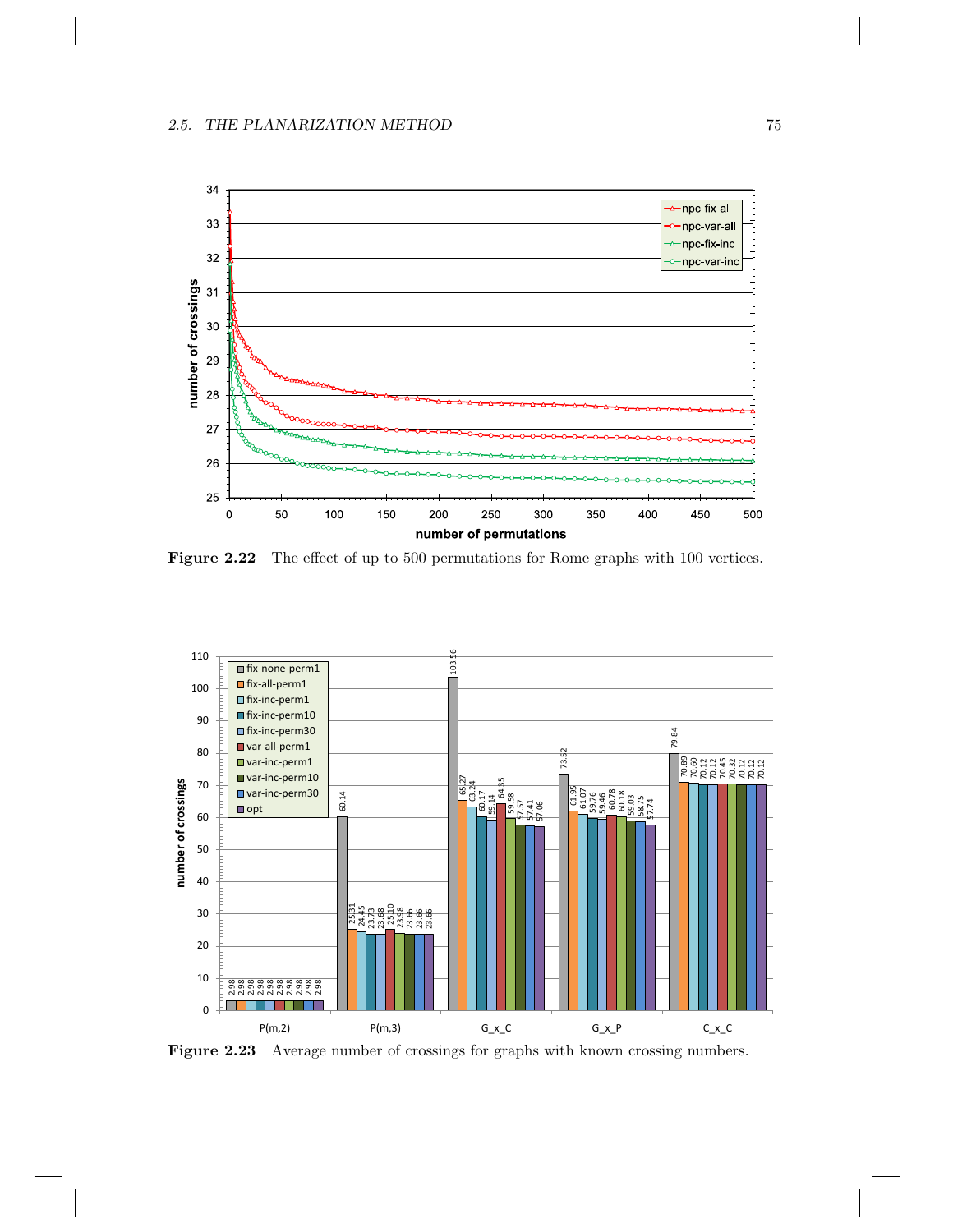**Figure 2.22** The effect of up to 500 permutations for Rome graphs with 100 vertices.

**Figure 2.23** Average number of crossings for graphs with known crossing numbers.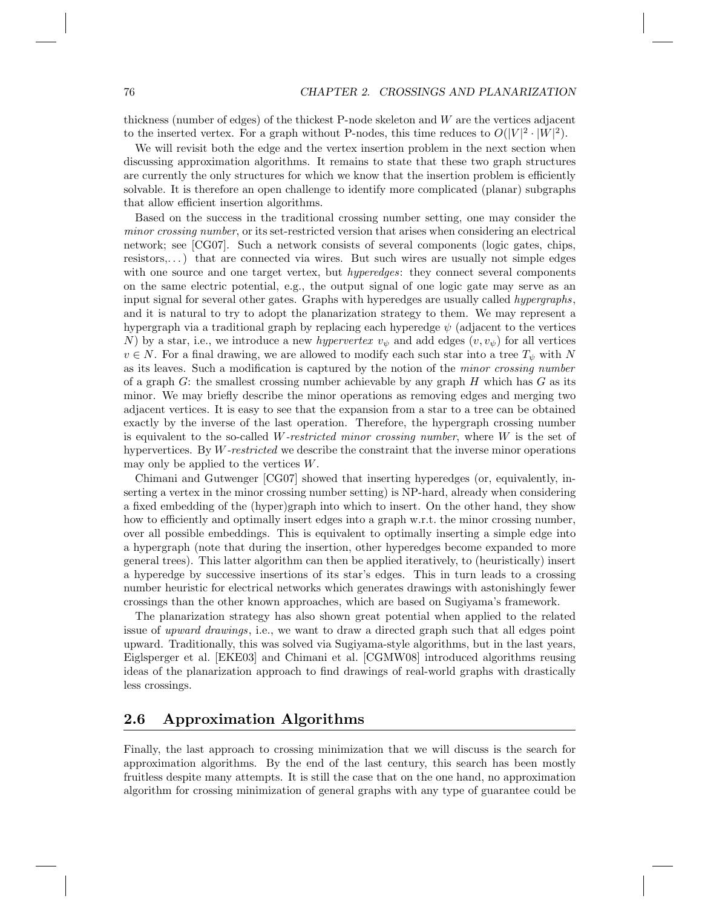thickness (number of edges) of the thickest P-node skeleton and $W$ are the vertices adjacent to the inserted vertex. For a graph without P-nodes, this time reduces to $O(|V|^2 \cdot |W|^2)$.

We will revisit both the edge and the vertex insertion problem in the next section when discussing approximation algorithms. It remains to state that these two graph structures are currently the only structures for which we know that the insertion problem is efficiently solvable. It is therefore an open challenge to identify more complicated (planar) subgraphs that allow efficient insertion algorithms.

Based on the success in the traditional crossing number setting, one may consider the *minor crossing number*, or its set-restricted version that arises when considering an electrical network; see [CG07]. Such a network consists of several components (logic gates, chips, resistors,...) that are connected via wires. But such wires are usually not simple edges with one source and one target vertex, but *hyperedges*: they connect several components on the same electric potential, e.g., the output signal of one logic gate may serve as an input signal for several other gates. Graphs with hyperedges are usually called *hypergraphs*, and it is natural to try to adopt the planarization strategy to them. We may represent a hypergraph via a traditional graph by replacing each hyperedge $\psi$ (adjacent to the vertices $N$) by a star, i.e., we introduce a new *hypervertex* $v_\psi$ and add edges $(v, v_\psi)$ for all vertices $v \in N$. For a final drawing, we are allowed to modify each such star into a tree $T_\psi$ with $N$ as its leaves. Such a modification is captured by the notion of the *minor crossing number* of a graph $G$: the smallest crossing number achievable by any graph $H$ which has $G$ as its minor. We may briefly describe the minor operations as removing edges and merging two adjacent vertices. It is easy to see that the expansion from a star to a tree can be obtained exactly by the inverse of the last operation. Therefore, the hypergraph crossing number is equivalent to the so-called *$W$-restricted minor crossing number*, where $W$ is the set of hypervertices. By *$W$-restricted* we describe the constraint that the inverse minor operations may only be applied to the vertices $W$.

Chimani and Gutwenger [CG07] showed that inserting hyperedges (or, equivalently, inserting a vertex in the minor crossing number setting) is NP-hard, already when considering a fixed embedding of the (hyper)graph into which to insert. On the other hand, they show how to efficiently and optimally insert edges into a graph w.r.t. the minor crossing number, over all possible embeddings. This is equivalent to optimally inserting a simple edge into a hypergraph (note that during the insertion, other hyperedges become expanded to more general trees). This latter algorithm can then be applied iteratively, to (heuristically) insert a hyperedge by successive insertions of its star's edges. This in turn leads to a crossing number heuristic for electrical networks which generates drawings with astonishingly fewer crossings than the other known approaches, which are based on Sugiyama's framework.

The planarization strategy has also shown great potential when applied to the related issue of *upward drawings*, i.e., we want to draw a directed graph such that all edges point upward. Traditionally, this was solved via Sugiyama-style algorithms, but in the last years, Eiglsperger et al. [EKE03] and Chimani et al. [CGMW08] introduced algorithms reusing ideas of the planarization approach to find drawings of real-world graphs with drastically less crossings.

## 2.6 Approximation Algorithms

Finally, the last approach to crossing minimization that we will discuss is the search for approximation algorithms. By the end of the last century, this search has been mostly fruitless despite many attempts. It is still the case that on the one hand, no approximation algorithm for crossing minimization of general graphs with any type of guarantee could be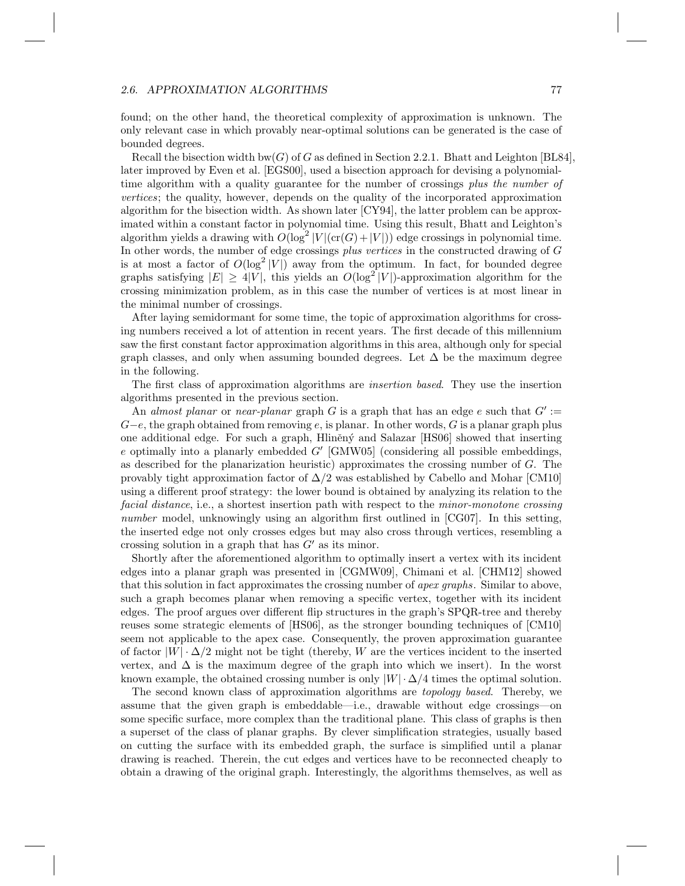found; on the other hand, the theoretical complexity of approximation is unknown. The only relevant case in which provably near-optimal solutions can be generated is the case of bounded degrees.

Recall the bisection width $\mathrm{bw}(G)$ of $G$ as defined in Section 2.2.1. Bhatt and Leighton [BL84], later improved by Even et al. [EGS00], used a bisection approach for devising a polynomial-time algorithm with a quality guarantee for the number of crossings *plus the number of vertices*; the quality, however, depends on the quality of the incorporated approximation algorithm for the bisection width. As shown later [CY94], the latter problem can be approximated within a constant factor in polynomial time. Using this result, Bhatt and Leighton's algorithm yields a drawing with $O(\log^2 |V|(\mathrm{cr}(G)+|V|))$ edge crossings in polynomial time. In other words, the number of edge crossings *plus vertices* in the constructed drawing of $G$ is at most a factor of $O(\log^2 |V|)$ away from the optimum. In fact, for bounded degree graphs satisfying $|E| \geq 4|V|$, this yields an $O(\log^2 |V|)$-approximation algorithm for the crossing minimization problem, as in this case the number of vertices is at most linear in the minimal number of crossings.

After laying semidormant for some time, the topic of approximation algorithms for crossing numbers received a lot of attention in recent years. The first decade of this millennium saw the first constant factor approximation algorithms in this area, although only for special graph classes, and only when assuming bounded degrees. Let $\Delta$ be the maximum degree in the following.

The first class of approximation algorithms are *insertion based*. They use the insertion algorithms presented in the previous section.

An *almost planar* or *near-planar* graph $G$ is a graph that has an edge $e$ such that $G' := G-e$, the graph obtained from removing $e$, is planar. In other words, $G$ is a planar graph plus one additional edge. For such a graph, Hliněný and Salazar [HS06] showed that inserting $e$ optimally into a planarly embedded $G'$ [GMW05] (considering all possible embeddings, as described for the planarization heuristic) approximates the crossing number of $G$. The provably tight approximation factor of $\Delta/2$ was established by Cabello and Mohar [CM10] using a different proof strategy: the lower bound is obtained by analyzing its relation to the *facial distance*, i.e., a shortest insertion path with respect to the *minor-monotone crossing number* model, unknowingly using an algorithm first outlined in [CG07]. In this setting, the inserted edge not only crosses edges but may also cross through vertices, resembling a crossing solution in a graph that has $G'$ as its minor.

Shortly after the aforementioned algorithm to optimally insert a vertex with its incident edges into a planar graph was presented in [CGMW09], Chimani et al. [CHM12] showed that this solution in fact approximates the crossing number of *apex graphs*. Similar to above, such a graph becomes planar when removing a specific vertex, together with its incident edges. The proof argues over different flip structures in the graph's SPQR-tree and thereby reuses some strategic elements of [HS06], as the stronger bounding techniques of [CM10] seem not applicable to the apex case. Consequently, the proven approximation guarantee of factor $|W| \cdot \Delta/2$ might not be tight (thereby, $W$ are the vertices incident to the inserted vertex, and $\Delta$ is the maximum degree of the graph into which we insert). In the worst known example, the obtained crossing number is only $|W| \cdot \Delta/4$ times the optimal solution.

The second known class of approximation algorithms are *topology based*. Thereby, we assume that the given graph is embeddable—i.e., drawable without edge crossings—on some specific surface, more complex than the traditional plane. This class of graphs is then a superset of the class of planar graphs. By clever simplification strategies, usually based on cutting the surface with its embedded graph, the surface is simplified until a planar drawing is reached. Therein, the cut edges and vertices have to be reconnected cheaply to obtain a drawing of the original graph. Interestingly, the algorithms themselves, as well as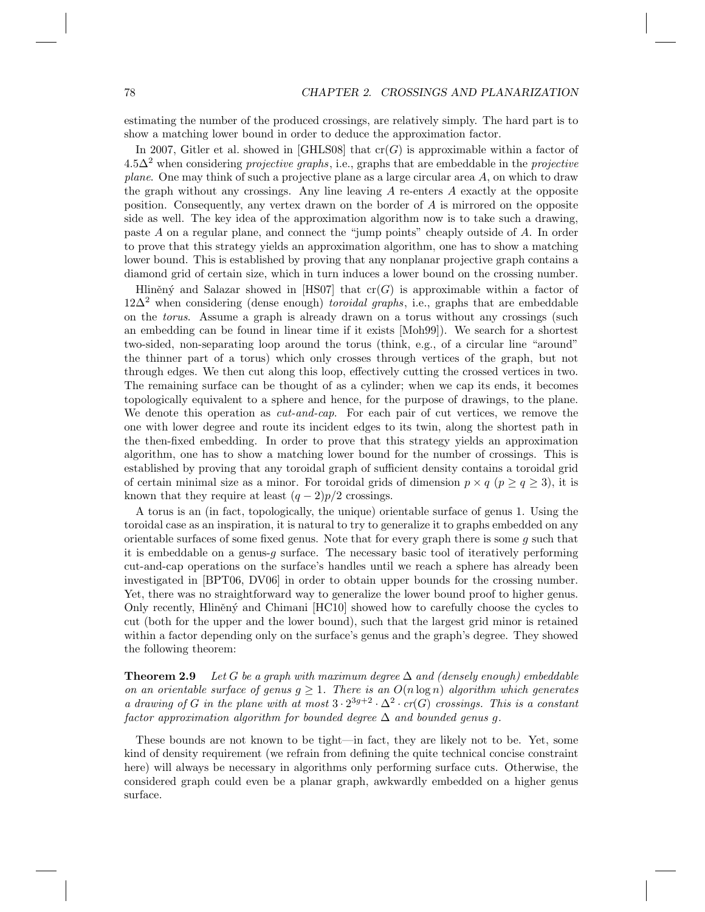estimating the number of the produced crossings, are relatively simply. The hard part is to show a matching lower bound in order to deduce the approximation factor.

In 2007, Gitler et al. showed in [GHLS08] that $\text{cr}(G)$ is approximable within a factor of $4.5\Delta^2$ when considering *projective graphs*, i.e., graphs that are embeddable in the *projective plane*. One may think of such a projective plane as a large circular area $A$, on which to draw the graph without any crossings. Any line leaving $A$ re-enters $A$ exactly at the opposite position. Consequently, any vertex drawn on the border of $A$ is mirrored on the opposite side as well. The key idea of the approximation algorithm now is to take such a drawing, paste $A$ on a regular plane, and connect the "jump points" cheaply outside of $A$. In order to prove that this strategy yields an approximation algorithm, one has to show a matching lower bound. This is established by proving that any nonplanar projective graph contains a diamond grid of certain size, which in turn induces a lower bound on the crossing number.

Hliněný and Salazar showed in [HS07] that $\text{cr}(G)$ is approximable within a factor of $12\Delta^2$ when considering (dense enough) *toroidal graphs*, i.e., graphs that are embeddable on the *torus*. Assume a graph is already drawn on a torus without any crossings (such an embedding can be found in linear time if it exists [Moh99]). We search for a shortest two-sided, non-separating loop around the torus (think, e.g., of a circular line "around" the thinner part of a torus) which only crosses through vertices of the graph, but not through edges. We then cut along this loop, effectively cutting the crossed vertices in two. The remaining surface can be thought of as a cylinder; when we cap its ends, it becomes topologically equivalent to a sphere and hence, for the purpose of drawings, to the plane. We denote this operation as *cut-and-cap*. For each pair of cut vertices, we remove the one with lower degree and route its incident edges to its twin, along the shortest path in the then-fixed embedding. In order to prove that this strategy yields an approximation algorithm, one has to show a matching lower bound for the number of crossings. This is established by proving that any toroidal graph of sufficient density contains a toroidal grid of certain minimal size as a minor. For toroidal grids of dimension $p \times q$ ($p \geq q \geq 3$), it is known that they require at least $(q-2)p/2$ crossings.

A torus is an (in fact, topologically, the unique) orientable surface of genus 1. Using the toroidal case as an inspiration, it is natural to try to generalize it to graphs embedded on any orientable surfaces of some fixed genus. Note that for every graph there is some $g$ such that it is embeddable on a genus-$g$ surface. The necessary basic tool of iteratively performing cut-and-cap operations on the surface's handles until we reach a sphere has already been investigated in [BPT06, DV06] in order to obtain upper bounds for the crossing number. Yet, there was no straightforward way to generalize the lower bound proof to higher genus. Only recently, Hliněný and Chimani [HC10] showed how to carefully choose the cycles to cut (both for the upper and the lower bound), such that the largest grid minor is retained within a factor depending only on the surface's genus and the graph's degree. They showed the following theorem:

**Theorem 2.9** *Let $G$ be a graph with maximum degree $\Delta$ and (densely enough) embeddable on an orientable surface of genus $g \geq 1$. There is an $O(n \log n)$ algorithm which generates a drawing of $G$ in the plane with at most $3 \cdot 2^{3g+2} \cdot \Delta^2 \cdot cr(G)$ crossings. This is a constant factor approximation algorithm for bounded degree $\Delta$ and bounded genus $g$.*

These bounds are not known to be tight—in fact, they are likely not to be. Yet, some kind of density requirement (we refrain from defining the quite technical concise constraint here) will always be necessary in algorithms only performing surface cuts. Otherwise, the considered graph could even be a planar graph, awkwardly embedded on a higher genus surface.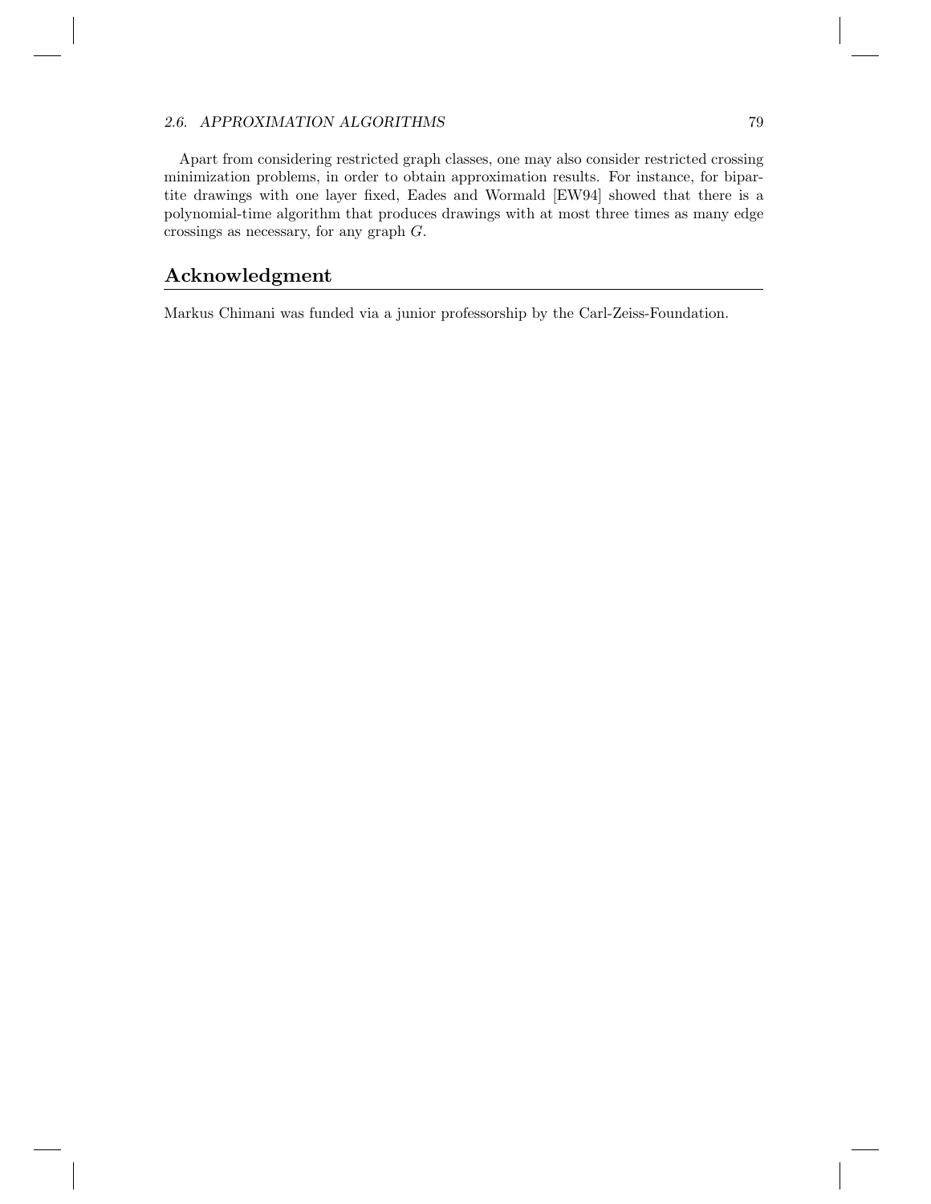Apart from considering restricted graph classes, one may also consider restricted crossing minimization problems, in order to obtain approximation results. For instance, for bipartite drawings with one layer fixed, Eades and Wormald [EW94] showed that there is a polynomial-time algorithm that produces drawings with at most three times as many edge crossings as necessary, for any graph $G$.

## Acknowledgment

Markus Chimani was funded via a junior professorship by the Carl-Zeiss-Foundation.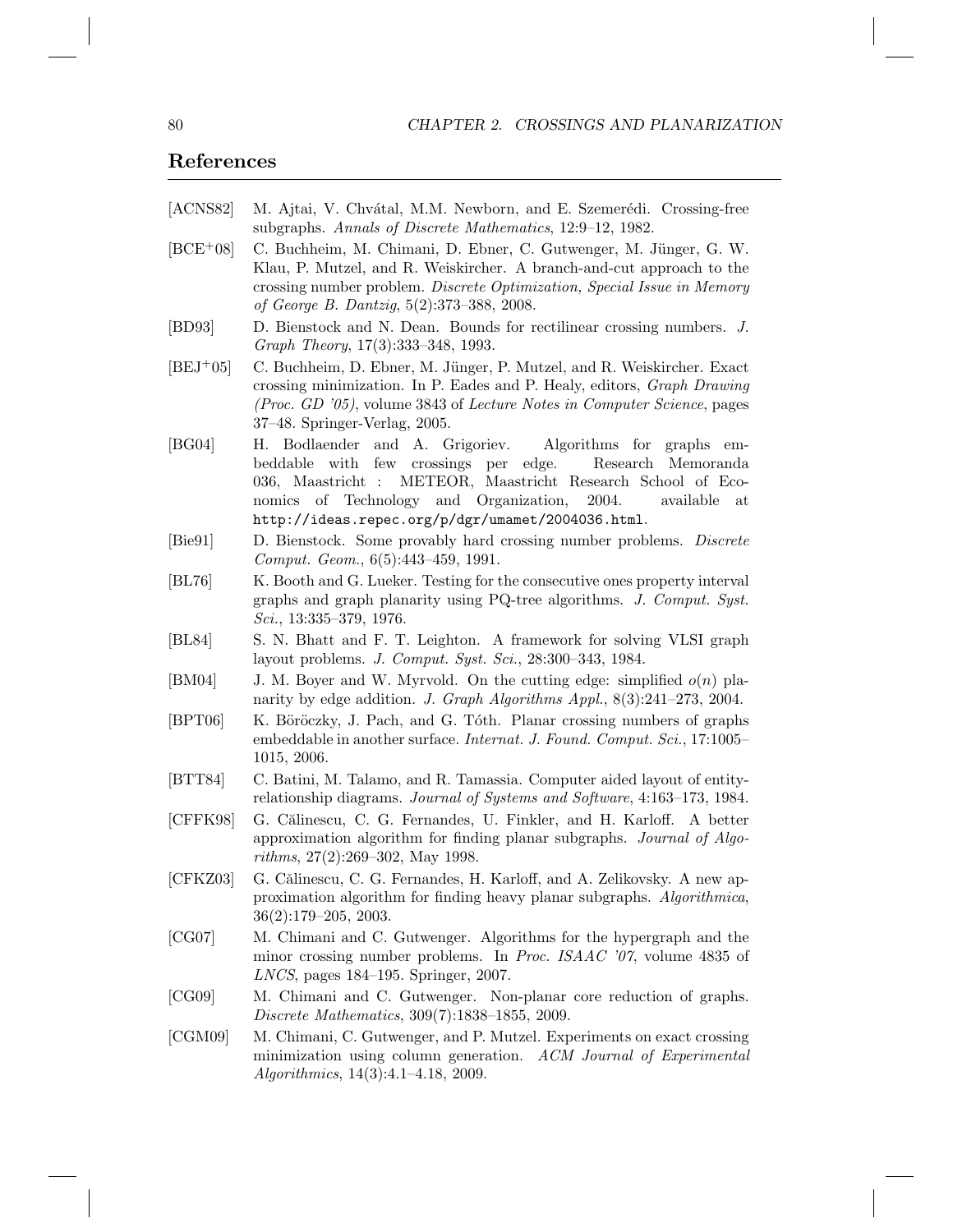## References

[ACNS82] M. Ajtai, V. Chvátal, M.M. Newborn, and E. Szemerédi. Crossing-free subgraphs. *Annals of Discrete Mathematics*, 12:9–12, 1982.

[BCE+08] C. Buchheim, M. Chimani, D. Ebner, C. Gutwenger, M. Jünger, G. W. Klau, P. Mutzel, and R. Weiskircher. A branch-and-cut approach to the crossing number problem. *Discrete Optimization, Special Issue in Memory of George B. Dantzig*, 5(2):373–388, 2008.

[BD93] D. Bienstock and N. Dean. Bounds for rectilinear crossing numbers. *J. Graph Theory*, 17(3):333–348, 1993.

[BEJ+05] C. Buchheim, D. Ebner, M. Jünger, P. Mutzel, and R. Weiskircher. Exact crossing minimization. In P. Eades and P. Healy, editors, *Graph Drawing (Proc. GD '05)*, volume 3843 of *Lecture Notes in Computer Science*, pages 37–48. Springer-Verlag, 2005.

[BG04] H. Bodlaender and A. Grigoriev. Algorithms for graphs embeddable with few crossings per edge. Research Memoranda 036, Maastricht : METEOR, Maastricht Research School of Economics of Technology and Organization, 2004. available at `http://ideas.repec.org/p/dgr/umamet/2004036.html`.

[Bie91] D. Bienstock. Some provably hard crossing number problems. *Discrete Comput. Geom.*, 6(5):443–459, 1991.

[BL76] K. Booth and G. Lueker. Testing for the consecutive ones property interval graphs and graph planarity using PQ-tree algorithms. *J. Comput. Syst. Sci.*, 13:335–379, 1976.

[BL84] S. N. Bhatt and F. T. Leighton. A framework for solving VLSI graph layout problems. *J. Comput. Syst. Sci.*, 28:300–343, 1984.

[BM04] J. M. Boyer and W. Myrvold. On the cutting edge: simplified $o(n)$ planarity by edge addition. *J. Graph Algorithms Appl.*, 8(3):241–273, 2004.

[BPT06] K. Böröczky, J. Pach, and G. Tóth. Planar crossing numbers of graphs embeddable in another surface. *Internat. J. Found. Comput. Sci.*, 17:1005–1015, 2006.

[BTT84] C. Batini, M. Talamo, and R. Tamassia. Computer aided layout of entity-relationship diagrams. *Journal of Systems and Software*, 4:163–173, 1984.

[CFFK98] G. Călinescu, C. G. Fernandes, U. Finkler, and H. Karloff. A better approximation algorithm for finding planar subgraphs. *Journal of Algorithms*, 27(2):269–302, May 1998.

[CFKZ03] G. Călinescu, C. G. Fernandes, H. Karloff, and A. Zelikovsky. A new approximation algorithm for finding heavy planar subgraphs. *Algorithmica*, 36(2):179–205, 2003.

[CG07] M. Chimani and C. Gutwenger. Algorithms for the hypergraph and the minor crossing number problems. In *Proc. ISAAC '07*, volume 4835 of *LNCS*, pages 184–195. Springer, 2007.

[CG09] M. Chimani and C. Gutwenger. Non-planar core reduction of graphs. *Discrete Mathematics*, 309(7):1838–1855, 2009.

[CGM09] M. Chimani, C. Gutwenger, and P. Mutzel. Experiments on exact crossing minimization using column generation. *ACM Journal of Experimental Algorithmics*, 14(3):4.1–4.18, 2009.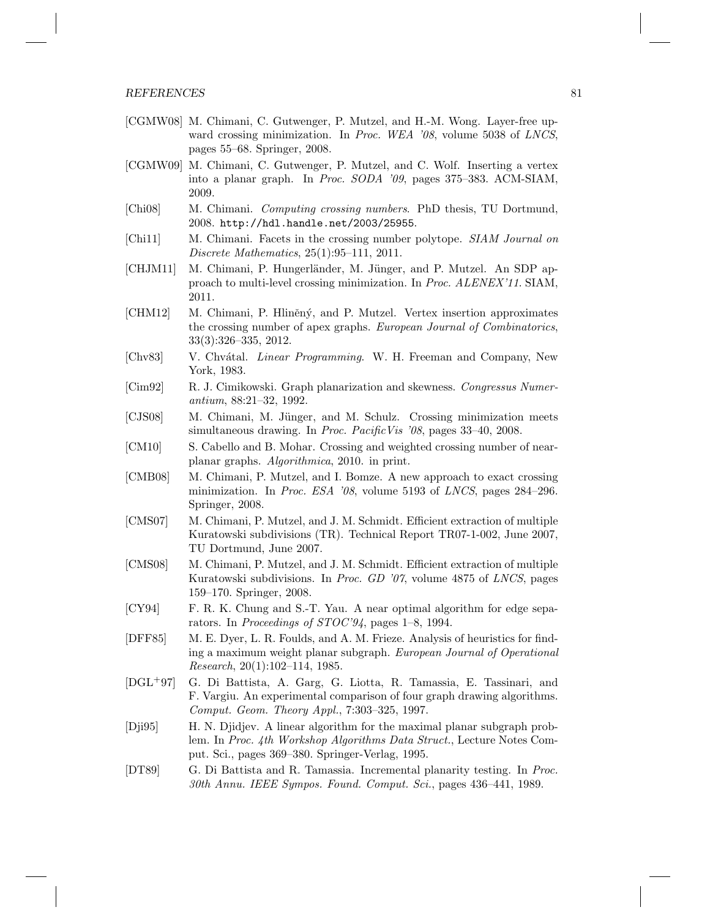[CGMW08] M. Chimani, C. Gutwenger, P. Mutzel, and H.-M. Wong. Layer-free upward crossing minimization. In *Proc. WEA '08*, volume 5038 of *LNCS*, pages 55–68. Springer, 2008.

[CGMW09] M. Chimani, C. Gutwenger, P. Mutzel, and C. Wolf. Inserting a vertex into a planar graph. In *Proc. SODA '09*, pages 375–383. ACM-SIAM, 2009.

[Chi08] M. Chimani. *Computing crossing numbers*. PhD thesis, TU Dortmund, 2008. `http://hdl.handle.net/2003/25955`.

[Chi11] M. Chimani. Facets in the crossing number polytope. *SIAM Journal on Discrete Mathematics*, 25(1):95–111, 2011.

[CHJM11] M. Chimani, P. Hungerländer, M. Jünger, and P. Mutzel. An SDP approach to multi-level crossing minimization. In *Proc. ALENEX'11*. SIAM, 2011.

[CHM12] M. Chimani, P. Hliněný, and P. Mutzel. Vertex insertion approximates the crossing number of apex graphs. *European Journal of Combinatorics*, 33(3):326–335, 2012.

[Chv83] V. Chvátal. *Linear Programming*. W. H. Freeman and Company, New York, 1983.

[Cim92] R. J. Cimikowski. Graph planarization and skewness. *Congressus Numerantium*, 88:21–32, 1992.

[CJS08] M. Chimani, M. Jünger, and M. Schulz. Crossing minimization meets simultaneous drawing. In *Proc. PacificVis '08*, pages 33–40, 2008.

[CM10] S. Cabello and B. Mohar. Crossing and weighted crossing number of near-planar graphs. *Algorithmica*, 2010. in print.

[CMB08] M. Chimani, P. Mutzel, and I. Bomze. A new approach to exact crossing minimization. In *Proc. ESA '08*, volume 5193 of *LNCS*, pages 284–296. Springer, 2008.

[CMS07] M. Chimani, P. Mutzel, and J. M. Schmidt. Efficient extraction of multiple Kuratowski subdivisions (TR). Technical Report TR07-1-002, June 2007, TU Dortmund, June 2007.

[CMS08] M. Chimani, P. Mutzel, and J. M. Schmidt. Efficient extraction of multiple Kuratowski subdivisions. In *Proc. GD '07*, volume 4875 of *LNCS*, pages 159–170. Springer, 2008.

[CY94] F. R. K. Chung and S.-T. Yau. A near optimal algorithm for edge separators. In *Proceedings of STOC'94*, pages 1–8, 1994.

[DFF85] M. E. Dyer, L. R. Foulds, and A. M. Frieze. Analysis of heuristics for finding a maximum weight planar subgraph. *European Journal of Operational Research*, 20(1):102–114, 1985.

[DGL+97] G. Di Battista, A. Garg, G. Liotta, R. Tamassia, E. Tassinari, and F. Vargiu. An experimental comparison of four graph drawing algorithms. *Comput. Geom. Theory Appl.*, 7:303–325, 1997.

[Dji95] H. N. Djidjev. A linear algorithm for the maximal planar subgraph problem. In *Proc. 4th Workshop Algorithms Data Struct.*, Lecture Notes Comput. Sci., pages 369–380. Springer-Verlag, 1995.

[DT89] G. Di Battista and R. Tamassia. Incremental planarity testing. In *Proc. 30th Annu. IEEE Sympos. Found. Comput. Sci.*, pages 436–441, 1989.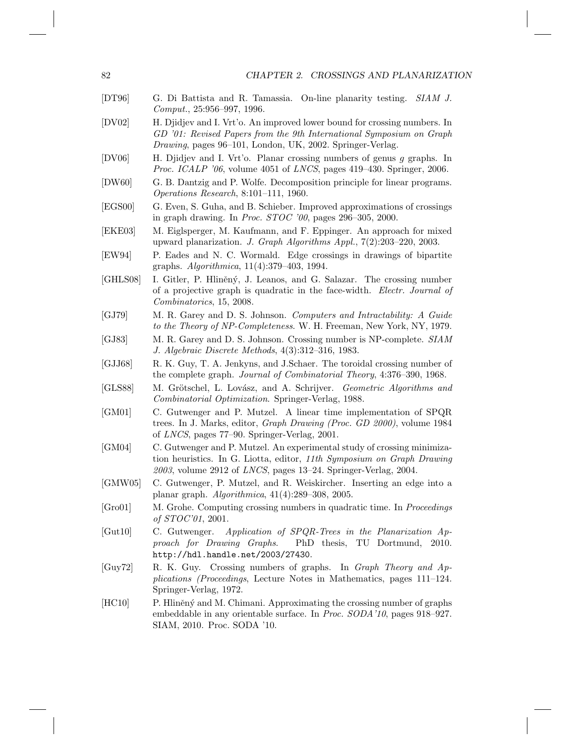[DT96] G. Di Battista and R. Tamassia. On-line planarity testing. *SIAM J. Comput.*, 25:956–997, 1996.

[DV02] H. Djidjev and I. Vrt'o. An improved lower bound for crossing numbers. In *GD '01: Revised Papers from the 9th International Symposium on Graph Drawing*, pages 96–101, London, UK, 2002. Springer-Verlag.

[DV06] H. Djidjev and I. Vrt'o. Planar crossing numbers of genus $g$ graphs. In *Proc. ICALP '06*, volume 4051 of *LNCS*, pages 419–430. Springer, 2006.

[DW60] G. B. Dantzig and P. Wolfe. Decomposition principle for linear programs. *Operations Research*, 8:101–111, 1960.

[EGS00] G. Even, S. Guha, and B. Schieber. Improved approximations of crossings in graph drawing. In *Proc. STOC '00*, pages 296–305, 2000.

[EKE03] M. Eiglsperger, M. Kaufmann, and F. Eppinger. An approach for mixed upward planarization. *J. Graph Algorithms Appl.*, 7(2):203–220, 2003.

[EW94] P. Eades and N. C. Wormald. Edge crossings in drawings of bipartite graphs. *Algorithmica*, 11(4):379–403, 1994.

[GHLS08] I. Gitler, P. Hliněný, J. Leanos, and G. Salazar. The crossing number of a projective graph is quadratic in the face-width. *Electr. Journal of Combinatorics*, 15, 2008.

[GJ79] M. R. Garey and D. S. Johnson. *Computers and Intractability: A Guide to the Theory of NP-Completeness*. W. H. Freeman, New York, NY, 1979.

[GJ83] M. R. Garey and D. S. Johnson. Crossing number is NP-complete. *SIAM J. Algebraic Discrete Methods*, 4(3):312–316, 1983.

[GJJ68] R. K. Guy, T. A. Jenkyns, and J.Schaer. The toroidal crossing number of the complete graph. *Journal of Combinatorial Theory*, 4:376–390, 1968.

[GLS88] M. Grötschel, L. Lovász, and A. Schrijver. *Geometric Algorithms and Combinatorial Optimization*. Springer-Verlag, 1988.

[GM01] C. Gutwenger and P. Mutzel. A linear time implementation of SPQR trees. In J. Marks, editor, *Graph Drawing (Proc. GD 2000)*, volume 1984 of *LNCS*, pages 77–90. Springer-Verlag, 2001.

[GM04] C. Gutwenger and P. Mutzel. An experimental study of crossing minimization heuristics. In G. Liotta, editor, *11th Symposium on Graph Drawing 2003*, volume 2912 of *LNCS*, pages 13–24. Springer-Verlag, 2004.

[GMW05] C. Gutwenger, P. Mutzel, and R. Weiskircher. Inserting an edge into a planar graph. *Algorithmica*, 41(4):289–308, 2005.

[Gro01] M. Grohe. Computing crossing numbers in quadratic time. In *Proceedings of STOC'01*, 2001.

[Gut10] C. Gutwenger. *Application of SPQR-Trees in the Planarization Approach for Drawing Graphs*. PhD thesis, TU Dortmund, 2010. `http://hdl.handle.net/2003/27430`.

[Guy72] R. K. Guy. Crossing numbers of graphs. In *Graph Theory and Applications (Proceedings*, Lecture Notes in Mathematics, pages 111–124. Springer-Verlag, 1972.

[HC10] P. Hliněný and M. Chimani. Approximating the crossing number of graphs embeddable in any orientable surface. In *Proc. SODA'10*, pages 918–927. SIAM, 2010. Proc. SODA '10.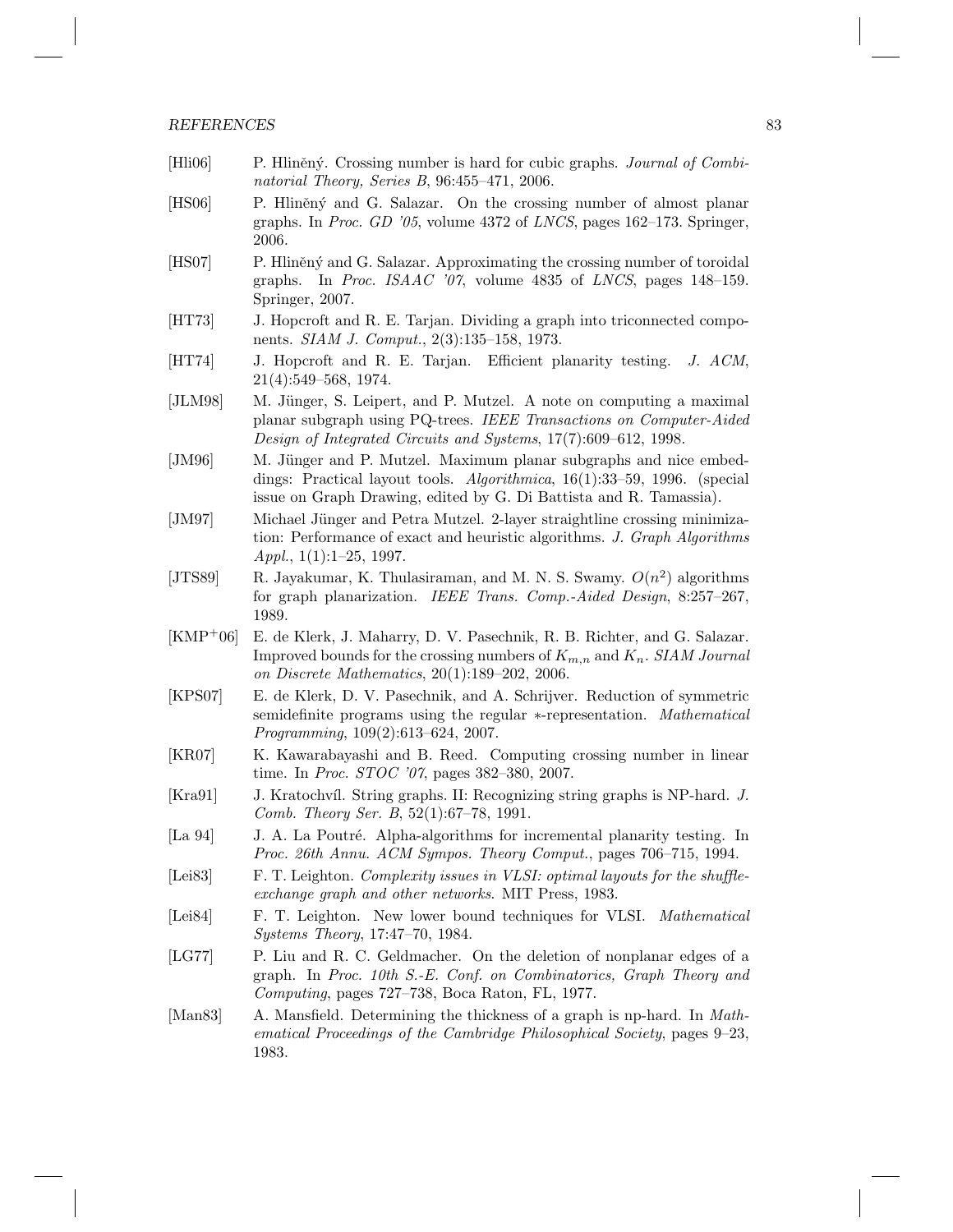[Hli06] P. Hliněný. Crossing number is hard for cubic graphs. *Journal of Combinatorial Theory, Series B*, 96:455–471, 2006.

[HS06] P. Hliněný and G. Salazar. On the crossing number of almost planar graphs. In *Proc. GD '05*, volume 4372 of *LNCS*, pages 162–173. Springer, 2006.

[HS07] P. Hliněný and G. Salazar. Approximating the crossing number of toroidal graphs. In *Proc. ISAAC '07*, volume 4835 of *LNCS*, pages 148–159. Springer, 2007.

[HT73] J. Hopcroft and R. E. Tarjan. Dividing a graph into triconnected components. *SIAM J. Comput.*, 2(3):135–158, 1973.

[HT74] J. Hopcroft and R. E. Tarjan. Efficient planarity testing. *J. ACM*, 21(4):549–568, 1974.

[JLM98] M. Jünger, S. Leipert, and P. Mutzel. A note on computing a maximal planar subgraph using PQ-trees. *IEEE Transactions on Computer-Aided Design of Integrated Circuits and Systems*, 17(7):609–612, 1998.

[JM96] M. Jünger and P. Mutzel. Maximum planar subgraphs and nice embeddings: Practical layout tools. *Algorithmica*, 16(1):33–59, 1996. (special issue on Graph Drawing, edited by G. Di Battista and R. Tamassia).

[JM97] Michael Jünger and Petra Mutzel. 2-layer straightline crossing minimization: Performance of exact and heuristic algorithms. *J. Graph Algorithms Appl.*, 1(1):1–25, 1997.

[JTS89] R. Jayakumar, K. Thulasiraman, and M. N. S. Swamy. $O(n^2)$ algorithms for graph planarization. *IEEE Trans. Comp.-Aided Design*, 8:257–267, 1989.

[KMP+06] E. de Klerk, J. Maharry, D. V. Pasechnik, R. B. Richter, and G. Salazar. Improved bounds for the crossing numbers of $K_{m,n}$ and $K_n$. *SIAM Journal on Discrete Mathematics*, 20(1):189–202, 2006.

[KPS07] E. de Klerk, D. V. Pasechnik, and A. Schrijver. Reduction of symmetric semidefinite programs using the regular $*$-representation. *Mathematical Programming*, 109(2):613–624, 2007.

[KR07] K. Kawarabayashi and B. Reed. Computing crossing number in linear time. In *Proc. STOC '07*, pages 382–380, 2007.

[Kra91] J. Kratochvíl. String graphs. II: Recognizing string graphs is NP-hard. *J. Comb. Theory Ser. B*, 52(1):67–78, 1991.

[La 94] J. A. La Poutré. Alpha-algorithms for incremental planarity testing. In *Proc. 26th Annu. ACM Sympos. Theory Comput.*, pages 706–715, 1994.

[Lei83] F. T. Leighton. *Complexity issues in VLSI: optimal layouts for the shuffle-exchange graph and other networks*. MIT Press, 1983.

[Lei84] F. T. Leighton. New lower bound techniques for VLSI. *Mathematical Systems Theory*, 17:47–70, 1984.

[LG77] P. Liu and R. C. Geldmacher. On the deletion of nonplanar edges of a graph. In *Proc. 10th S.-E. Conf. on Combinatorics, Graph Theory and Computing*, pages 727–738, Boca Raton, FL, 1977.

[Man83] A. Mansfield. Determining the thickness of a graph is np-hard. In *Mathematical Proceedings of the Cambridge Philosophical Society*, pages 9–23, 1983.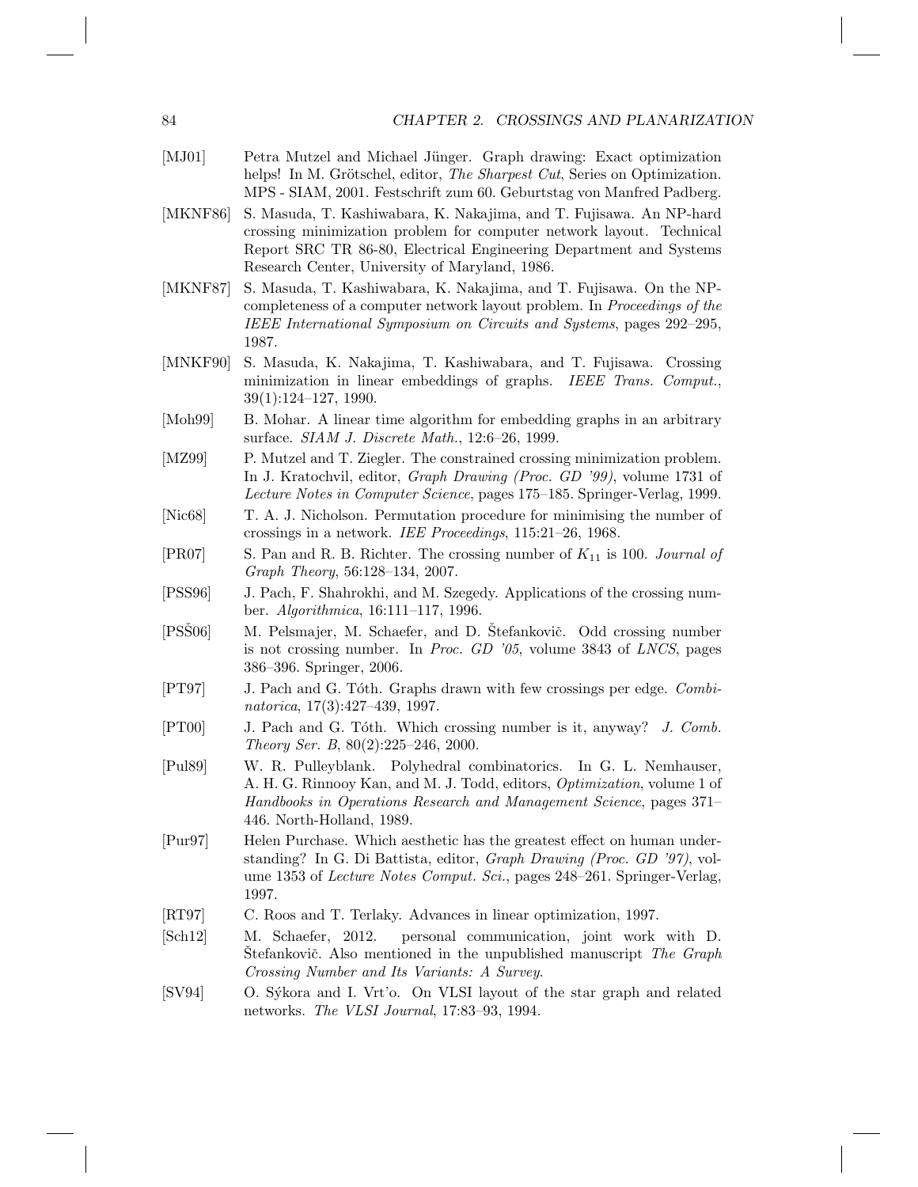[MJ01] Petra Mutzel and Michael Jünger. Graph drawing: Exact optimization helps! In M. Grötschel, editor, *The Sharpest Cut*, Series on Optimization. MPS - SIAM, 2001. Festschrift zum 60. Geburtstag von Manfred Padberg.

[MKNF86] S. Masuda, T. Kashiwabara, K. Nakajima, and T. Fujisawa. An NP-hard crossing minimization problem for computer network layout. Technical Report SRC TR 86-80, Electrical Engineering Department and Systems Research Center, University of Maryland, 1986.

[MKNF87] S. Masuda, T. Kashiwabara, K. Nakajima, and T. Fujisawa. On the NP-completeness of a computer network layout problem. In *Proceedings of the IEEE International Symposium on Circuits and Systems*, pages 292–295, 1987.

[MNKF90] S. Masuda, K. Nakajima, T. Kashiwabara, and T. Fujisawa. Crossing minimization in linear embeddings of graphs. *IEEE Trans. Comput.*, 39(1):124–127, 1990.

[Moh99] B. Mohar. A linear time algorithm for embedding graphs in an arbitrary surface. *SIAM J. Discrete Math.*, 12:6–26, 1999.

[MZ99] P. Mutzel and T. Ziegler. The constrained crossing minimization problem. In J. Kratochvil, editor, *Graph Drawing (Proc. GD '99)*, volume 1731 of *Lecture Notes in Computer Science*, pages 175–185. Springer-Verlag, 1999.

[Nic68] T. A. J. Nicholson. Permutation procedure for minimising the number of crossings in a network. *IEE Proceedings*, 115:21–26, 1968.

[PR07] S. Pan and R. B. Richter. The crossing number of $K_{11}$ is 100. *Journal of Graph Theory*, 56:128–134, 2007.

[PSS96] J. Pach, F. Shahrokhi, and M. Szegedy. Applications of the crossing number. *Algorithmica*, 16:111–117, 1996.

[PSŠ06] M. Pelsmajer, M. Schaefer, and D. Štefankovič. Odd crossing number is not crossing number. In *Proc. GD '05*, volume 3843 of *LNCS*, pages 386–396. Springer, 2006.

[PT97] J. Pach and G. Tóth. Graphs drawn with few crossings per edge. *Combinatorica*, 17(3):427–439, 1997.

[PT00] J. Pach and G. Tóth. Which crossing number is it, anyway? *J. Comb. Theory Ser. B*, 80(2):225–246, 2000.

[Pul89] W. R. Pulleyblank. Polyhedral combinatorics. In G. L. Nemhauser, A. H. G. Rinnooy Kan, and M. J. Todd, editors, *Optimization*, volume 1 of *Handbooks in Operations Research and Management Science*, pages 371–446. North-Holland, 1989.

[Pur97] Helen Purchase. Which aesthetic has the greatest effect on human understanding? In G. Di Battista, editor, *Graph Drawing (Proc. GD '97)*, volume 1353 of *Lecture Notes Comput. Sci.*, pages 248–261. Springer-Verlag, 1997.

[RT97] C. Roos and T. Terlaky. Advances in linear optimization, 1997.

[Sch12] M. Schaefer, 2012. personal communication, joint work with D. Štefankovič. Also mentioned in the unpublished manuscript *The Graph Crossing Number and Its Variants: A Survey*.

[SV94] O. Sýkora and I. Vrt'o. On VLSI layout of the star graph and related networks. *The VLSI Journal*, 17:83–93, 1994.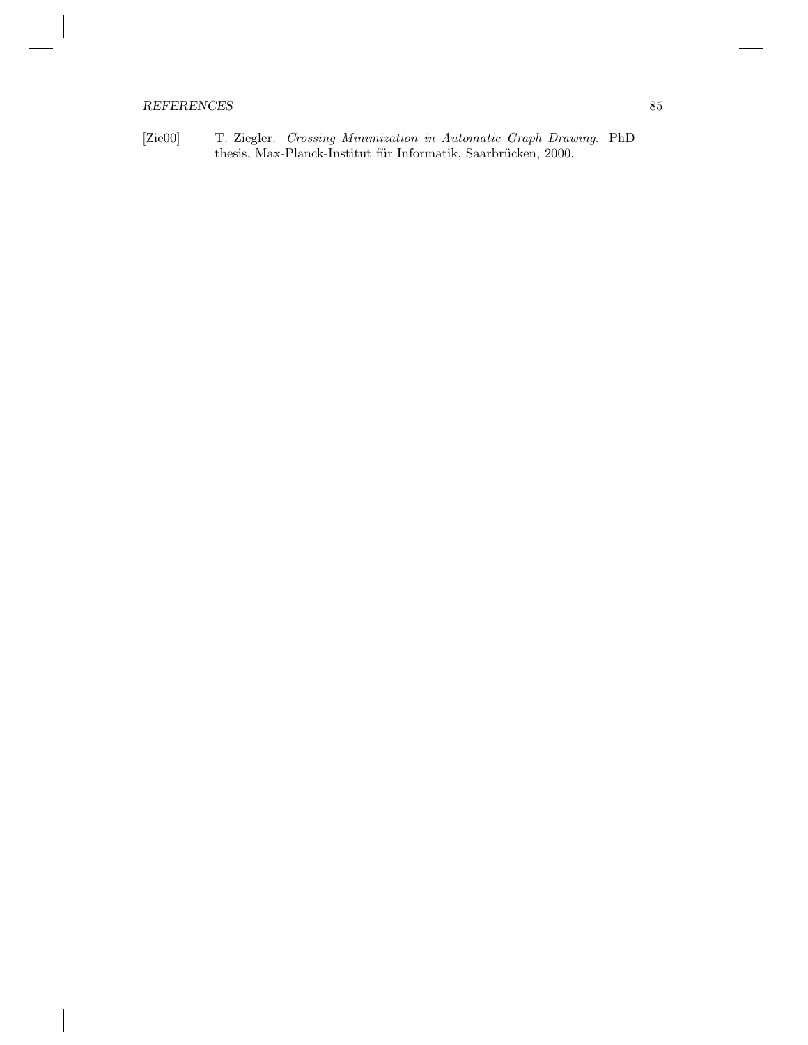[Zie00] T. Ziegler. *Crossing Minimization in Automatic Graph Drawing*. PhD thesis, Max-Planck-Institut für Informatik, Saarbrücken, 2000.